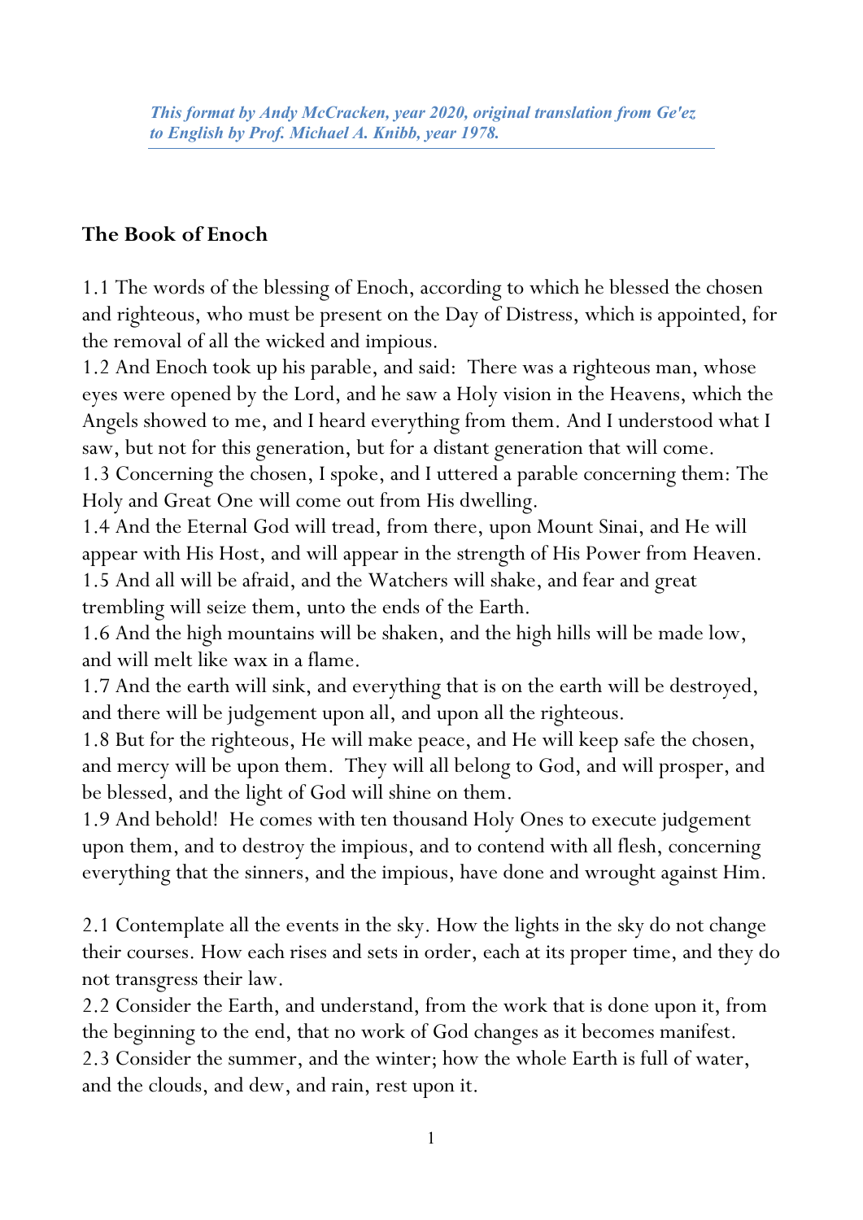*This format by Andy McCracken, year 2020, original translation from Ge'ez to English by Prof. Michael A. Knibb, year 1978.*

---

## The Book of Enoch

1.1 The words of the blessing of Enoch, according to which he blessed the chosen and righteous, who must be present on the Day of Distress, which is appointed, for the removal of all the wicked and impious.
1.2 And Enoch took up his parable, and said: There was a righteous man, whose eyes were opened by the Lord, and he saw a Holy vision in the Heavens, which the Angels showed to me, and I heard everything from them. And I understood what I saw, but not for this generation, but for a distant generation that will come.
1.3 Concerning the chosen, I spoke, and I uttered a parable concerning them: The Holy and Great One will come out from His dwelling.
1.4 And the Eternal God will tread, from there, upon Mount Sinai, and He will appear with His Host, and will appear in the strength of His Power from Heaven.
1.5 And all will be afraid, and the Watchers will shake, and fear and great trembling will seize them, unto the ends of the Earth.
1.6 And the high mountains will be shaken, and the high hills will be made low, and will melt like wax in a flame.
1.7 And the earth will sink, and everything that is on the earth will be destroyed, and there will be judgement upon all, and upon all the righteous.
1.8 But for the righteous, He will make peace, and He will keep safe the chosen, and mercy will be upon them. They will all belong to God, and will prosper, and be blessed, and the light of God will shine on them.
1.9 And behold! He comes with ten thousand Holy Ones to execute judgement upon them, and to destroy the impious, and to contend with all flesh, concerning everything that the sinners, and the impious, have done and wrought against Him.

2.1 Contemplate all the events in the sky. How the lights in the sky do not change their courses. How each rises and sets in order, each at its proper time, and they do not transgress their law.
2.2 Consider the Earth, and understand, from the work that is done upon it, from the beginning to the end, that no work of God changes as it becomes manifest.
2.3 Consider the summer, and the winter; how the whole Earth is full of water, and the clouds, and dew, and rain, rest upon it.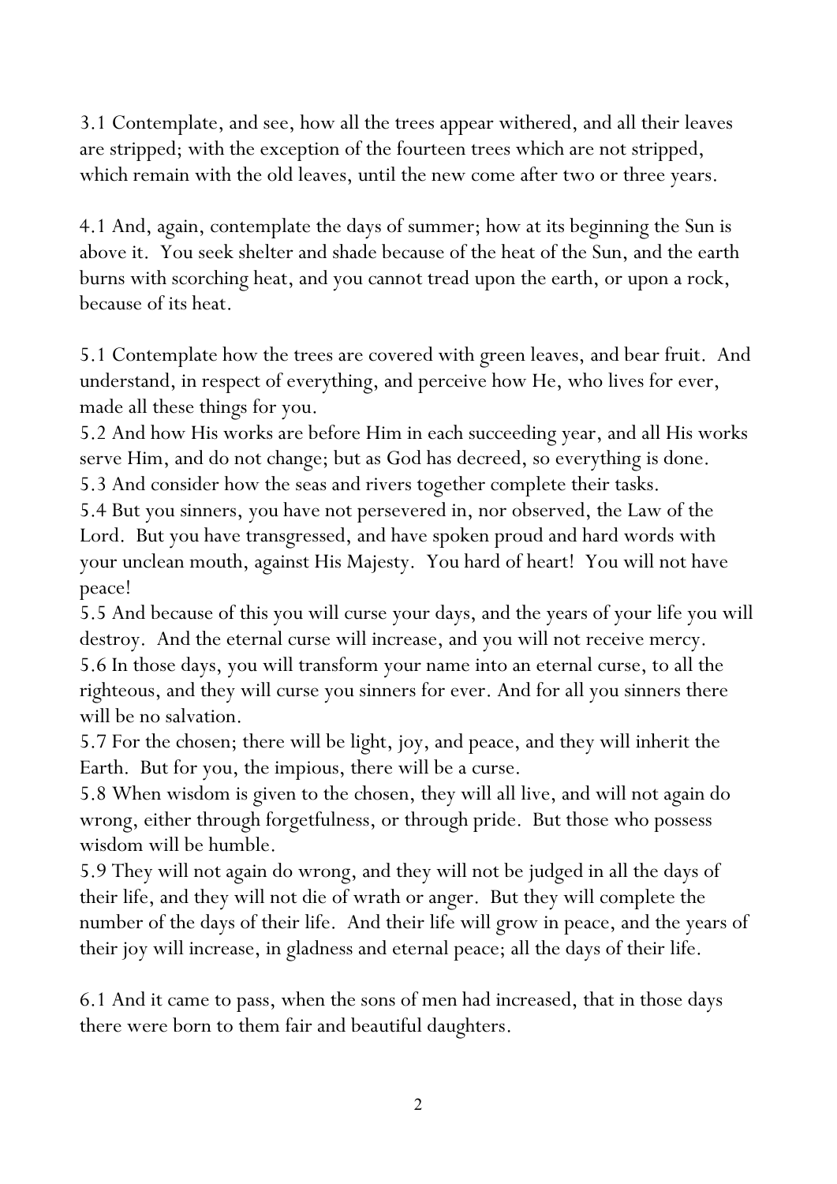3.1 Contemplate, and see, how all the trees appear withered, and all their leaves are stripped; with the exception of the fourteen trees which are not stripped, which remain with the old leaves, until the new come after two or three years.

4.1 And, again, contemplate the days of summer; how at its beginning the Sun is above it. You seek shelter and shade because of the heat of the Sun, and the earth burns with scorching heat, and you cannot tread upon the earth, or upon a rock, because of its heat.

5.1 Contemplate how the trees are covered with green leaves, and bear fruit. And understand, in respect of everything, and perceive how He, who lives for ever, made all these things for you.
5.2 And how His works are before Him in each succeeding year, and all His works serve Him, and do not change; but as God has decreed, so everything is done.
5.3 And consider how the seas and rivers together complete their tasks.
5.4 But you sinners, you have not persevered in, nor observed, the Law of the Lord. But you have transgressed, and have spoken proud and hard words with your unclean mouth, against His Majesty. You hard of heart! You will not have peace!
5.5 And because of this you will curse your days, and the years of your life you will destroy. And the eternal curse will increase, and you will not receive mercy.
5.6 In those days, you will transform your name into an eternal curse, to all the righteous, and they will curse you sinners for ever. And for all you sinners there will be no salvation.
5.7 For the chosen; there will be light, joy, and peace, and they will inherit the Earth. But for you, the impious, there will be a curse.
5.8 When wisdom is given to the chosen, they will all live, and will not again do wrong, either through forgetfulness, or through pride. But those who possess wisdom will be humble.
5.9 They will not again do wrong, and they will not be judged in all the days of their life, and they will not die of wrath or anger. But they will complete the number of the days of their life. And their life will grow in peace, and the years of their joy will increase, in gladness and eternal peace; all the days of their life.

6.1 And it came to pass, when the sons of men had increased, that in those days there were born to them fair and beautiful daughters.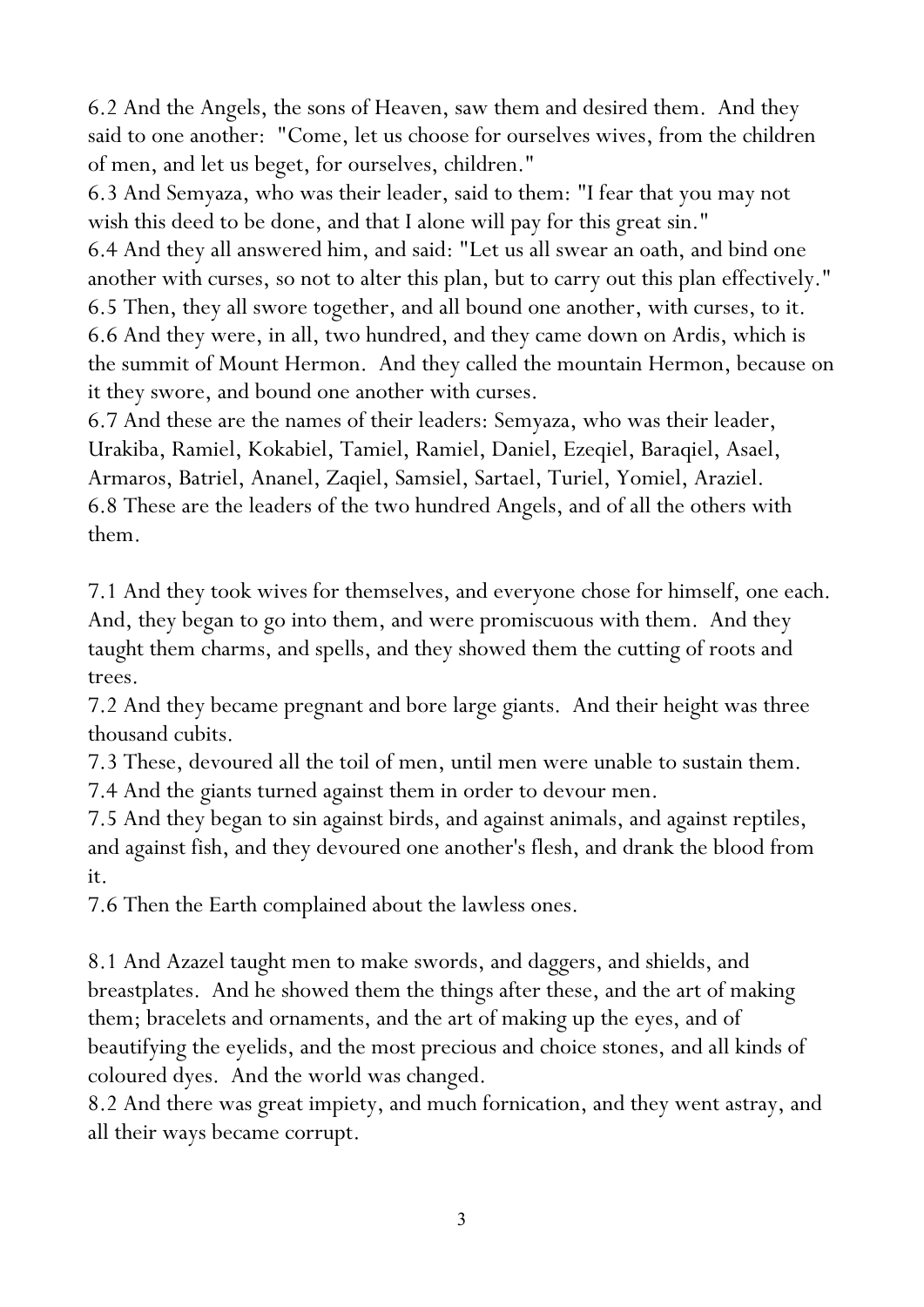6.2 And the Angels, the sons of Heaven, saw them and desired them. And they said to one another: "Come, let us choose for ourselves wives, from the children of men, and let us beget, for ourselves, children."

6.3 And Semyaza, who was their leader, said to them: "I fear that you may not wish this deed to be done, and that I alone will pay for this great sin."

6.4 And they all answered him, and said: "Let us all swear an oath, and bind one another with curses, so not to alter this plan, but to carry out this plan effectively."

6.5 Then, they all swore together, and all bound one another, with curses, to it.

6.6 And they were, in all, two hundred, and they came down on Ardis, which is the summit of Mount Hermon. And they called the mountain Hermon, because on it they swore, and bound one another with curses.

6.7 And these are the names of their leaders: Semyaza, who was their leader, Urakiba, Ramiel, Kokabiel, Tamiel, Ramiel, Daniel, Ezeqiel, Baraqiel, Asael, Armaros, Batriel, Ananel, Zaqiel, Samsiel, Sartael, Turiel, Yomiel, Araziel.

6.8 These are the leaders of the two hundred Angels, and of all the others with them.

7.1 And they took wives for themselves, and everyone chose for himself, one each. And, they began to go into them, and were promiscuous with them. And they taught them charms, and spells, and they showed them the cutting of roots and trees.

7.2 And they became pregnant and bore large giants. And their height was three thousand cubits.

7.3 These, devoured all the toil of men, until men were unable to sustain them.

7.4 And the giants turned against them in order to devour men.

7.5 And they began to sin against birds, and against animals, and against reptiles, and against fish, and they devoured one another's flesh, and drank the blood from it.

7.6 Then the Earth complained about the lawless ones.

8.1 And Azazel taught men to make swords, and daggers, and shields, and breastplates. And he showed them the things after these, and the art of making them; bracelets and ornaments, and the art of making up the eyes, and of beautifying the eyelids, and the most precious and choice stones, and all kinds of coloured dyes. And the world was changed.

8.2 And there was great impiety, and much fornication, and they went astray, and all their ways became corrupt.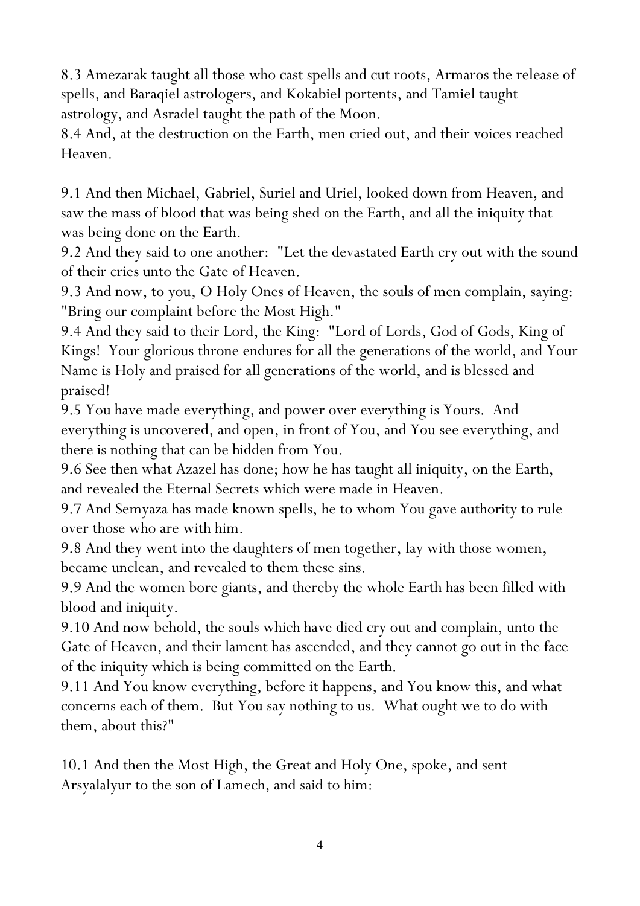8.3 Amezarak taught all those who cast spells and cut roots, Armaros the release of spells, and Baraqiel astrologers, and Kokabiel portents, and Tamiel taught astrology, and Asradel taught the path of the Moon.
8.4 And, at the destruction on the Earth, men cried out, and their voices reached Heaven.

9.1 And then Michael, Gabriel, Suriel and Uriel, looked down from Heaven, and saw the mass of blood that was being shed on the Earth, and all the iniquity that was being done on the Earth.
9.2 And they said to one another: "Let the devastated Earth cry out with the sound of their cries unto the Gate of Heaven.
9.3 And now, to you, O Holy Ones of Heaven, the souls of men complain, saying: "Bring our complaint before the Most High."
9.4 And they said to their Lord, the King: "Lord of Lords, God of Gods, King of Kings! Your glorious throne endures for all the generations of the world, and Your Name is Holy and praised for all generations of the world, and is blessed and praised!
9.5 You have made everything, and power over everything is Yours. And everything is uncovered, and open, in front of You, and You see everything, and there is nothing that can be hidden from You.
9.6 See then what Azazel has done; how he has taught all iniquity, on the Earth, and revealed the Eternal Secrets which were made in Heaven.
9.7 And Semyaza has made known spells, he to whom You gave authority to rule over those who are with him.
9.8 And they went into the daughters of men together, lay with those women, became unclean, and revealed to them these sins.
9.9 And the women bore giants, and thereby the whole Earth has been filled with blood and iniquity.
9.10 And now behold, the souls which have died cry out and complain, unto the Gate of Heaven, and their lament has ascended, and they cannot go out in the face of the iniquity which is being committed on the Earth.
9.11 And You know everything, before it happens, and You know this, and what concerns each of them. But You say nothing to us. What ought we to do with them, about this?"

10.1 And then the Most High, the Great and Holy One, spoke, and sent Arsyalalyur to the son of Lamech, and said to him: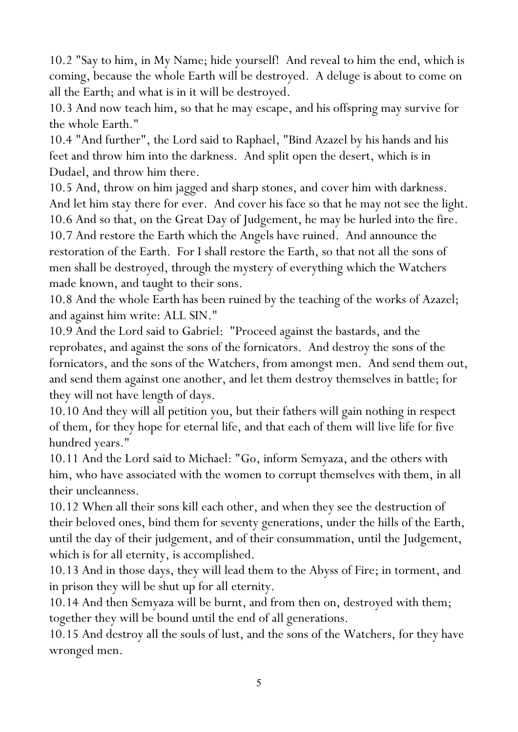10.2 "Say to him, in My Name; hide yourself! And reveal to him the end, which is coming, because the whole Earth will be destroyed. A deluge is about to come on all the Earth; and what is in it will be destroyed.

10.3 And now teach him, so that he may escape, and his offspring may survive for the whole Earth."

10.4 "And further", the Lord said to Raphael, "Bind Azazel by his hands and his feet and throw him into the darkness. And split open the desert, which is in Dudael, and throw him there.

10.5 And, throw on him jagged and sharp stones, and cover him with darkness. And let him stay there for ever. And cover his face so that he may not see the light.

10.6 And so that, on the Great Day of Judgement, he may be hurled into the fire.

10.7 And restore the Earth which the Angels have ruined. And announce the restoration of the Earth. For I shall restore the Earth, so that not all the sons of men shall be destroyed, through the mystery of everything which the Watchers made known, and taught to their sons.

10.8 And the whole Earth has been ruined by the teaching of the works of Azazel; and against him write: ALL SIN."

10.9 And the Lord said to Gabriel: "Proceed against the bastards, and the reprobates, and against the sons of the fornicators. And destroy the sons of the fornicators, and the sons of the Watchers, from amongst men. And send them out, and send them against one another, and let them destroy themselves in battle; for they will not have length of days.

10.10 And they will all petition you, but their fathers will gain nothing in respect of them, for they hope for eternal life, and that each of them will live life for five hundred years."

10.11 And the Lord said to Michael: "Go, inform Semyaza, and the others with him, who have associated with the women to corrupt themselves with them, in all their uncleanness.

10.12 When all their sons kill each other, and when they see the destruction of their beloved ones, bind them for seventy generations, under the hills of the Earth, until the day of their judgement, and of their consummation, until the Judgement, which is for all eternity, is accomplished.

10.13 And in those days, they will lead them to the Abyss of Fire; in torment, and in prison they will be shut up for all eternity.

10.14 And then Semyaza will be burnt, and from then on, destroyed with them; together they will be bound until the end of all generations.

10.15 And destroy all the souls of lust, and the sons of the Watchers, for they have wronged men.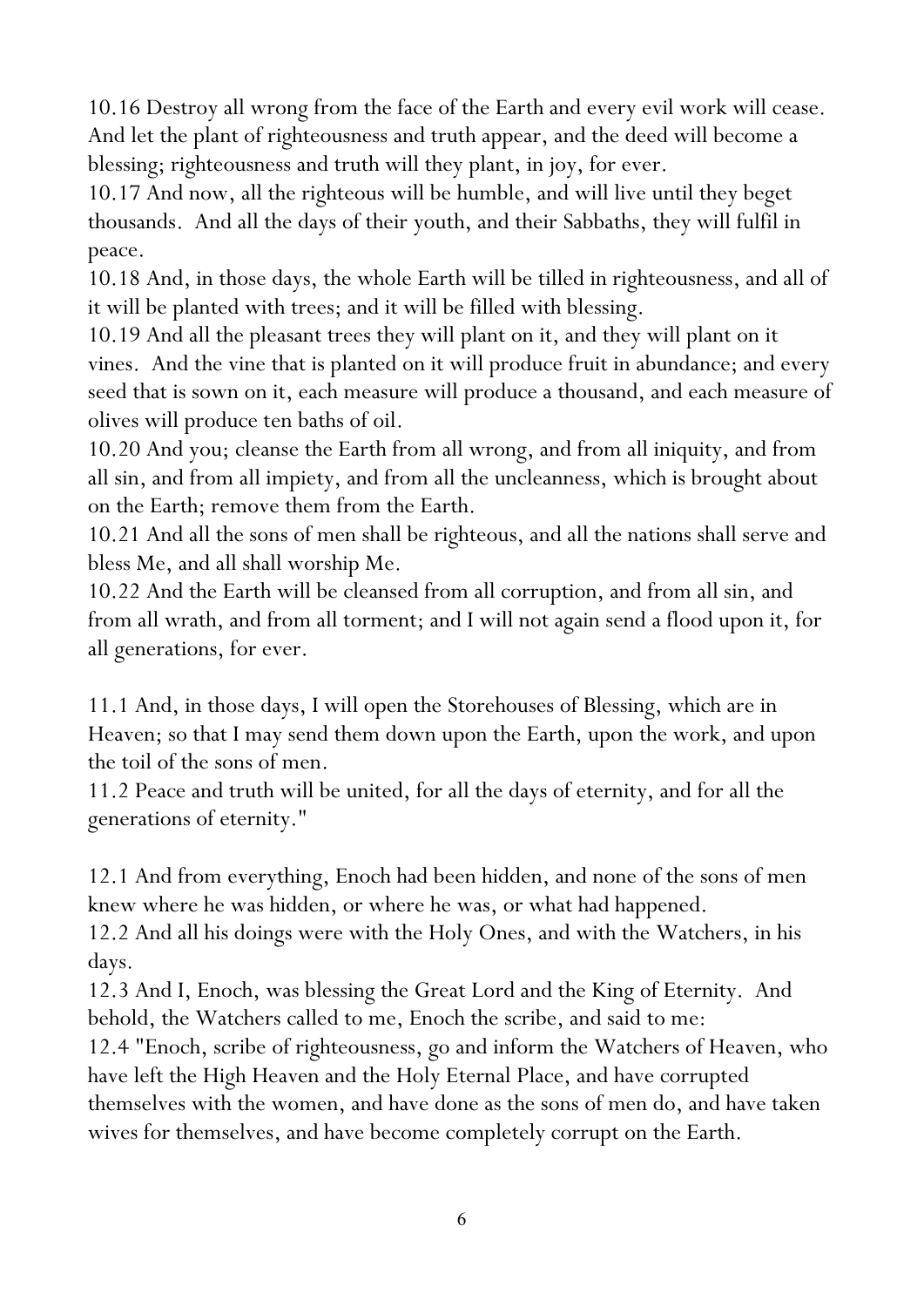10.16 Destroy all wrong from the face of the Earth and every evil work will cease. And let the plant of righteousness and truth appear, and the deed will become a blessing; righteousness and truth will they plant, in joy, for ever.
10.17 And now, all the righteous will be humble, and will live until they beget thousands. And all the days of their youth, and their Sabbaths, they will fulfil in peace.
10.18 And, in those days, the whole Earth will be tilled in righteousness, and all of it will be planted with trees; and it will be filled with blessing.
10.19 And all the pleasant trees they will plant on it, and they will plant on it vines. And the vine that is planted on it will produce fruit in abundance; and every seed that is sown on it, each measure will produce a thousand, and each measure of olives will produce ten baths of oil.
10.20 And you; cleanse the Earth from all wrong, and from all iniquity, and from all sin, and from all impiety, and from all the uncleanness, which is brought about on the Earth; remove them from the Earth.
10.21 And all the sons of men shall be righteous, and all the nations shall serve and bless Me, and all shall worship Me.
10.22 And the Earth will be cleansed from all corruption, and from all sin, and from all wrath, and from all torment; and I will not again send a flood upon it, for all generations, for ever.

11.1 And, in those days, I will open the Storehouses of Blessing, which are in Heaven; so that I may send them down upon the Earth, upon the work, and upon the toil of the sons of men.
11.2 Peace and truth will be united, for all the days of eternity, and for all the generations of eternity."

12.1 And from everything, Enoch had been hidden, and none of the sons of men knew where he was hidden, or where he was, or what had happened.
12.2 And all his doings were with the Holy Ones, and with the Watchers, in his days.
12.3 And I, Enoch, was blessing the Great Lord and the King of Eternity. And behold, the Watchers called to me, Enoch the scribe, and said to me:
12.4 "Enoch, scribe of righteousness, go and inform the Watchers of Heaven, who have left the High Heaven and the Holy Eternal Place, and have corrupted themselves with the women, and have done as the sons of men do, and have taken wives for themselves, and have become completely corrupt on the Earth.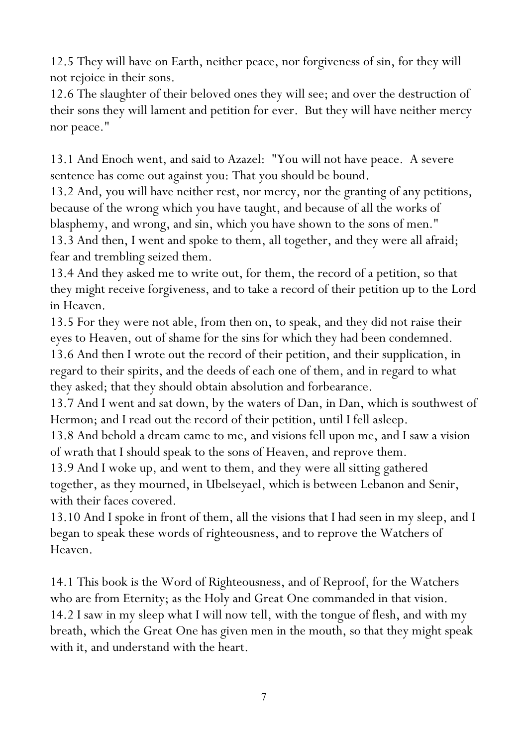12.5 They will have on Earth, neither peace, nor forgiveness of sin, for they will not rejoice in their sons.
12.6 The slaughter of their beloved ones they will see; and over the destruction of their sons they will lament and petition for ever. But they will have neither mercy nor peace."

13.1 And Enoch went, and said to Azazel: "You will not have peace. A severe sentence has come out against you: That you should be bound.
13.2 And, you will have neither rest, nor mercy, nor the granting of any petitions, because of the wrong which you have taught, and because of all the works of blasphemy, and wrong, and sin, which you have shown to the sons of men."
13.3 And then, I went and spoke to them, all together, and they were all afraid; fear and trembling seized them.
13.4 And they asked me to write out, for them, the record of a petition, so that they might receive forgiveness, and to take a record of their petition up to the Lord in Heaven.
13.5 For they were not able, from then on, to speak, and they did not raise their eyes to Heaven, out of shame for the sins for which they had been condemned.
13.6 And then I wrote out the record of their petition, and their supplication, in regard to their spirits, and the deeds of each one of them, and in regard to what they asked; that they should obtain absolution and forbearance.
13.7 And I went and sat down, by the waters of Dan, in Dan, which is southwest of Hermon; and I read out the record of their petition, until I fell asleep.
13.8 And behold a dream came to me, and visions fell upon me, and I saw a vision of wrath that I should speak to the sons of Heaven, and reprove them.
13.9 And I woke up, and went to them, and they were all sitting gathered together, as they mourned, in Ubelseyael, which is between Lebanon and Senir, with their faces covered.
13.10 And I spoke in front of them, all the visions that I had seen in my sleep, and I began to speak these words of righteousness, and to reprove the Watchers of Heaven.

14.1 This book is the Word of Righteousness, and of Reproof, for the Watchers who are from Eternity; as the Holy and Great One commanded in that vision.
14.2 I saw in my sleep what I will now tell, with the tongue of flesh, and with my breath, which the Great One has given men in the mouth, so that they might speak with it, and understand with the heart.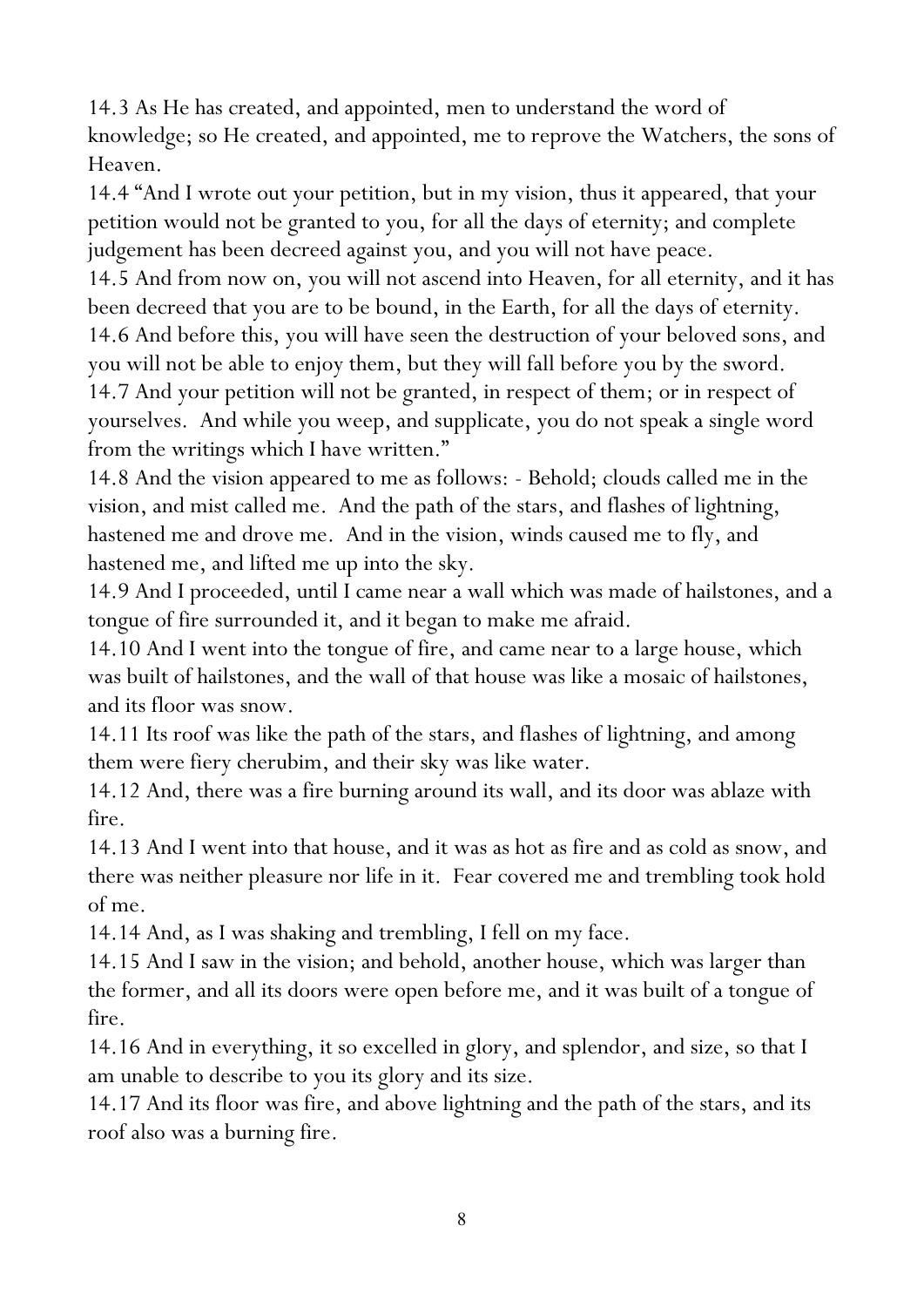14.3 As He has created, and appointed, men to understand the word of knowledge; so He created, and appointed, me to reprove the Watchers, the sons of Heaven.

14.4 "And I wrote out your petition, but in my vision, thus it appeared, that your petition would not be granted to you, for all the days of eternity; and complete judgement has been decreed against you, and you will not have peace.

14.5 And from now on, you will not ascend into Heaven, for all eternity, and it has been decreed that you are to be bound, in the Earth, for all the days of eternity.

14.6 And before this, you will have seen the destruction of your beloved sons, and you will not be able to enjoy them, but they will fall before you by the sword.

14.7 And your petition will not be granted, in respect of them; or in respect of yourselves. And while you weep, and supplicate, you do not speak a single word from the writings which I have written."

14.8 And the vision appeared to me as follows: - Behold; clouds called me in the vision, and mist called me. And the path of the stars, and flashes of lightning, hastened me and drove me. And in the vision, winds caused me to fly, and hastened me, and lifted me up into the sky.

14.9 And I proceeded, until I came near a wall which was made of hailstones, and a tongue of fire surrounded it, and it began to make me afraid.

14.10 And I went into the tongue of fire, and came near to a large house, which was built of hailstones, and the wall of that house was like a mosaic of hailstones, and its floor was snow.

14.11 Its roof was like the path of the stars, and flashes of lightning, and among them were fiery cherubim, and their sky was like water.

14.12 And, there was a fire burning around its wall, and its door was ablaze with fire.

14.13 And I went into that house, and it was as hot as fire and as cold as snow, and there was neither pleasure nor life in it. Fear covered me and trembling took hold of me.

14.14 And, as I was shaking and trembling, I fell on my face.

14.15 And I saw in the vision; and behold, another house, which was larger than the former, and all its doors were open before me, and it was built of a tongue of fire.

14.16 And in everything, it so excelled in glory, and splendor, and size, so that I am unable to describe to you its glory and its size.

14.17 And its floor was fire, and above lightning and the path of the stars, and its roof also was a burning fire.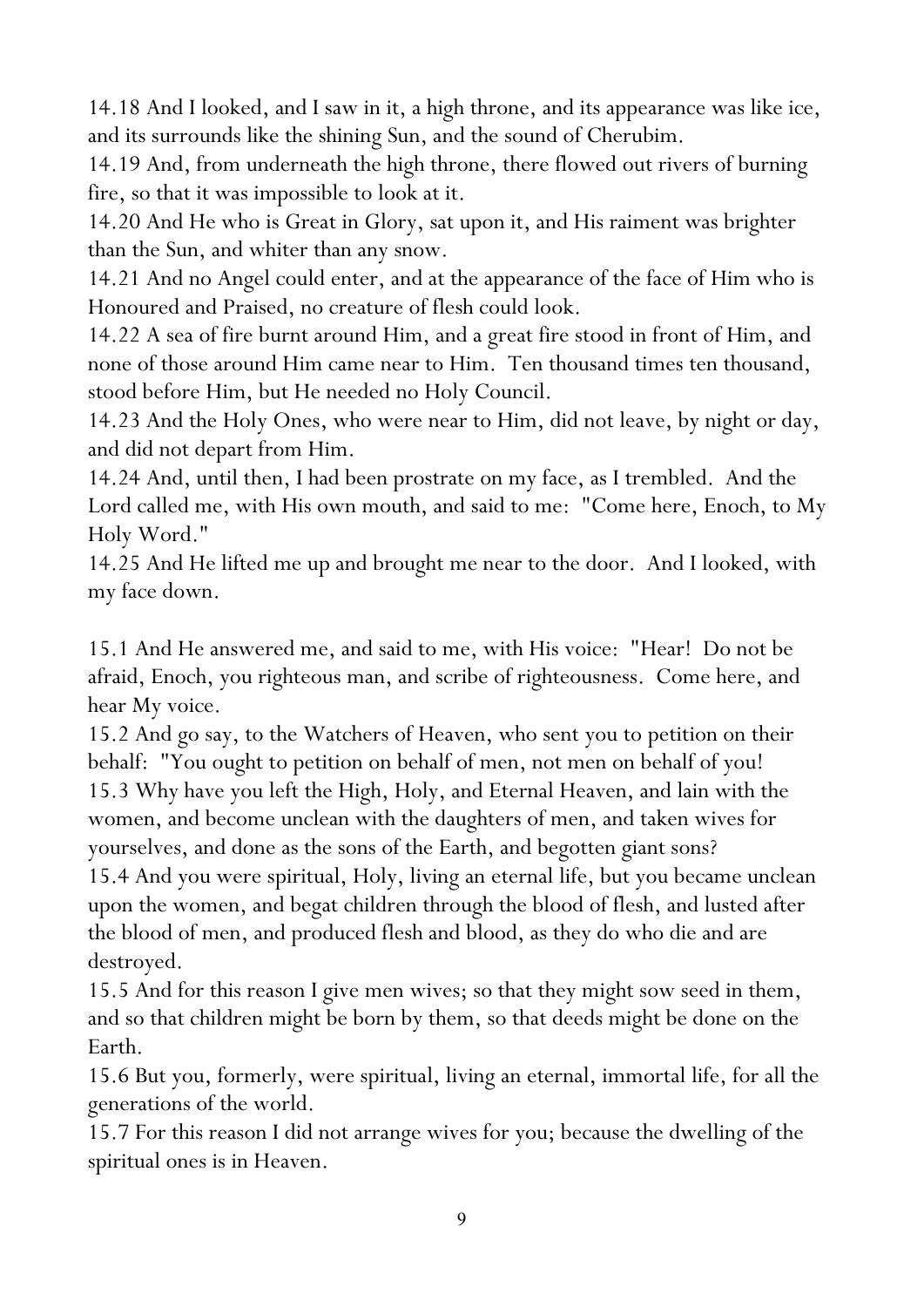14.18 And I looked, and I saw in it, a high throne, and its appearance was like ice, and its surrounds like the shining Sun, and the sound of Cherubim.

14.19 And, from underneath the high throne, there flowed out rivers of burning fire, so that it was impossible to look at it.

14.20 And He who is Great in Glory, sat upon it, and His raiment was brighter than the Sun, and whiter than any snow.

14.21 And no Angel could enter, and at the appearance of the face of Him who is Honoured and Praised, no creature of flesh could look.

14.22 A sea of fire burnt around Him, and a great fire stood in front of Him, and none of those around Him came near to Him.  Ten thousand times ten thousand, stood before Him, but He needed no Holy Council.

14.23 And the Holy Ones, who were near to Him, did not leave, by night or day, and did not depart from Him.

14.24 And, until then, I had been prostrate on my face, as I trembled.  And the Lord called me, with His own mouth, and said to me:  "Come here, Enoch, to My Holy Word."

14.25 And He lifted me up and brought me near to the door.  And I looked, with my face down.

15.1 And He answered me, and said to me, with His voice:  "Hear!  Do not be afraid, Enoch, you righteous man, and scribe of righteousness.  Come here, and hear My voice.

15.2 And go say, to the Watchers of Heaven, who sent you to petition on their behalf:  "You ought to petition on behalf of men, not men on behalf of you!

15.3 Why have you left the High, Holy, and Eternal Heaven, and lain with the women, and become unclean with the daughters of men, and taken wives for yourselves, and done as the sons of the Earth, and begotten giant sons?

15.4 And you were spiritual, Holy, living an eternal life, but you became unclean upon the women, and begat children through the blood of flesh, and lusted after the blood of men, and produced flesh and blood, as they do who die and are destroyed.

15.5 And for this reason I give men wives; so that they might sow seed in them, and so that children might be born by them, so that deeds might be done on the Earth.

15.6 But you, formerly, were spiritual, living an eternal, immortal life, for all the generations of the world.

15.7 For this reason I did not arrange wives for you; because the dwelling of the spiritual ones is in Heaven.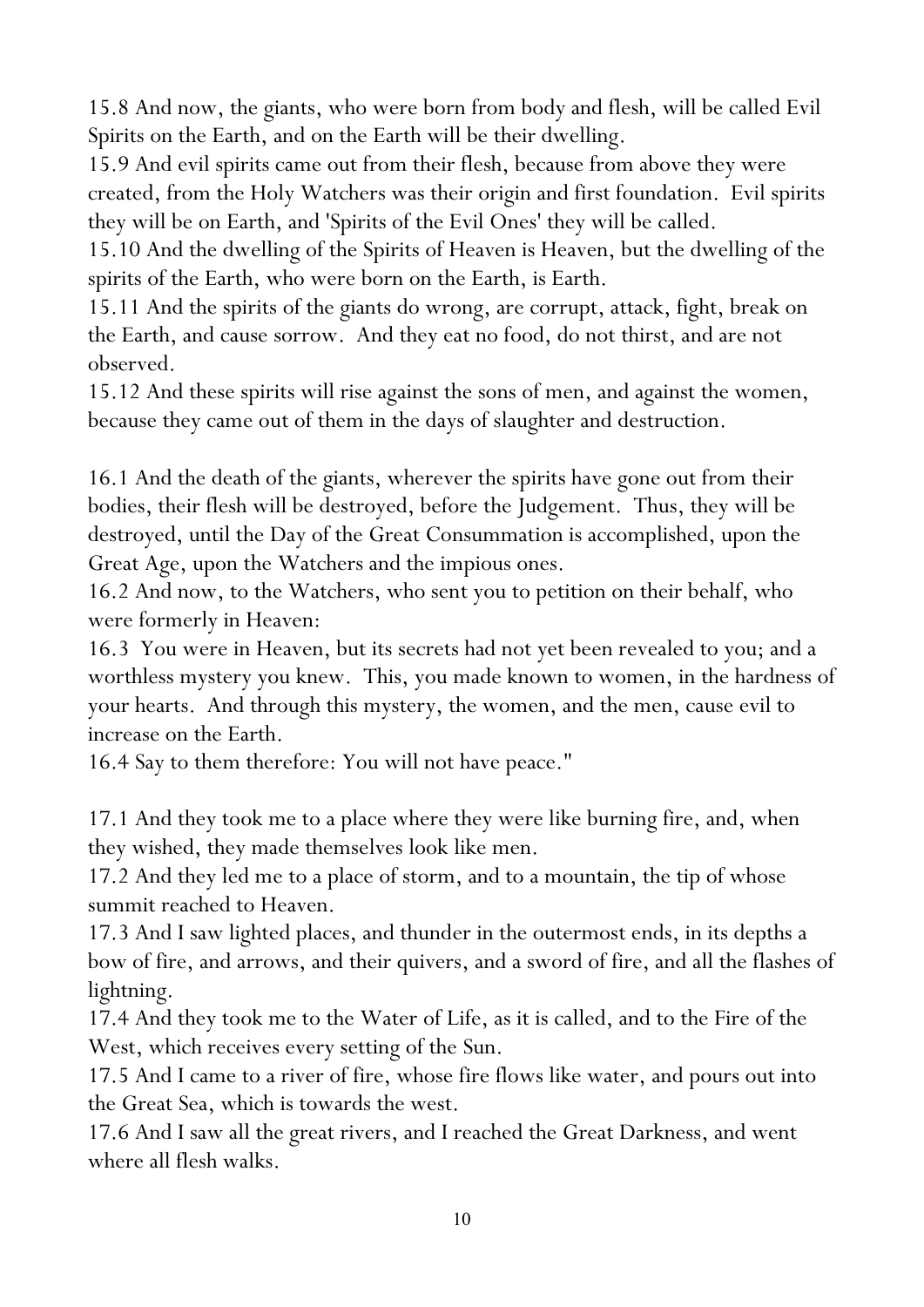15.8 And now, the giants, who were born from body and flesh, will be called Evil Spirits on the Earth, and on the Earth will be their dwelling.

15.9 And evil spirits came out from their flesh, because from above they were created, from the Holy Watchers was their origin and first foundation. Evil spirits they will be on Earth, and 'Spirits of the Evil Ones' they will be called.

15.10 And the dwelling of the Spirits of Heaven is Heaven, but the dwelling of the spirits of the Earth, who were born on the Earth, is Earth.

15.11 And the spirits of the giants do wrong, are corrupt, attack, fight, break on the Earth, and cause sorrow. And they eat no food, do not thirst, and are not observed.

15.12 And these spirits will rise against the sons of men, and against the women, because they came out of them in the days of slaughter and destruction.

16.1 And the death of the giants, wherever the spirits have gone out from their bodies, their flesh will be destroyed, before the Judgement. Thus, they will be destroyed, until the Day of the Great Consummation is accomplished, upon the Great Age, upon the Watchers and the impious ones.

16.2 And now, to the Watchers, who sent you to petition on their behalf, who were formerly in Heaven:

16.3 You were in Heaven, but its secrets had not yet been revealed to you; and a worthless mystery you knew. This, you made known to women, in the hardness of your hearts. And through this mystery, the women, and the men, cause evil to increase on the Earth.

16.4 Say to them therefore: You will not have peace."

17.1 And they took me to a place where they were like burning fire, and, when they wished, they made themselves look like men.

17.2 And they led me to a place of storm, and to a mountain, the tip of whose summit reached to Heaven.

17.3 And I saw lighted places, and thunder in the outermost ends, in its depths a bow of fire, and arrows, and their quivers, and a sword of fire, and all the flashes of lightning.

17.4 And they took me to the Water of Life, as it is called, and to the Fire of the West, which receives every setting of the Sun.

17.5 And I came to a river of fire, whose fire flows like water, and pours out into the Great Sea, which is towards the west.

17.6 And I saw all the great rivers, and I reached the Great Darkness, and went where all flesh walks.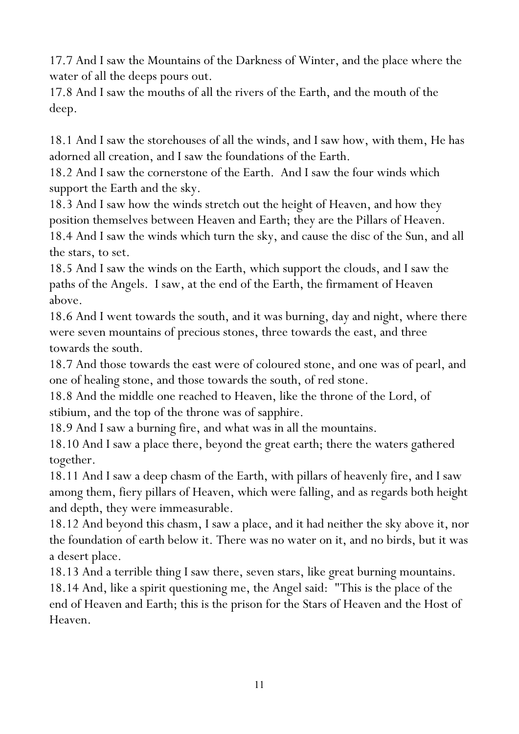17.7 And I saw the Mountains of the Darkness of Winter, and the place where the water of all the deeps pours out.
17.8 And I saw the mouths of all the rivers of the Earth, and the mouth of the deep.

18.1 And I saw the storehouses of all the winds, and I saw how, with them, He has adorned all creation, and I saw the foundations of the Earth.
18.2 And I saw the cornerstone of the Earth. And I saw the four winds which support the Earth and the sky.
18.3 And I saw how the winds stretch out the height of Heaven, and how they position themselves between Heaven and Earth; they are the Pillars of Heaven.
18.4 And I saw the winds which turn the sky, and cause the disc of the Sun, and all the stars, to set.
18.5 And I saw the winds on the Earth, which support the clouds, and I saw the paths of the Angels. I saw, at the end of the Earth, the firmament of Heaven above.
18.6 And I went towards the south, and it was burning, day and night, where there were seven mountains of precious stones, three towards the east, and three towards the south.
18.7 And those towards the east were of coloured stone, and one was of pearl, and one of healing stone, and those towards the south, of red stone.
18.8 And the middle one reached to Heaven, like the throne of the Lord, of stibium, and the top of the throne was of sapphire.
18.9 And I saw a burning fire, and what was in all the mountains.
18.10 And I saw a place there, beyond the great earth; there the waters gathered together.
18.11 And I saw a deep chasm of the Earth, with pillars of heavenly fire, and I saw among them, fiery pillars of Heaven, which were falling, and as regards both height and depth, they were immeasurable.
18.12 And beyond this chasm, I saw a place, and it had neither the sky above it, nor the foundation of earth below it. There was no water on it, and no birds, but it was a desert place.
18.13 And a terrible thing I saw there, seven stars, like great burning mountains.
18.14 And, like a spirit questioning me, the Angel said: "This is the place of the end of Heaven and Earth; this is the prison for the Stars of Heaven and the Host of Heaven.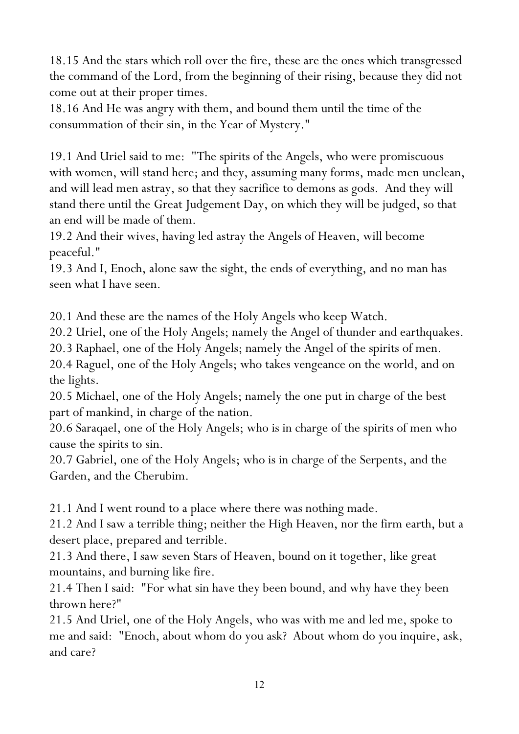18.15 And the stars which roll over the fire, these are the ones which transgressed the command of the Lord, from the beginning of their rising, because they did not come out at their proper times.

18.16 And He was angry with them, and bound them until the time of the consummation of their sin, in the Year of Mystery."

19.1 And Uriel said to me: "The spirits of the Angels, who were promiscuous with women, will stand here; and they, assuming many forms, made men unclean, and will lead men astray, so that they sacrifice to demons as gods. And they will stand there until the Great Judgement Day, on which they will be judged, so that an end will be made of them.

19.2 And their wives, having led astray the Angels of Heaven, will become peaceful."

19.3 And I, Enoch, alone saw the sight, the ends of everything, and no man has seen what I have seen.

20.1 And these are the names of the Holy Angels who keep Watch.

20.2 Uriel, one of the Holy Angels; namely the Angel of thunder and earthquakes.

20.3 Raphael, one of the Holy Angels; namely the Angel of the spirits of men.

20.4 Raguel, one of the Holy Angels; who takes vengeance on the world, and on the lights.

20.5 Michael, one of the Holy Angels; namely the one put in charge of the best part of mankind, in charge of the nation.

20.6 Saraqael, one of the Holy Angels; who is in charge of the spirits of men who cause the spirits to sin.

20.7 Gabriel, one of the Holy Angels; who is in charge of the Serpents, and the Garden, and the Cherubim.

21.1 And I went round to a place where there was nothing made.

21.2 And I saw a terrible thing; neither the High Heaven, nor the firm earth, but a desert place, prepared and terrible.

21.3 And there, I saw seven Stars of Heaven, bound on it together, like great mountains, and burning like fire.

21.4 Then I said: "For what sin have they been bound, and why have they been thrown here?"

21.5 And Uriel, one of the Holy Angels, who was with me and led me, spoke to me and said: "Enoch, about whom do you ask? About whom do you inquire, ask, and care?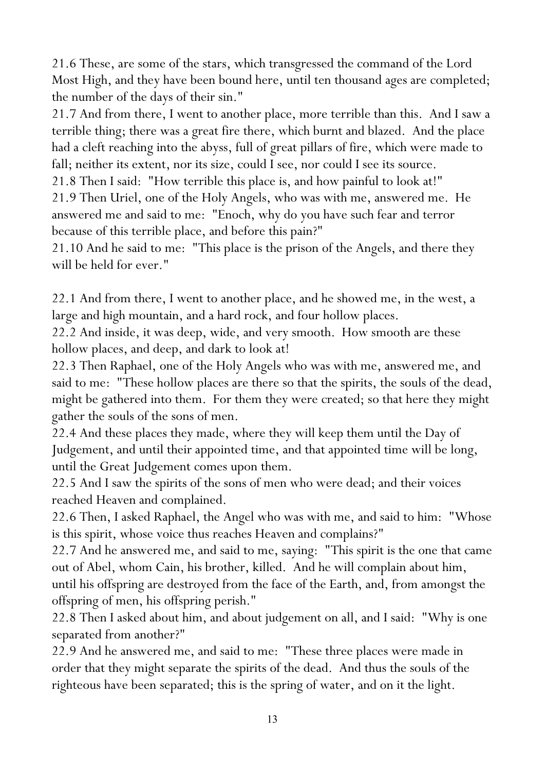21.6 These, are some of the stars, which transgressed the command of the Lord Most High, and they have been bound here, until ten thousand ages are completed; the number of the days of their sin."

21.7 And from there, I went to another place, more terrible than this. And I saw a terrible thing; there was a great fire there, which burnt and blazed. And the place had a cleft reaching into the abyss, full of great pillars of fire, which were made to fall; neither its extent, nor its size, could I see, nor could I see its source.

21.8 Then I said: "How terrible this place is, and how painful to look at!"

21.9 Then Uriel, one of the Holy Angels, who was with me, answered me. He answered me and said to me: "Enoch, why do you have such fear and terror because of this terrible place, and before this pain?"

21.10 And he said to me: "This place is the prison of the Angels, and there they will be held for ever."

22.1 And from there, I went to another place, and he showed me, in the west, a large and high mountain, and a hard rock, and four hollow places.

22.2 And inside, it was deep, wide, and very smooth. How smooth are these hollow places, and deep, and dark to look at!

22.3 Then Raphael, one of the Holy Angels who was with me, answered me, and said to me: "These hollow places are there so that the spirits, the souls of the dead, might be gathered into them. For them they were created; so that here they might gather the souls of the sons of men.

22.4 And these places they made, where they will keep them until the Day of Judgement, and until their appointed time, and that appointed time will be long, until the Great Judgement comes upon them.

22.5 And I saw the spirits of the sons of men who were dead; and their voices reached Heaven and complained.

22.6 Then, I asked Raphael, the Angel who was with me, and said to him: "Whose is this spirit, whose voice thus reaches Heaven and complains?"

22.7 And he answered me, and said to me, saying: "This spirit is the one that came out of Abel, whom Cain, his brother, killed. And he will complain about him, until his offspring are destroyed from the face of the Earth, and, from amongst the offspring of men, his offspring perish."

22.8 Then I asked about him, and about judgement on all, and I said: "Why is one separated from another?"

22.9 And he answered me, and said to me: "These three places were made in order that they might separate the spirits of the dead. And thus the souls of the righteous have been separated; this is the spring of water, and on it the light.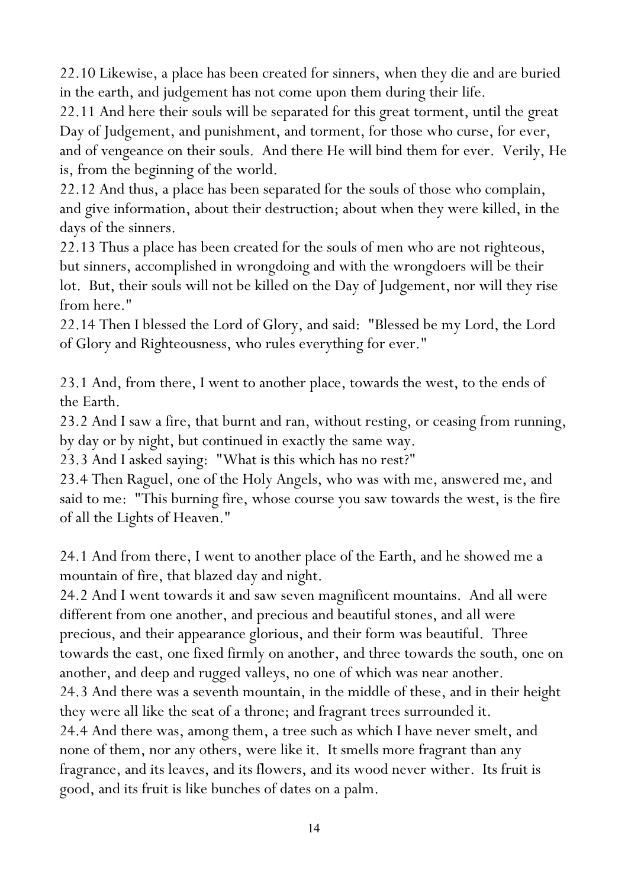22.10 Likewise, a place has been created for sinners, when they die and are buried in the earth, and judgement has not come upon them during their life.
22.11 And here their souls will be separated for this great torment, until the great Day of Judgement, and punishment, and torment, for those who curse, for ever, and of vengeance on their souls. And there He will bind them for ever. Verily, He is, from the beginning of the world.
22.12 And thus, a place has been separated for the souls of those who complain, and give information, about their destruction; about when they were killed, in the days of the sinners.
22.13 Thus a place has been created for the souls of men who are not righteous, but sinners, accomplished in wrongdoing and with the wrongdoers will be their lot. But, their souls will not be killed on the Day of Judgement, nor will they rise from here."
22.14 Then I blessed the Lord of Glory, and said: "Blessed be my Lord, the Lord of Glory and Righteousness, who rules everything for ever."

23.1 And, from there, I went to another place, towards the west, to the ends of the Earth.
23.2 And I saw a fire, that burnt and ran, without resting, or ceasing from running, by day or by night, but continued in exactly the same way.
23.3 And I asked saying: "What is this which has no rest?"
23.4 Then Raguel, one of the Holy Angels, who was with me, answered me, and said to me: "This burning fire, whose course you saw towards the west, is the fire of all the Lights of Heaven."

24.1 And from there, I went to another place of the Earth, and he showed me a mountain of fire, that blazed day and night.
24.2 And I went towards it and saw seven magnificent mountains. And all were different from one another, and precious and beautiful stones, and all were precious, and their appearance glorious, and their form was beautiful. Three towards the east, one fixed firmly on another, and three towards the south, one on another, and deep and rugged valleys, no one of which was near another.
24.3 And there was a seventh mountain, in the middle of these, and in their height they were all like the seat of a throne; and fragrant trees surrounded it.
24.4 And there was, among them, a tree such as which I have never smelt, and none of them, nor any others, were like it. It smells more fragrant than any fragrance, and its leaves, and its flowers, and its wood never wither. Its fruit is good, and its fruit is like bunches of dates on a palm.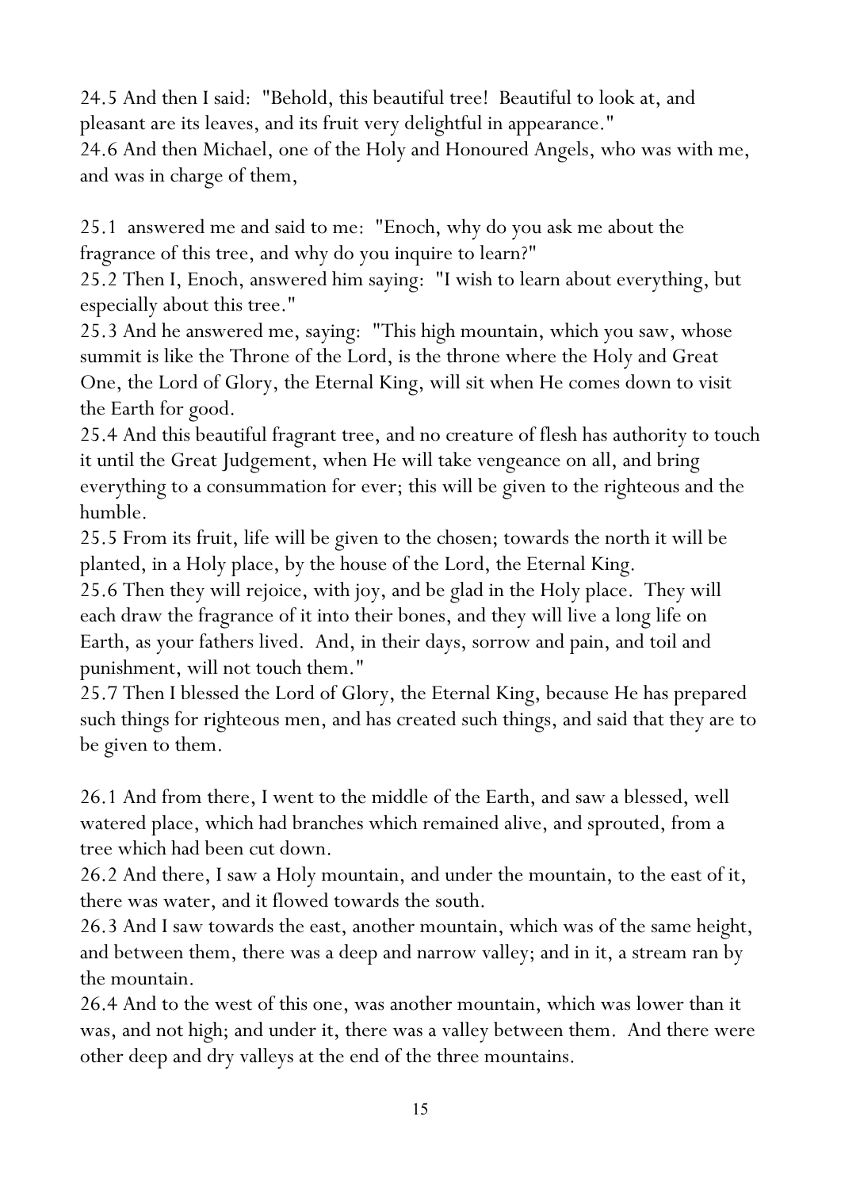24.5 And then I said: "Behold, this beautiful tree! Beautiful to look at, and pleasant are its leaves, and its fruit very delightful in appearance."
24.6 And then Michael, one of the Holy and Honoured Angels, who was with me, and was in charge of them,

25.1 answered me and said to me: "Enoch, why do you ask me about the fragrance of this tree, and why do you inquire to learn?"
25.2 Then I, Enoch, answered him saying: "I wish to learn about everything, but especially about this tree."
25.3 And he answered me, saying: "This high mountain, which you saw, whose summit is like the Throne of the Lord, is the throne where the Holy and Great One, the Lord of Glory, the Eternal King, will sit when He comes down to visit the Earth for good.
25.4 And this beautiful fragrant tree, and no creature of flesh has authority to touch it until the Great Judgement, when He will take vengeance on all, and bring everything to a consummation for ever; this will be given to the righteous and the humble.
25.5 From its fruit, life will be given to the chosen; towards the north it will be planted, in a Holy place, by the house of the Lord, the Eternal King.
25.6 Then they will rejoice, with joy, and be glad in the Holy place. They will each draw the fragrance of it into their bones, and they will live a long life on Earth, as your fathers lived. And, in their days, sorrow and pain, and toil and punishment, will not touch them."
25.7 Then I blessed the Lord of Glory, the Eternal King, because He has prepared such things for righteous men, and has created such things, and said that they are to be given to them.

26.1 And from there, I went to the middle of the Earth, and saw a blessed, well watered place, which had branches which remained alive, and sprouted, from a tree which had been cut down.
26.2 And there, I saw a Holy mountain, and under the mountain, to the east of it, there was water, and it flowed towards the south.
26.3 And I saw towards the east, another mountain, which was of the same height, and between them, there was a deep and narrow valley; and in it, a stream ran by the mountain.
26.4 And to the west of this one, was another mountain, which was lower than it was, and not high; and under it, there was a valley between them. And there were other deep and dry valleys at the end of the three mountains.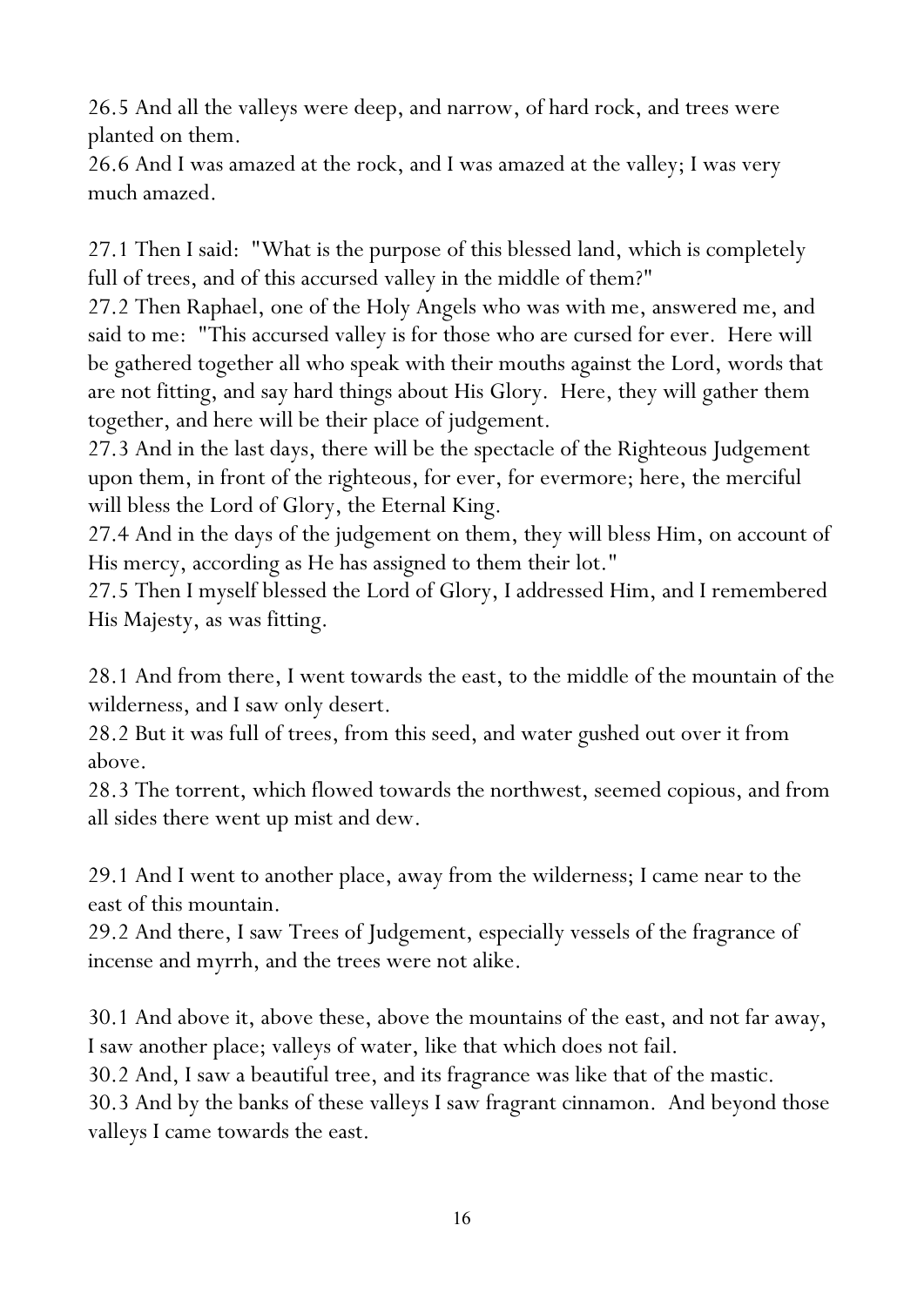26.5 And all the valleys were deep, and narrow, of hard rock, and trees were planted on them.
26.6 And I was amazed at the rock, and I was amazed at the valley; I was very much amazed.

27.1 Then I said: "What is the purpose of this blessed land, which is completely full of trees, and of this accursed valley in the middle of them?"
27.2 Then Raphael, one of the Holy Angels who was with me, answered me, and said to me: "This accursed valley is for those who are cursed for ever. Here will be gathered together all who speak with their mouths against the Lord, words that are not fitting, and say hard things about His Glory. Here, they will gather them together, and here will be their place of judgement.
27.3 And in the last days, there will be the spectacle of the Righteous Judgement upon them, in front of the righteous, for ever, for evermore; here, the merciful will bless the Lord of Glory, the Eternal King.
27.4 And in the days of the judgement on them, they will bless Him, on account of His mercy, according as He has assigned to them their lot."
27.5 Then I myself blessed the Lord of Glory, I addressed Him, and I remembered His Majesty, as was fitting.

28.1 And from there, I went towards the east, to the middle of the mountain of the wilderness, and I saw only desert.
28.2 But it was full of trees, from this seed, and water gushed out over it from above.
28.3 The torrent, which flowed towards the northwest, seemed copious, and from all sides there went up mist and dew.

29.1 And I went to another place, away from the wilderness; I came near to the east of this mountain.
29.2 And there, I saw Trees of Judgement, especially vessels of the fragrance of incense and myrrh, and the trees were not alike.

30.1 And above it, above these, above the mountains of the east, and not far away, I saw another place; valleys of water, like that which does not fail.
30.2 And, I saw a beautiful tree, and its fragrance was like that of the mastic.
30.3 And by the banks of these valleys I saw fragrant cinnamon. And beyond those valleys I came towards the east.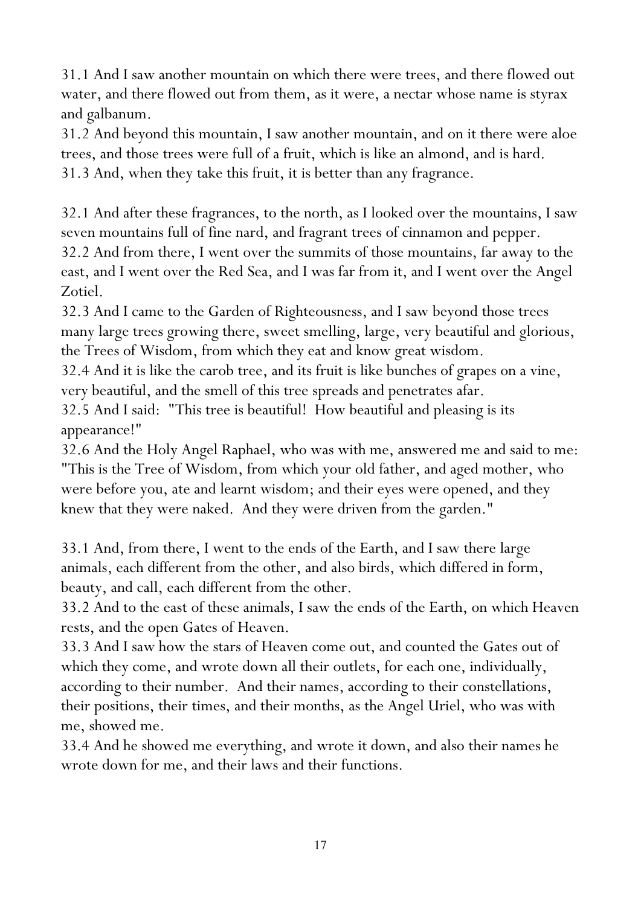31.1 And I saw another mountain on which there were trees, and there flowed out water, and there flowed out from them, as it were, a nectar whose name is styrax and galbanum.
31.2 And beyond this mountain, I saw another mountain, and on it there were aloe trees, and those trees were full of a fruit, which is like an almond, and is hard.
31.3 And, when they take this fruit, it is better than any fragrance.

32.1 And after these fragrances, to the north, as I looked over the mountains, I saw seven mountains full of fine nard, and fragrant trees of cinnamon and pepper.
32.2 And from there, I went over the summits of those mountains, far away to the east, and I went over the Red Sea, and I was far from it, and I went over the Angel Zotiel.
32.3 And I came to the Garden of Righteousness, and I saw beyond those trees many large trees growing there, sweet smelling, large, very beautiful and glorious, the Trees of Wisdom, from which they eat and know great wisdom.
32.4 And it is like the carob tree, and its fruit is like bunches of grapes on a vine, very beautiful, and the smell of this tree spreads and penetrates afar.
32.5 And I said: "This tree is beautiful! How beautiful and pleasing is its appearance!"
32.6 And the Holy Angel Raphael, who was with me, answered me and said to me: "This is the Tree of Wisdom, from which your old father, and aged mother, who were before you, ate and learnt wisdom; and their eyes were opened, and they knew that they were naked. And they were driven from the garden."

33.1 And, from there, I went to the ends of the Earth, and I saw there large animals, each different from the other, and also birds, which differed in form, beauty, and call, each different from the other.
33.2 And to the east of these animals, I saw the ends of the Earth, on which Heaven rests, and the open Gates of Heaven.
33.3 And I saw how the stars of Heaven come out, and counted the Gates out of which they come, and wrote down all their outlets, for each one, individually, according to their number. And their names, according to their constellations, their positions, their times, and their months, as the Angel Uriel, who was with me, showed me.
33.4 And he showed me everything, and wrote it down, and also their names he wrote down for me, and their laws and their functions.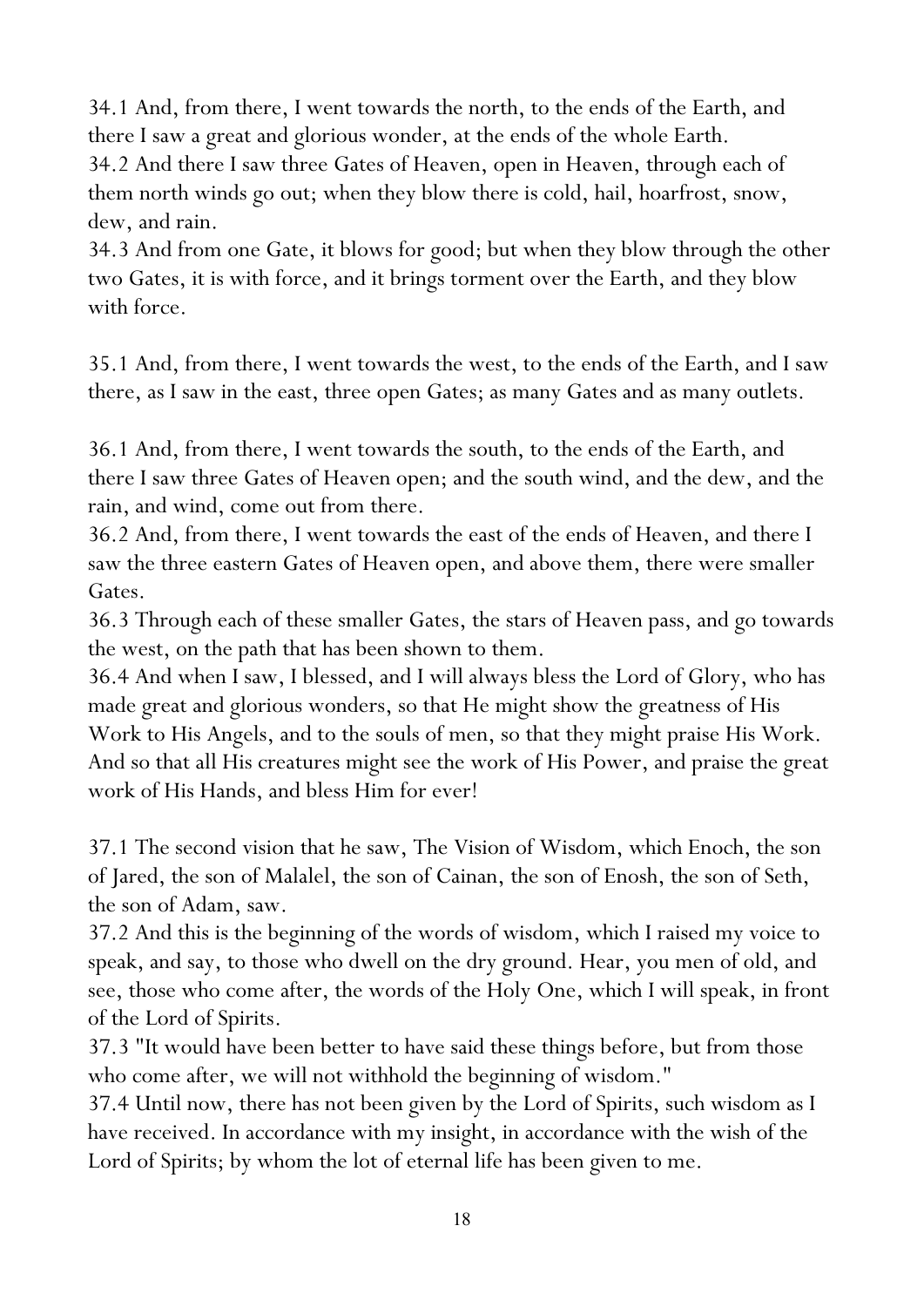34.1 And, from there, I went towards the north, to the ends of the Earth, and there I saw a great and glorious wonder, at the ends of the whole Earth.
34.2 And there I saw three Gates of Heaven, open in Heaven, through each of them north winds go out; when they blow there is cold, hail, hoarfrost, snow, dew, and rain.
34.3 And from one Gate, it blows for good; but when they blow through the other two Gates, it is with force, and it brings torment over the Earth, and they blow with force.

35.1 And, from there, I went towards the west, to the ends of the Earth, and I saw there, as I saw in the east, three open Gates; as many Gates and as many outlets.

36.1 And, from there, I went towards the south, to the ends of the Earth, and there I saw three Gates of Heaven open; and the south wind, and the dew, and the rain, and wind, come out from there.
36.2 And, from there, I went towards the east of the ends of Heaven, and there I saw the three eastern Gates of Heaven open, and above them, there were smaller Gates.
36.3 Through each of these smaller Gates, the stars of Heaven pass, and go towards the west, on the path that has been shown to them.
36.4 And when I saw, I blessed, and I will always bless the Lord of Glory, who has made great and glorious wonders, so that He might show the greatness of His Work to His Angels, and to the souls of men, so that they might praise His Work. And so that all His creatures might see the work of His Power, and praise the great work of His Hands, and bless Him for ever!

37.1 The second vision that he saw, The Vision of Wisdom, which Enoch, the son of Jared, the son of Malalel, the son of Cainan, the son of Enosh, the son of Seth, the son of Adam, saw.
37.2 And this is the beginning of the words of wisdom, which I raised my voice to speak, and say, to those who dwell on the dry ground. Hear, you men of old, and see, those who come after, the words of the Holy One, which I will speak, in front of the Lord of Spirits.
37.3 "It would have been better to have said these things before, but from those who come after, we will not withhold the beginning of wisdom."
37.4 Until now, there has not been given by the Lord of Spirits, such wisdom as I have received. In accordance with my insight, in accordance with the wish of the Lord of Spirits; by whom the lot of eternal life has been given to me.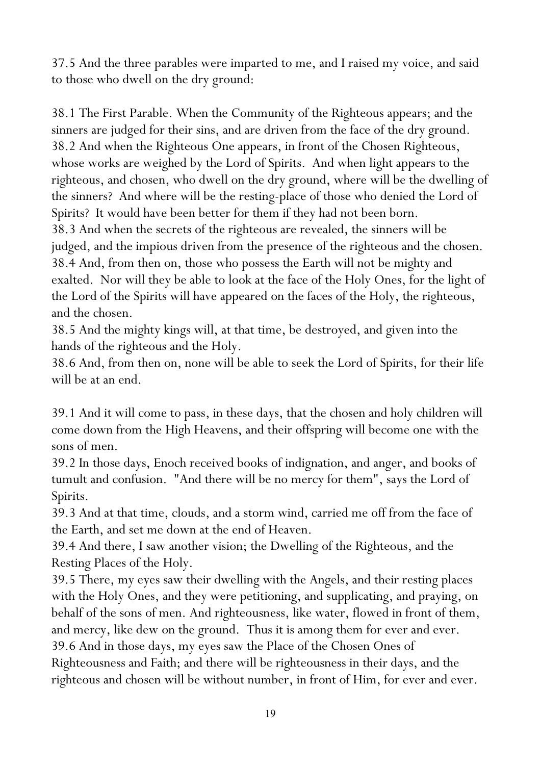37.5 And the three parables were imparted to me, and I raised my voice, and said to those who dwell on the dry ground:

38.1 The First Parable. When the Community of the Righteous appears; and the sinners are judged for their sins, and are driven from the face of the dry ground.
38.2 And when the Righteous One appears, in front of the Chosen Righteous, whose works are weighed by the Lord of Spirits. And when light appears to the righteous, and chosen, who dwell on the dry ground, where will be the dwelling of the sinners? And where will be the resting-place of those who denied the Lord of Spirits? It would have been better for them if they had not been born.
38.3 And when the secrets of the righteous are revealed, the sinners will be judged, and the impious driven from the presence of the righteous and the chosen.
38.4 And, from then on, those who possess the Earth will not be mighty and exalted. Nor will they be able to look at the face of the Holy Ones, for the light of the Lord of the Spirits will have appeared on the faces of the Holy, the righteous, and the chosen.
38.5 And the mighty kings will, at that time, be destroyed, and given into the hands of the righteous and the Holy.
38.6 And, from then on, none will be able to seek the Lord of Spirits, for their life will be at an end.

39.1 And it will come to pass, in these days, that the chosen and holy children will come down from the High Heavens, and their offspring will become one with the sons of men.
39.2 In those days, Enoch received books of indignation, and anger, and books of tumult and confusion. "And there will be no mercy for them", says the Lord of Spirits.
39.3 And at that time, clouds, and a storm wind, carried me off from the face of the Earth, and set me down at the end of Heaven.
39.4 And there, I saw another vision; the Dwelling of the Righteous, and the Resting Places of the Holy.
39.5 There, my eyes saw their dwelling with the Angels, and their resting places with the Holy Ones, and they were petitioning, and supplicating, and praying, on behalf of the sons of men. And righteousness, like water, flowed in front of them, and mercy, like dew on the ground. Thus it is among them for ever and ever.
39.6 And in those days, my eyes saw the Place of the Chosen Ones of Righteousness and Faith; and there will be righteousness in their days, and the righteous and chosen will be without number, in front of Him, for ever and ever.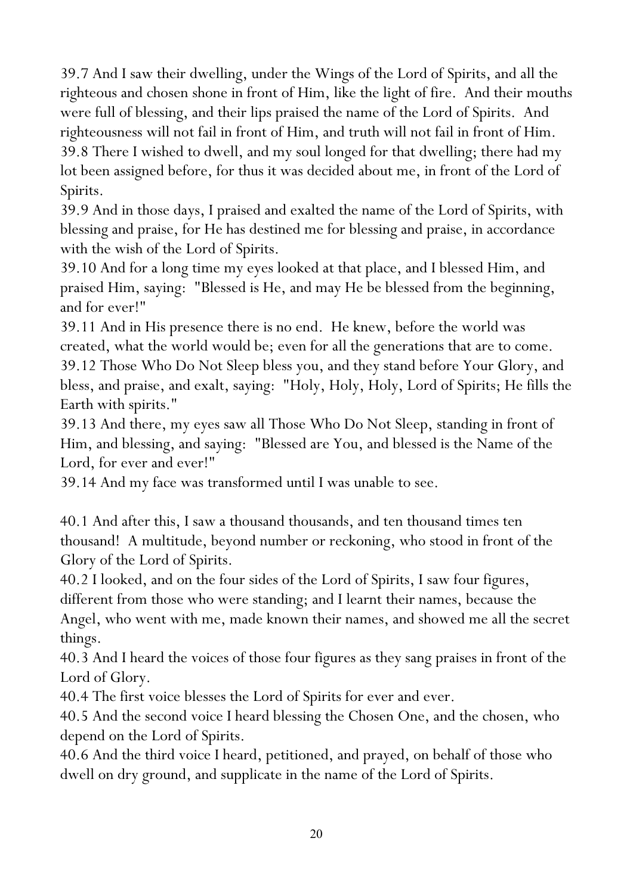39.7 And I saw their dwelling, under the Wings of the Lord of Spirits, and all the righteous and chosen shone in front of Him, like the light of fire. And their mouths were full of blessing, and their lips praised the name of the Lord of Spirits. And righteousness will not fail in front of Him, and truth will not fail in front of Him.

39.8 There I wished to dwell, and my soul longed for that dwelling; there had my lot been assigned before, for thus it was decided about me, in front of the Lord of Spirits.

39.9 And in those days, I praised and exalted the name of the Lord of Spirits, with blessing and praise, for He has destined me for blessing and praise, in accordance with the wish of the Lord of Spirits.

39.10 And for a long time my eyes looked at that place, and I blessed Him, and praised Him, saying: "Blessed is He, and may He be blessed from the beginning, and for ever!"

39.11 And in His presence there is no end. He knew, before the world was created, what the world would be; even for all the generations that are to come.

39.12 Those Who Do Not Sleep bless you, and they stand before Your Glory, and bless, and praise, and exalt, saying: "Holy, Holy, Holy, Lord of Spirits; He fills the Earth with spirits."

39.13 And there, my eyes saw all Those Who Do Not Sleep, standing in front of Him, and blessing, and saying: "Blessed are You, and blessed is the Name of the Lord, for ever and ever!"

39.14 And my face was transformed until I was unable to see.

40.1 And after this, I saw a thousand thousands, and ten thousand times ten thousand! A multitude, beyond number or reckoning, who stood in front of the Glory of the Lord of Spirits.

40.2 I looked, and on the four sides of the Lord of Spirits, I saw four figures, different from those who were standing; and I learnt their names, because the Angel, who went with me, made known their names, and showed me all the secret things.

40.3 And I heard the voices of those four figures as they sang praises in front of the Lord of Glory.

40.4 The first voice blesses the Lord of Spirits for ever and ever.

40.5 And the second voice I heard blessing the Chosen One, and the chosen, who depend on the Lord of Spirits.

40.6 And the third voice I heard, petitioned, and prayed, on behalf of those who dwell on dry ground, and supplicate in the name of the Lord of Spirits.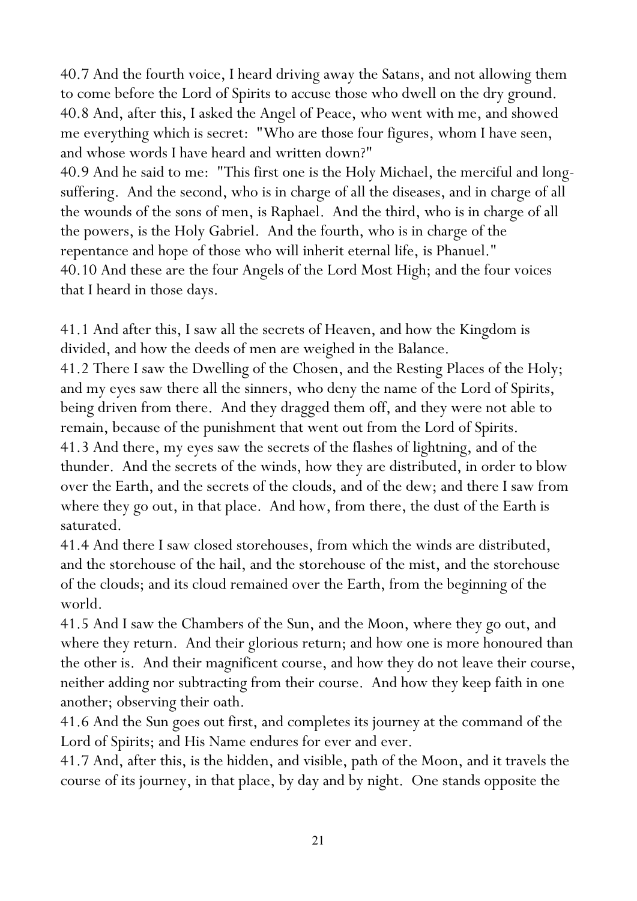40.7 And the fourth voice, I heard driving away the Satans, and not allowing them to come before the Lord of Spirits to accuse those who dwell on the dry ground.
40.8 And, after this, I asked the Angel of Peace, who went with me, and showed me everything which is secret: "Who are those four figures, whom I have seen, and whose words I have heard and written down?"
40.9 And he said to me: "This first one is the Holy Michael, the merciful and long-suffering. And the second, who is in charge of all the diseases, and in charge of all the wounds of the sons of men, is Raphael. And the third, who is in charge of all the powers, is the Holy Gabriel. And the fourth, who is in charge of the repentance and hope of those who will inherit eternal life, is Phanuel."
40.10 And these are the four Angels of the Lord Most High; and the four voices that I heard in those days.

41.1 And after this, I saw all the secrets of Heaven, and how the Kingdom is divided, and how the deeds of men are weighed in the Balance.
41.2 There I saw the Dwelling of the Chosen, and the Resting Places of the Holy; and my eyes saw there all the sinners, who deny the name of the Lord of Spirits, being driven from there. And they dragged them off, and they were not able to remain, because of the punishment that went out from the Lord of Spirits.
41.3 And there, my eyes saw the secrets of the flashes of lightning, and of the thunder. And the secrets of the winds, how they are distributed, in order to blow over the Earth, and the secrets of the clouds, and of the dew; and there I saw from where they go out, in that place. And how, from there, the dust of the Earth is saturated.
41.4 And there I saw closed storehouses, from which the winds are distributed, and the storehouse of the hail, and the storehouse of the mist, and the storehouse of the clouds; and its cloud remained over the Earth, from the beginning of the world.
41.5 And I saw the Chambers of the Sun, and the Moon, where they go out, and where they return. And their glorious return; and how one is more honoured than the other is. And their magnificent course, and how they do not leave their course, neither adding nor subtracting from their course. And how they keep faith in one another; observing their oath.
41.6 And the Sun goes out first, and completes its journey at the command of the Lord of Spirits; and His Name endures for ever and ever.
41.7 And, after this, is the hidden, and visible, path of the Moon, and it travels the course of its journey, in that place, by day and by night. One stands opposite the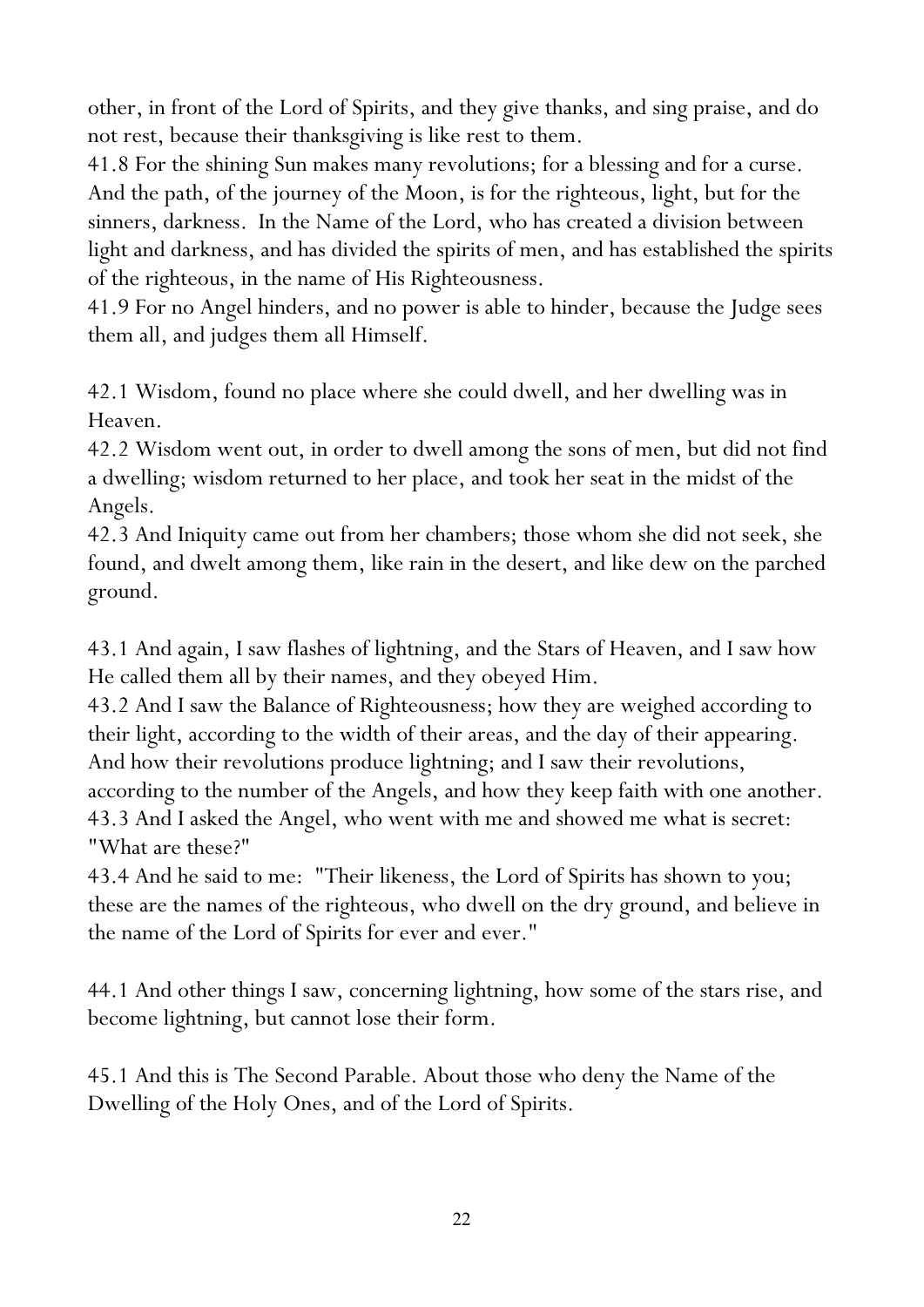other, in front of the Lord of Spirits, and they give thanks, and sing praise, and do not rest, because their thanksgiving is like rest to them.

41.8 For the shining Sun makes many revolutions; for a blessing and for a curse. And the path, of the journey of the Moon, is for the righteous, light, but for the sinners, darkness. In the Name of the Lord, who has created a division between light and darkness, and has divided the spirits of men, and has established the spirits of the righteous, in the name of His Righteousness.

41.9 For no Angel hinders, and no power is able to hinder, because the Judge sees them all, and judges them all Himself.

42.1 Wisdom, found no place where she could dwell, and her dwelling was in Heaven.

42.2 Wisdom went out, in order to dwell among the sons of men, but did not find a dwelling; wisdom returned to her place, and took her seat in the midst of the Angels.

42.3 And Iniquity came out from her chambers; those whom she did not seek, she found, and dwelt among them, like rain in the desert, and like dew on the parched ground.

43.1 And again, I saw flashes of lightning, and the Stars of Heaven, and I saw how He called them all by their names, and they obeyed Him.

43.2 And I saw the Balance of Righteousness; how they are weighed according to their light, according to the width of their areas, and the day of their appearing. And how their revolutions produce lightning; and I saw their revolutions, according to the number of the Angels, and how they keep faith with one another.

43.3 And I asked the Angel, who went with me and showed me what is secret: "What are these?"

43.4 And he said to me: "Their likeness, the Lord of Spirits has shown to you; these are the names of the righteous, who dwell on the dry ground, and believe in the name of the Lord of Spirits for ever and ever."

44.1 And other things I saw, concerning lightning, how some of the stars rise, and become lightning, but cannot lose their form.

45.1 And this is The Second Parable. About those who deny the Name of the Dwelling of the Holy Ones, and of the Lord of Spirits.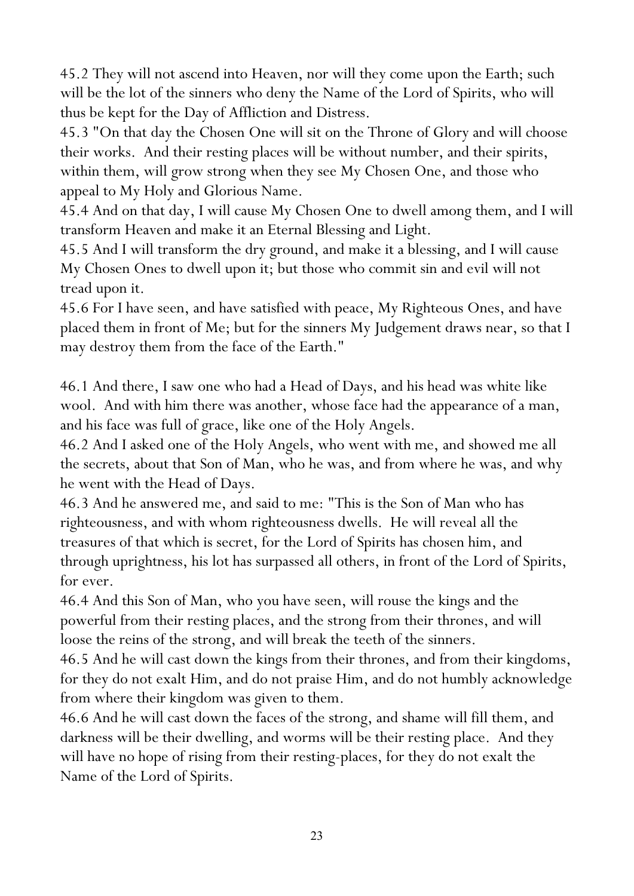45.2 They will not ascend into Heaven, nor will they come upon the Earth; such will be the lot of the sinners who deny the Name of the Lord of Spirits, who will thus be kept for the Day of Affliction and Distress.

45.3 "On that day the Chosen One will sit on the Throne of Glory and will choose their works. And their resting places will be without number, and their spirits, within them, will grow strong when they see My Chosen One, and those who appeal to My Holy and Glorious Name.

45.4 And on that day, I will cause My Chosen One to dwell among them, and I will transform Heaven and make it an Eternal Blessing and Light.

45.5 And I will transform the dry ground, and make it a blessing, and I will cause My Chosen Ones to dwell upon it; but those who commit sin and evil will not tread upon it.

45.6 For I have seen, and have satisfied with peace, My Righteous Ones, and have placed them in front of Me; but for the sinners My Judgement draws near, so that I may destroy them from the face of the Earth."

46.1 And there, I saw one who had a Head of Days, and his head was white like wool. And with him there was another, whose face had the appearance of a man, and his face was full of grace, like one of the Holy Angels.

46.2 And I asked one of the Holy Angels, who went with me, and showed me all the secrets, about that Son of Man, who he was, and from where he was, and why he went with the Head of Days.

46.3 And he answered me, and said to me: "This is the Son of Man who has righteousness, and with whom righteousness dwells. He will reveal all the treasures of that which is secret, for the Lord of Spirits has chosen him, and through uprightness, his lot has surpassed all others, in front of the Lord of Spirits, for ever.

46.4 And this Son of Man, who you have seen, will rouse the kings and the powerful from their resting places, and the strong from their thrones, and will loose the reins of the strong, and will break the teeth of the sinners.

46.5 And he will cast down the kings from their thrones, and from their kingdoms, for they do not exalt Him, and do not praise Him, and do not humbly acknowledge from where their kingdom was given to them.

46.6 And he will cast down the faces of the strong, and shame will fill them, and darkness will be their dwelling, and worms will be their resting place. And they will have no hope of rising from their resting-places, for they do not exalt the Name of the Lord of Spirits.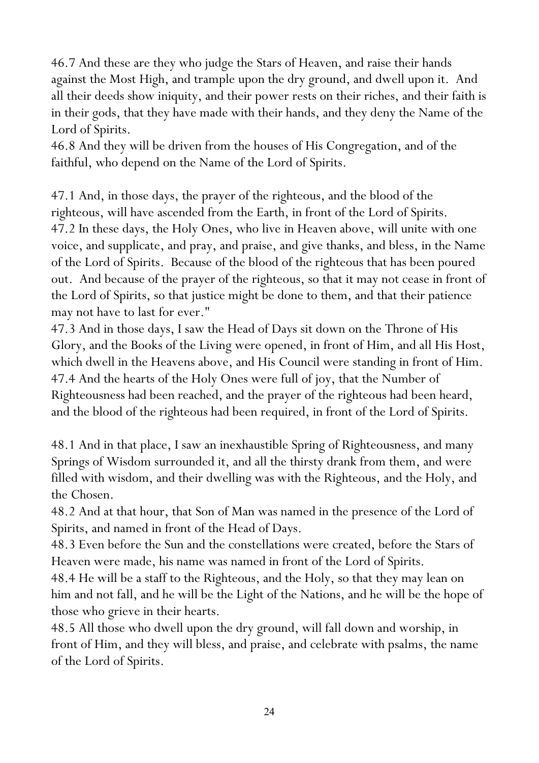46.7 And these are they who judge the Stars of Heaven, and raise their hands against the Most High, and trample upon the dry ground, and dwell upon it. And all their deeds show iniquity, and their power rests on their riches, and their faith is in their gods, that they have made with their hands, and they deny the Name of the Lord of Spirits.
46.8 And they will be driven from the houses of His Congregation, and of the faithful, who depend on the Name of the Lord of Spirits.

47.1 And, in those days, the prayer of the righteous, and the blood of the righteous, will have ascended from the Earth, in front of the Lord of Spirits.
47.2 In these days, the Holy Ones, who live in Heaven above, will unite with one voice, and supplicate, and pray, and praise, and give thanks, and bless, in the Name of the Lord of Spirits. Because of the blood of the righteous that has been poured out. And because of the prayer of the righteous, so that it may not cease in front of the Lord of Spirits, so that justice might be done to them, and that their patience may not have to last for ever."
47.3 And in those days, I saw the Head of Days sit down on the Throne of His Glory, and the Books of the Living were opened, in front of Him, and all His Host, which dwell in the Heavens above, and His Council were standing in front of Him.
47.4 And the hearts of the Holy Ones were full of joy, that the Number of Righteousness had been reached, and the prayer of the righteous had been heard, and the blood of the righteous had been required, in front of the Lord of Spirits.

48.1 And in that place, I saw an inexhaustible Spring of Righteousness, and many Springs of Wisdom surrounded it, and all the thirsty drank from them, and were filled with wisdom, and their dwelling was with the Righteous, and the Holy, and the Chosen.
48.2 And at that hour, that Son of Man was named in the presence of the Lord of Spirits, and named in front of the Head of Days.
48.3 Even before the Sun and the constellations were created, before the Stars of Heaven were made, his name was named in front of the Lord of Spirits.
48.4 He will be a staff to the Righteous, and the Holy, so that they may lean on him and not fall, and he will be the Light of the Nations, and he will be the hope of those who grieve in their hearts.
48.5 All those who dwell upon the dry ground, will fall down and worship, in front of Him, and they will bless, and praise, and celebrate with psalms, the name of the Lord of Spirits.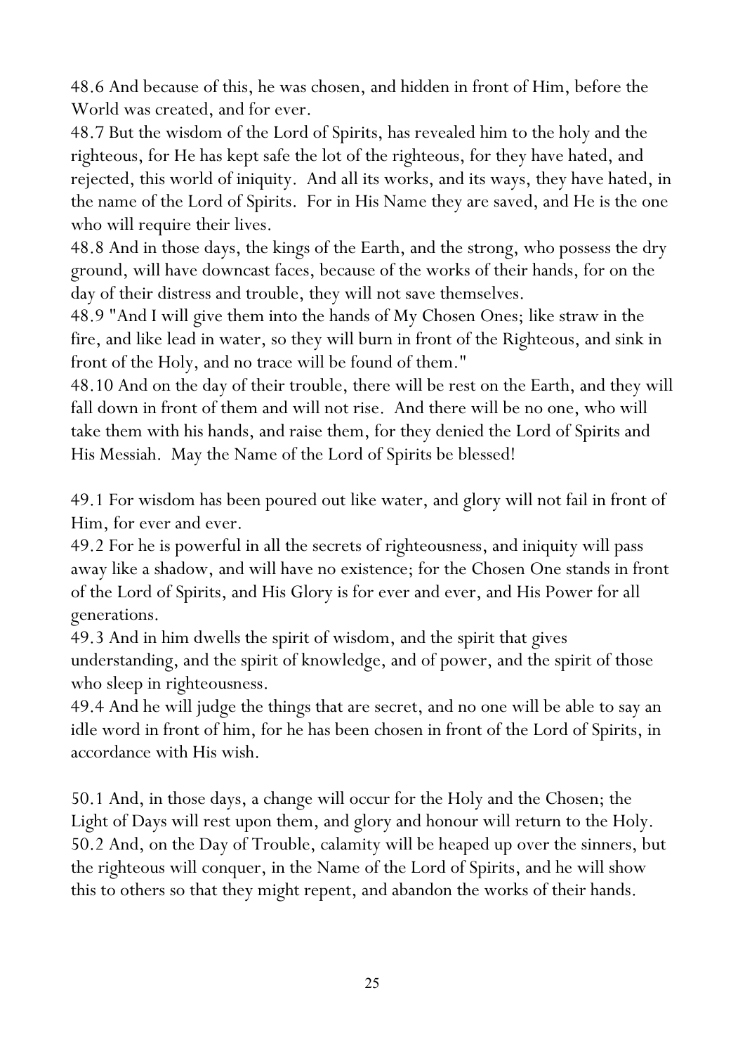48.6 And because of this, he was chosen, and hidden in front of Him, before the World was created, and for ever.
48.7 But the wisdom of the Lord of Spirits, has revealed him to the holy and the righteous, for He has kept safe the lot of the righteous, for they have hated, and rejected, this world of iniquity.  And all its works, and its ways, they have hated, in the name of the Lord of Spirits.  For in His Name they are saved, and He is the one who will require their lives.
48.8 And in those days, the kings of the Earth, and the strong, who possess the dry ground, will have downcast faces, because of the works of their hands, for on the day of their distress and trouble, they will not save themselves.
48.9 "And I will give them into the hands of My Chosen Ones; like straw in the fire, and like lead in water, so they will burn in front of the Righteous, and sink in front of the Holy, and no trace will be found of them."
48.10 And on the day of their trouble, there will be rest on the Earth, and they will fall down in front of them and will not rise.  And there will be no one, who will take them with his hands, and raise them, for they denied the Lord of Spirits and His Messiah.  May the Name of the Lord of Spirits be blessed!

49.1 For wisdom has been poured out like water, and glory will not fail in front of Him, for ever and ever.
49.2 For he is powerful in all the secrets of righteousness, and iniquity will pass away like a shadow, and will have no existence; for the Chosen One stands in front of the Lord of Spirits, and His Glory is for ever and ever, and His Power for all generations.
49.3 And in him dwells the spirit of wisdom, and the spirit that gives understanding, and the spirit of knowledge, and of power, and the spirit of those who sleep in righteousness.
49.4 And he will judge the things that are secret, and no one will be able to say an idle word in front of him, for he has been chosen in front of the Lord of Spirits, in accordance with His wish.

50.1 And, in those days, a change will occur for the Holy and the Chosen; the Light of Days will rest upon them, and glory and honour will return to the Holy.
50.2 And, on the Day of Trouble, calamity will be heaped up over the sinners, but the righteous will conquer, in the Name of the Lord of Spirits, and he will show this to others so that they might repent, and abandon the works of their hands.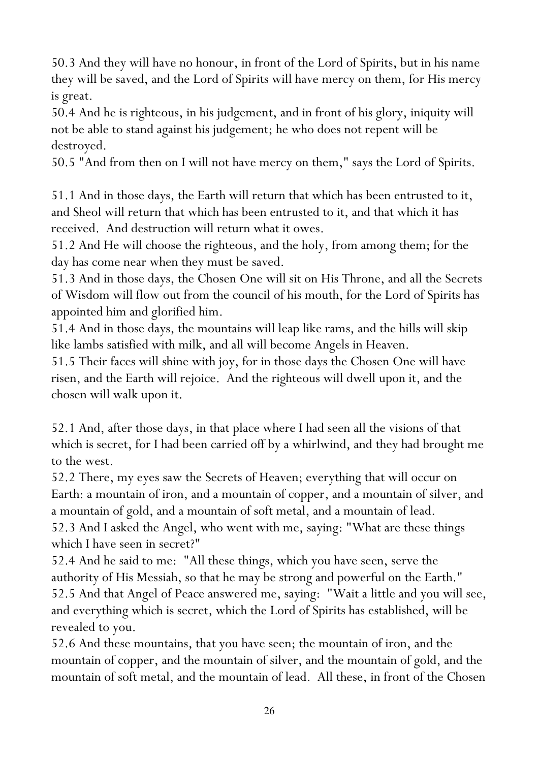50.3 And they will have no honour, in front of the Lord of Spirits, but in his name they will be saved, and the Lord of Spirits will have mercy on them, for His mercy is great.
50.4 And he is righteous, in his judgement, and in front of his glory, iniquity will not be able to stand against his judgement; he who does not repent will be destroyed.
50.5 "And from then on I will not have mercy on them," says the Lord of Spirits.

51.1 And in those days, the Earth will return that which has been entrusted to it, and Sheol will return that which has been entrusted to it, and that which it has received. And destruction will return what it owes.
51.2 And He will choose the righteous, and the holy, from among them; for the day has come near when they must be saved.
51.3 And in those days, the Chosen One will sit on His Throne, and all the Secrets of Wisdom will flow out from the council of his mouth, for the Lord of Spirits has appointed him and glorified him.
51.4 And in those days, the mountains will leap like rams, and the hills will skip like lambs satisfied with milk, and all will become Angels in Heaven.
51.5 Their faces will shine with joy, for in those days the Chosen One will have risen, and the Earth will rejoice. And the righteous will dwell upon it, and the chosen will walk upon it.

52.1 And, after those days, in that place where I had seen all the visions of that which is secret, for I had been carried off by a whirlwind, and they had brought me to the west.
52.2 There, my eyes saw the Secrets of Heaven; everything that will occur on Earth: a mountain of iron, and a mountain of copper, and a mountain of silver, and a mountain of gold, and a mountain of soft metal, and a mountain of lead.
52.3 And I asked the Angel, who went with me, saying: "What are these things which I have seen in secret?"
52.4 And he said to me: "All these things, which you have seen, serve the authority of His Messiah, so that he may be strong and powerful on the Earth."
52.5 And that Angel of Peace answered me, saying: "Wait a little and you will see, and everything which is secret, which the Lord of Spirits has established, will be revealed to you.
52.6 And these mountains, that you have seen; the mountain of iron, and the mountain of copper, and the mountain of silver, and the mountain of gold, and the mountain of soft metal, and the mountain of lead. All these, in front of the Chosen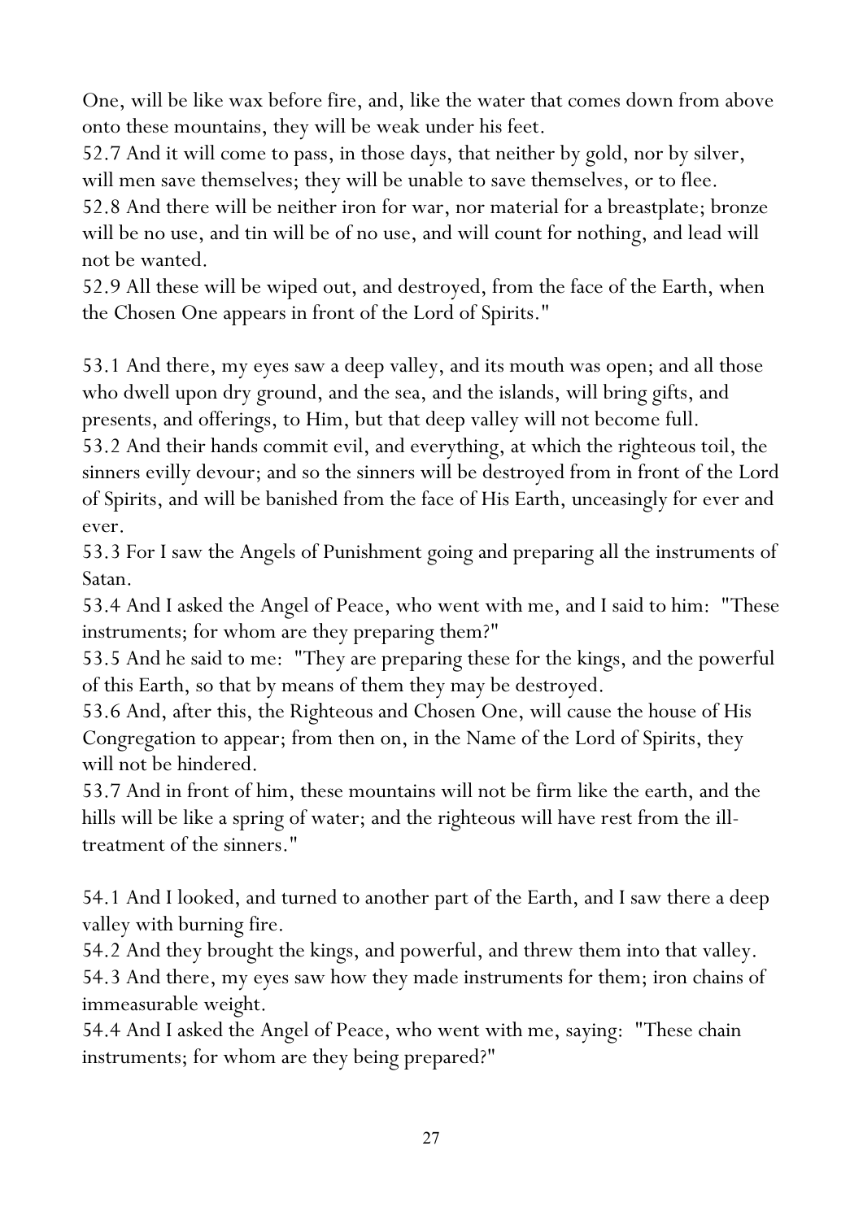One, will be like wax before fire, and, like the water that comes down from above onto these mountains, they will be weak under his feet.
52.7 And it will come to pass, in those days, that neither by gold, nor by silver, will men save themselves; they will be unable to save themselves, or to flee.
52.8 And there will be neither iron for war, nor material for a breastplate; bronze will be no use, and tin will be of no use, and will count for nothing, and lead will not be wanted.
52.9 All these will be wiped out, and destroyed, from the face of the Earth, when the Chosen One appears in front of the Lord of Spirits."

53.1 And there, my eyes saw a deep valley, and its mouth was open; and all those who dwell upon dry ground, and the sea, and the islands, will bring gifts, and presents, and offerings, to Him, but that deep valley will not become full.
53.2 And their hands commit evil, and everything, at which the righteous toil, the sinners evilly devour; and so the sinners will be destroyed from in front of the Lord of Spirits, and will be banished from the face of His Earth, unceasingly for ever and ever.
53.3 For I saw the Angels of Punishment going and preparing all the instruments of Satan.
53.4 And I asked the Angel of Peace, who went with me, and I said to him: "These instruments; for whom are they preparing them?"
53.5 And he said to me: "They are preparing these for the kings, and the powerful of this Earth, so that by means of them they may be destroyed.
53.6 And, after this, the Righteous and Chosen One, will cause the house of His Congregation to appear; from then on, in the Name of the Lord of Spirits, they will not be hindered.
53.7 And in front of him, these mountains will not be firm like the earth, and the hills will be like a spring of water; and the righteous will have rest from the ill-treatment of the sinners."

54.1 And I looked, and turned to another part of the Earth, and I saw there a deep valley with burning fire.
54.2 And they brought the kings, and powerful, and threw them into that valley.
54.3 And there, my eyes saw how they made instruments for them; iron chains of immeasurable weight.
54.4 And I asked the Angel of Peace, who went with me, saying: "These chain instruments; for whom are they being prepared?"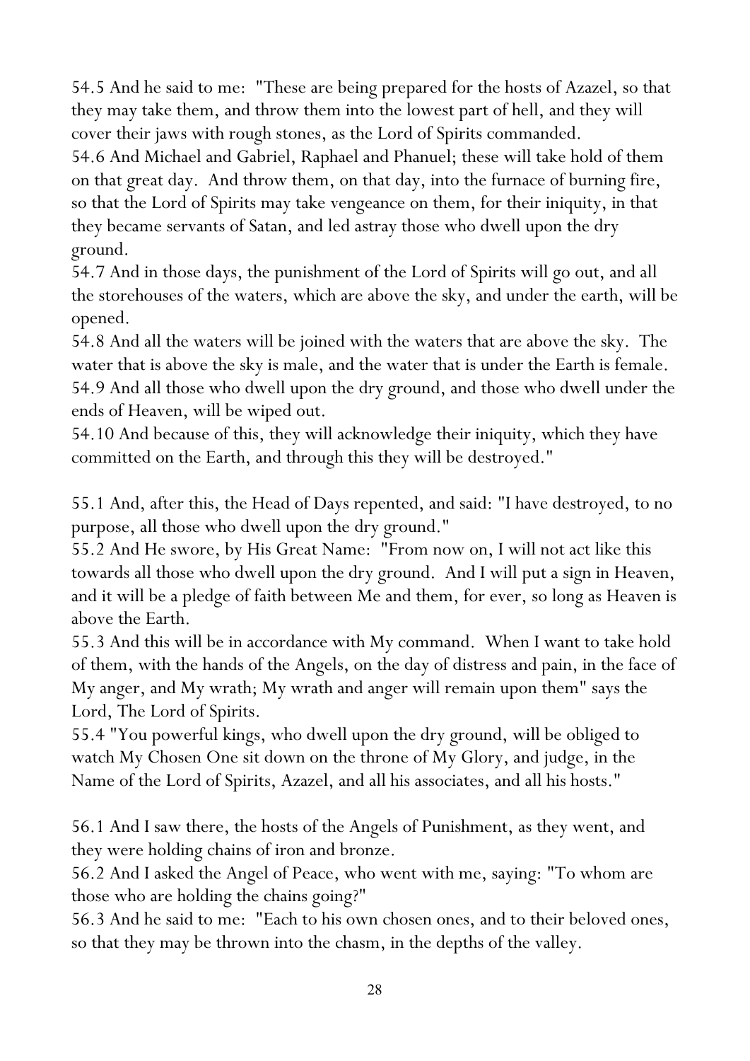54.5 And he said to me: "These are being prepared for the hosts of Azazel, so that they may take them, and throw them into the lowest part of hell, and they will cover their jaws with rough stones, as the Lord of Spirits commanded.
54.6 And Michael and Gabriel, Raphael and Phanuel; these will take hold of them on that great day. And throw them, on that day, into the furnace of burning fire, so that the Lord of Spirits may take vengeance on them, for their iniquity, in that they became servants of Satan, and led astray those who dwell upon the dry ground.
54.7 And in those days, the punishment of the Lord of Spirits will go out, and all the storehouses of the waters, which are above the sky, and under the earth, will be opened.
54.8 And all the waters will be joined with the waters that are above the sky. The water that is above the sky is male, and the water that is under the Earth is female.
54.9 And all those who dwell upon the dry ground, and those who dwell under the ends of Heaven, will be wiped out.
54.10 And because of this, they will acknowledge their iniquity, which they have committed on the Earth, and through this they will be destroyed."

55.1 And, after this, the Head of Days repented, and said: "I have destroyed, to no purpose, all those who dwell upon the dry ground."
55.2 And He swore, by His Great Name: "From now on, I will not act like this towards all those who dwell upon the dry ground. And I will put a sign in Heaven, and it will be a pledge of faith between Me and them, for ever, so long as Heaven is above the Earth.
55.3 And this will be in accordance with My command. When I want to take hold of them, with the hands of the Angels, on the day of distress and pain, in the face of My anger, and My wrath; My wrath and anger will remain upon them" says the Lord, The Lord of Spirits.
55.4 "You powerful kings, who dwell upon the dry ground, will be obliged to watch My Chosen One sit down on the throne of My Glory, and judge, in the Name of the Lord of Spirits, Azazel, and all his associates, and all his hosts."

56.1 And I saw there, the hosts of the Angels of Punishment, as they went, and they were holding chains of iron and bronze.
56.2 And I asked the Angel of Peace, who went with me, saying: "To whom are those who are holding the chains going?"
56.3 And he said to me: "Each to his own chosen ones, and to their beloved ones, so that they may be thrown into the chasm, in the depths of the valley.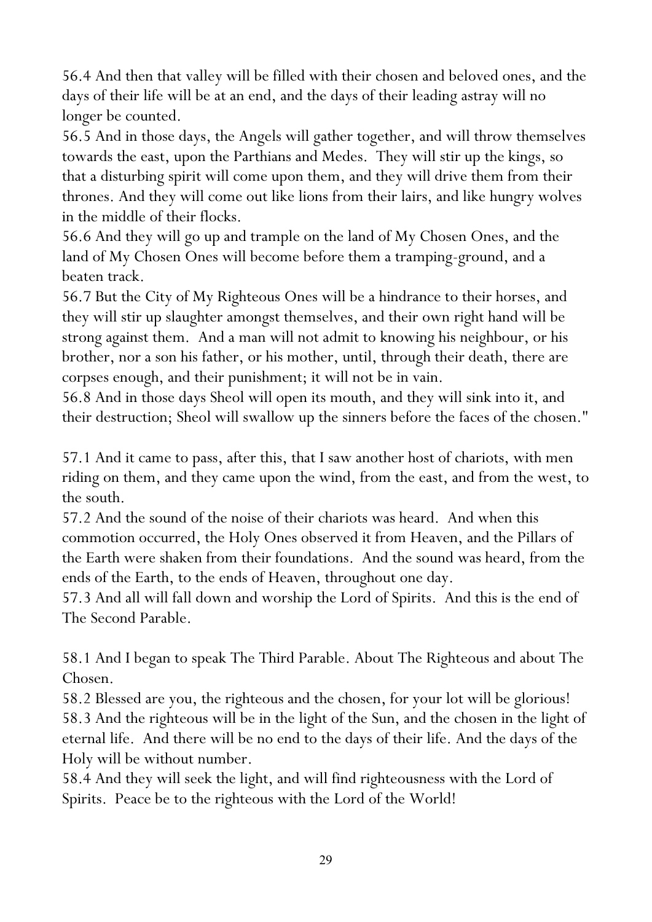56.4 And then that valley will be filled with their chosen and beloved ones, and the days of their life will be at an end, and the days of their leading astray will no longer be counted.

56.5 And in those days, the Angels will gather together, and will throw themselves towards the east, upon the Parthians and Medes. They will stir up the kings, so that a disturbing spirit will come upon them, and they will drive them from their thrones. And they will come out like lions from their lairs, and like hungry wolves in the middle of their flocks.

56.6 And they will go up and trample on the land of My Chosen Ones, and the land of My Chosen Ones will become before them a tramping-ground, and a beaten track.

56.7 But the City of My Righteous Ones will be a hindrance to their horses, and they will stir up slaughter amongst themselves, and their own right hand will be strong against them. And a man will not admit to knowing his neighbour, or his brother, nor a son his father, or his mother, until, through their death, there are corpses enough, and their punishment; it will not be in vain.

56.8 And in those days Sheol will open its mouth, and they will sink into it, and their destruction; Sheol will swallow up the sinners before the faces of the chosen."

57.1 And it came to pass, after this, that I saw another host of chariots, with men riding on them, and they came upon the wind, from the east, and from the west, to the south.

57.2 And the sound of the noise of their chariots was heard. And when this commotion occurred, the Holy Ones observed it from Heaven, and the Pillars of the Earth were shaken from their foundations. And the sound was heard, from the ends of the Earth, to the ends of Heaven, throughout one day.

57.3 And all will fall down and worship the Lord of Spirits. And this is the end of The Second Parable.

58.1 And I began to speak The Third Parable. About The Righteous and about The Chosen.

58.2 Blessed are you, the righteous and the chosen, for your lot will be glorious!

58.3 And the righteous will be in the light of the Sun, and the chosen in the light of eternal life. And there will be no end to the days of their life. And the days of the Holy will be without number.

58.4 And they will seek the light, and will find righteousness with the Lord of Spirits. Peace be to the righteous with the Lord of the World!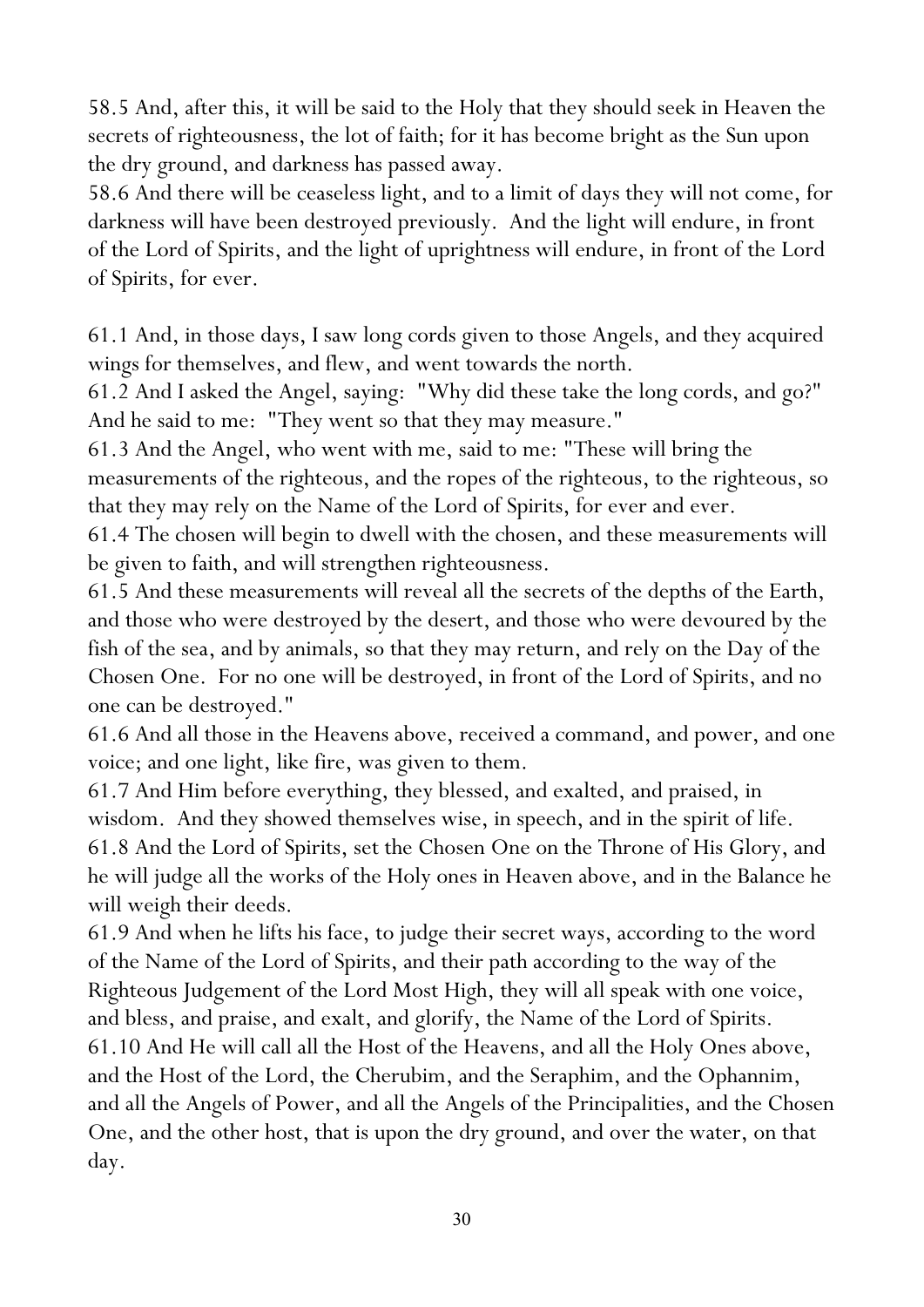58.5 And, after this, it will be said to the Holy that they should seek in Heaven the secrets of righteousness, the lot of faith; for it has become bright as the Sun upon the dry ground, and darkness has passed away.
58.6 And there will be ceaseless light, and to a limit of days they will not come, for darkness will have been destroyed previously. And the light will endure, in front of the Lord of Spirits, and the light of uprightness will endure, in front of the Lord of Spirits, for ever.

61.1 And, in those days, I saw long cords given to those Angels, and they acquired wings for themselves, and flew, and went towards the north.
61.2 And I asked the Angel, saying: "Why did these take the long cords, and go?" And he said to me: "They went so that they may measure."
61.3 And the Angel, who went with me, said to me: "These will bring the measurements of the righteous, and the ropes of the righteous, to the righteous, so that they may rely on the Name of the Lord of Spirits, for ever and ever.
61.4 The chosen will begin to dwell with the chosen, and these measurements will be given to faith, and will strengthen righteousness.
61.5 And these measurements will reveal all the secrets of the depths of the Earth, and those who were destroyed by the desert, and those who were devoured by the fish of the sea, and by animals, so that they may return, and rely on the Day of the Chosen One. For no one will be destroyed, in front of the Lord of Spirits, and no one can be destroyed."
61.6 And all those in the Heavens above, received a command, and power, and one voice; and one light, like fire, was given to them.
61.7 And Him before everything, they blessed, and exalted, and praised, in wisdom. And they showed themselves wise, in speech, and in the spirit of life.
61.8 And the Lord of Spirits, set the Chosen One on the Throne of His Glory, and he will judge all the works of the Holy ones in Heaven above, and in the Balance he will weigh their deeds.
61.9 And when he lifts his face, to judge their secret ways, according to the word of the Name of the Lord of Spirits, and their path according to the way of the Righteous Judgement of the Lord Most High, they will all speak with one voice, and bless, and praise, and exalt, and glorify, the Name of the Lord of Spirits.
61.10 And He will call all the Host of the Heavens, and all the Holy Ones above, and the Host of the Lord, the Cherubim, and the Seraphim, and the Ophannim, and all the Angels of Power, and all the Angels of the Principalities, and the Chosen One, and the other host, that is upon the dry ground, and over the water, on that day.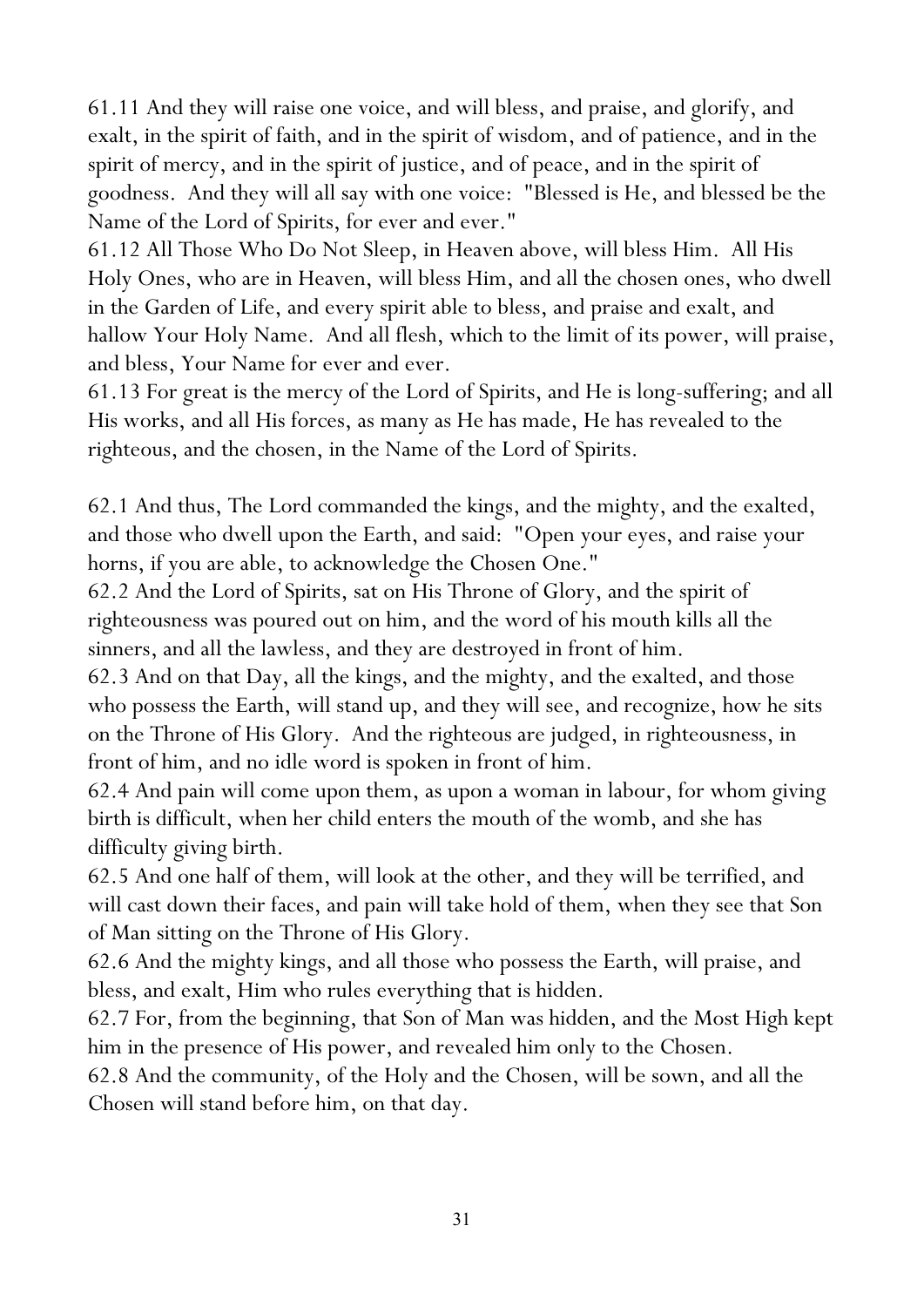61.11 And they will raise one voice, and will bless, and praise, and glorify, and exalt, in the spirit of faith, and in the spirit of wisdom, and of patience, and in the spirit of mercy, and in the spirit of justice, and of peace, and in the spirit of goodness. And they will all say with one voice: "Blessed is He, and blessed be the Name of the Lord of Spirits, for ever and ever."
61.12 All Those Who Do Not Sleep, in Heaven above, will bless Him. All His Holy Ones, who are in Heaven, will bless Him, and all the chosen ones, who dwell in the Garden of Life, and every spirit able to bless, and praise and exalt, and hallow Your Holy Name. And all flesh, which to the limit of its power, will praise, and bless, Your Name for ever and ever.
61.13 For great is the mercy of the Lord of Spirits, and He is long-suffering; and all His works, and all His forces, as many as He has made, He has revealed to the righteous, and the chosen, in the Name of the Lord of Spirits.

62.1 And thus, The Lord commanded the kings, and the mighty, and the exalted, and those who dwell upon the Earth, and said: "Open your eyes, and raise your horns, if you are able, to acknowledge the Chosen One."
62.2 And the Lord of Spirits, sat on His Throne of Glory, and the spirit of righteousness was poured out on him, and the word of his mouth kills all the sinners, and all the lawless, and they are destroyed in front of him.
62.3 And on that Day, all the kings, and the mighty, and the exalted, and those who possess the Earth, will stand up, and they will see, and recognize, how he sits on the Throne of His Glory. And the righteous are judged, in righteousness, in front of him, and no idle word is spoken in front of him.
62.4 And pain will come upon them, as upon a woman in labour, for whom giving birth is difficult, when her child enters the mouth of the womb, and she has difficulty giving birth.
62.5 And one half of them, will look at the other, and they will be terrified, and will cast down their faces, and pain will take hold of them, when they see that Son of Man sitting on the Throne of His Glory.
62.6 And the mighty kings, and all those who possess the Earth, will praise, and bless, and exalt, Him who rules everything that is hidden.
62.7 For, from the beginning, that Son of Man was hidden, and the Most High kept him in the presence of His power, and revealed him only to the Chosen.
62.8 And the community, of the Holy and the Chosen, will be sown, and all the Chosen will stand before him, on that day.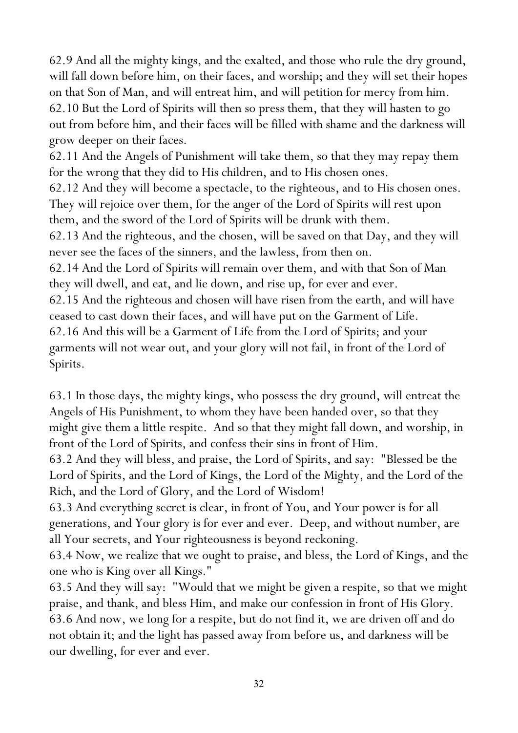62.9 And all the mighty kings, and the exalted, and those who rule the dry ground, will fall down before him, on their faces, and worship; and they will set their hopes on that Son of Man, and will entreat him, and will petition for mercy from him.
62.10 But the Lord of Spirits will then so press them, that they will hasten to go out from before him, and their faces will be filled with shame and the darkness will grow deeper on their faces.
62.11 And the Angels of Punishment will take them, so that they may repay them for the wrong that they did to His children, and to His chosen ones.
62.12 And they will become a spectacle, to the righteous, and to His chosen ones. They will rejoice over them, for the anger of the Lord of Spirits will rest upon them, and the sword of the Lord of Spirits will be drunk with them.
62.13 And the righteous, and the chosen, will be saved on that Day, and they will never see the faces of the sinners, and the lawless, from then on.
62.14 And the Lord of Spirits will remain over them, and with that Son of Man they will dwell, and eat, and lie down, and rise up, for ever and ever.
62.15 And the righteous and chosen will have risen from the earth, and will have ceased to cast down their faces, and will have put on the Garment of Life.
62.16 And this will be a Garment of Life from the Lord of Spirits; and your garments will not wear out, and your glory will not fail, in front of the Lord of Spirits.

63.1 In those days, the mighty kings, who possess the dry ground, will entreat the Angels of His Punishment, to whom they have been handed over, so that they might give them a little respite. And so that they might fall down, and worship, in front of the Lord of Spirits, and confess their sins in front of Him.
63.2 And they will bless, and praise, the Lord of Spirits, and say: "Blessed be the Lord of Spirits, and the Lord of Kings, the Lord of the Mighty, and the Lord of the Rich, and the Lord of Glory, and the Lord of Wisdom!
63.3 And everything secret is clear, in front of You, and Your power is for all generations, and Your glory is for ever and ever. Deep, and without number, are all Your secrets, and Your righteousness is beyond reckoning.
63.4 Now, we realize that we ought to praise, and bless, the Lord of Kings, and the one who is King over all Kings."
63.5 And they will say: "Would that we might be given a respite, so that we might praise, and thank, and bless Him, and make our confession in front of His Glory.
63.6 And now, we long for a respite, but do not find it, we are driven off and do not obtain it; and the light has passed away from before us, and darkness will be our dwelling, for ever and ever.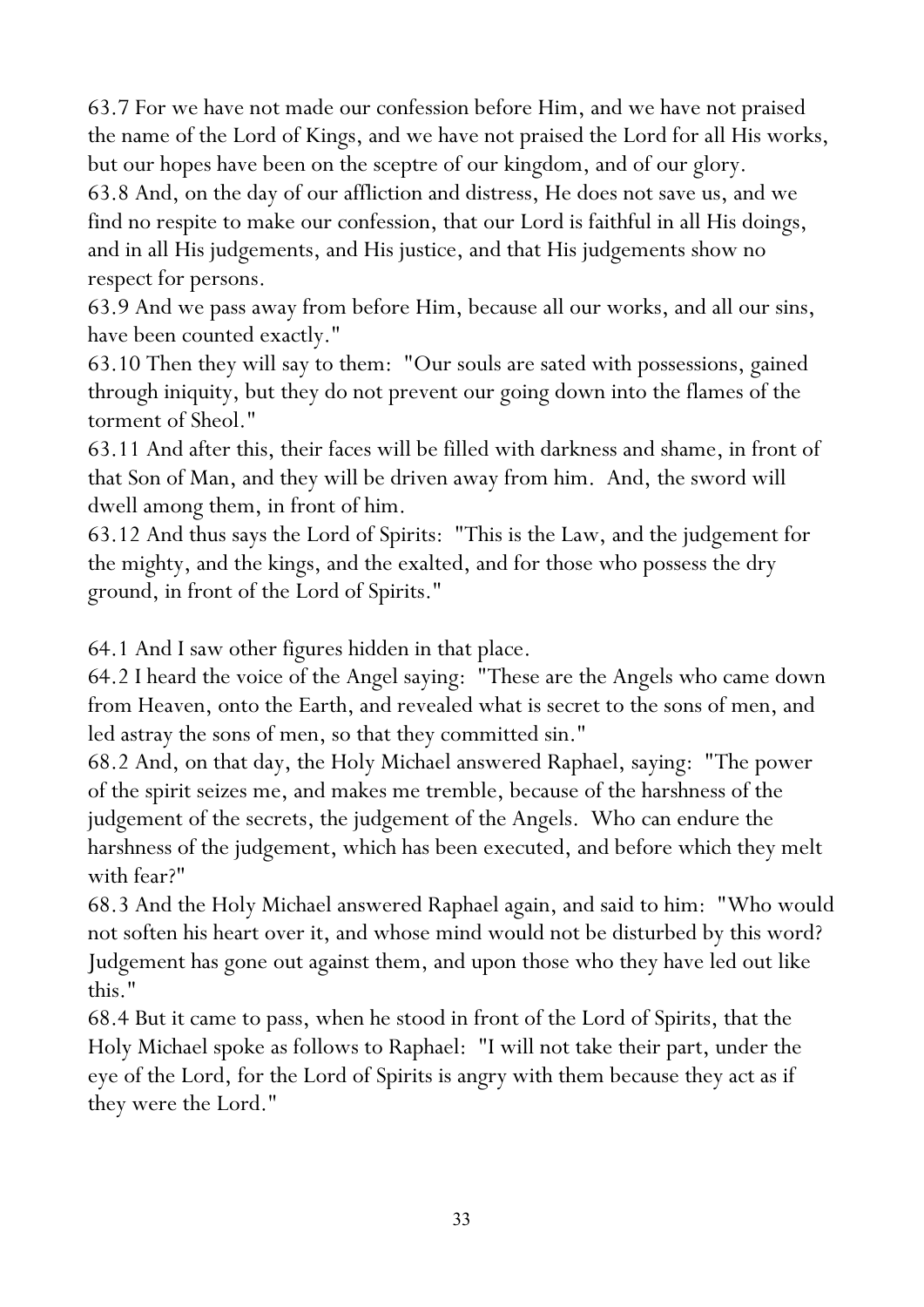63.7 For we have not made our confession before Him, and we have not praised the name of the Lord of Kings, and we have not praised the Lord for all His works, but our hopes have been on the sceptre of our kingdom, and of our glory.
63.8 And, on the day of our affliction and distress, He does not save us, and we find no respite to make our confession, that our Lord is faithful in all His doings, and in all His judgements, and His justice, and that His judgements show no respect for persons.
63.9 And we pass away from before Him, because all our works, and all our sins, have been counted exactly."
63.10 Then they will say to them: "Our souls are sated with possessions, gained through iniquity, but they do not prevent our going down into the flames of the torment of Sheol."
63.11 And after this, their faces will be filled with darkness and shame, in front of that Son of Man, and they will be driven away from him. And, the sword will dwell among them, in front of him.
63.12 And thus says the Lord of Spirits: "This is the Law, and the judgement for the mighty, and the kings, and the exalted, and for those who possess the dry ground, in front of the Lord of Spirits."

64.1 And I saw other figures hidden in that place.
64.2 I heard the voice of the Angel saying: "These are the Angels who came down from Heaven, onto the Earth, and revealed what is secret to the sons of men, and led astray the sons of men, so that they committed sin."
68.2 And, on that day, the Holy Michael answered Raphael, saying: "The power of the spirit seizes me, and makes me tremble, because of the harshness of the judgement of the secrets, the judgement of the Angels. Who can endure the harshness of the judgement, which has been executed, and before which they melt with fear?"
68.3 And the Holy Michael answered Raphael again, and said to him: "Who would not soften his heart over it, and whose mind would not be disturbed by this word? Judgement has gone out against them, and upon those who they have led out like this."
68.4 But it came to pass, when he stood in front of the Lord of Spirits, that the Holy Michael spoke as follows to Raphael: "I will not take their part, under the eye of the Lord, for the Lord of Spirits is angry with them because they act as if they were the Lord."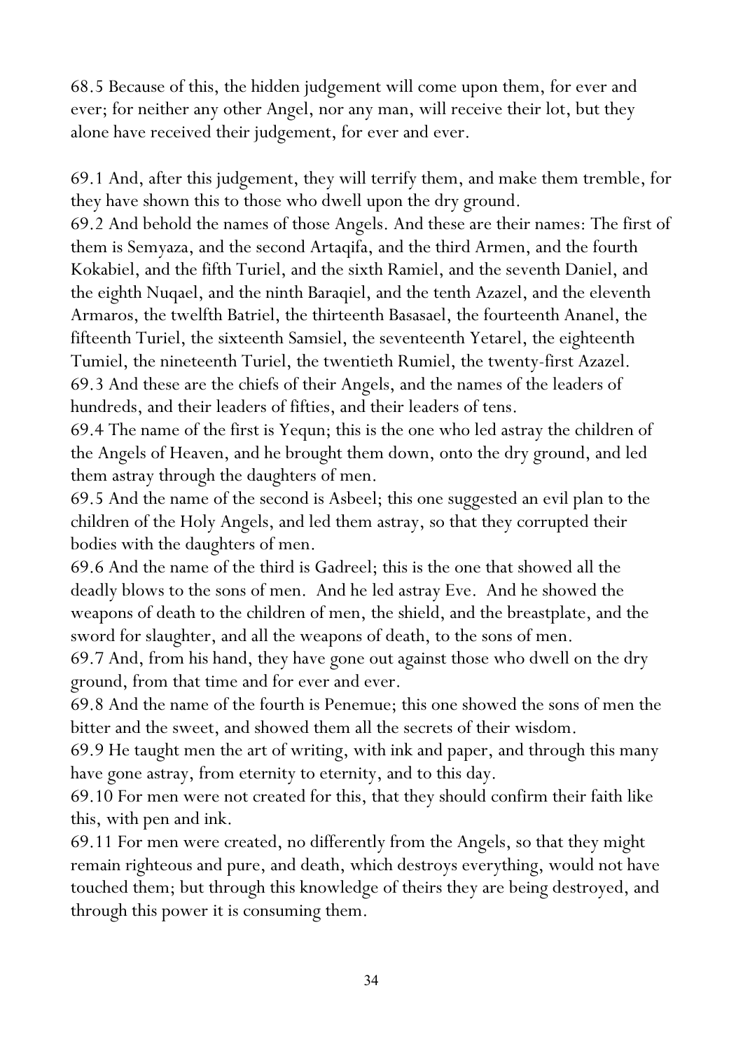68.5 Because of this, the hidden judgement will come upon them, for ever and ever; for neither any other Angel, nor any man, will receive their lot, but they alone have received their judgement, for ever and ever.

69.1 And, after this judgement, they will terrify them, and make them tremble, for they have shown this to those who dwell upon the dry ground.
69.2 And behold the names of those Angels. And these are their names: The first of them is Semyaza, and the second Artaqifa, and the third Armen, and the fourth Kokabiel, and the fifth Turiel, and the sixth Ramiel, and the seventh Daniel, and the eighth Nuqael, and the ninth Baraqiel, and the tenth Azazel, and the eleventh Armaros, the twelfth Batriel, the thirteenth Basasael, the fourteenth Ananel, the fifteenth Turiel, the sixteenth Samsiel, the seventeenth Yetarel, the eighteenth Tumiel, the nineteenth Turiel, the twentieth Rumiel, the twenty-first Azazel.
69.3 And these are the chiefs of their Angels, and the names of the leaders of hundreds, and their leaders of fifties, and their leaders of tens.
69.4 The name of the first is Yequn; this is the one who led astray the children of the Angels of Heaven, and he brought them down, onto the dry ground, and led them astray through the daughters of men.
69.5 And the name of the second is Asbeel; this one suggested an evil plan to the children of the Holy Angels, and led them astray, so that they corrupted their bodies with the daughters of men.
69.6 And the name of the third is Gadreel; this is the one that showed all the deadly blows to the sons of men. And he led astray Eve. And he showed the weapons of death to the children of men, the shield, and the breastplate, and the sword for slaughter, and all the weapons of death, to the sons of men.
69.7 And, from his hand, they have gone out against those who dwell on the dry ground, from that time and for ever and ever.
69.8 And the name of the fourth is Penemue; this one showed the sons of men the bitter and the sweet, and showed them all the secrets of their wisdom.
69.9 He taught men the art of writing, with ink and paper, and through this many have gone astray, from eternity to eternity, and to this day.
69.10 For men were not created for this, that they should confirm their faith like this, with pen and ink.
69.11 For men were created, no differently from the Angels, so that they might remain righteous and pure, and death, which destroys everything, would not have touched them; but through this knowledge of theirs they are being destroyed, and through this power it is consuming them.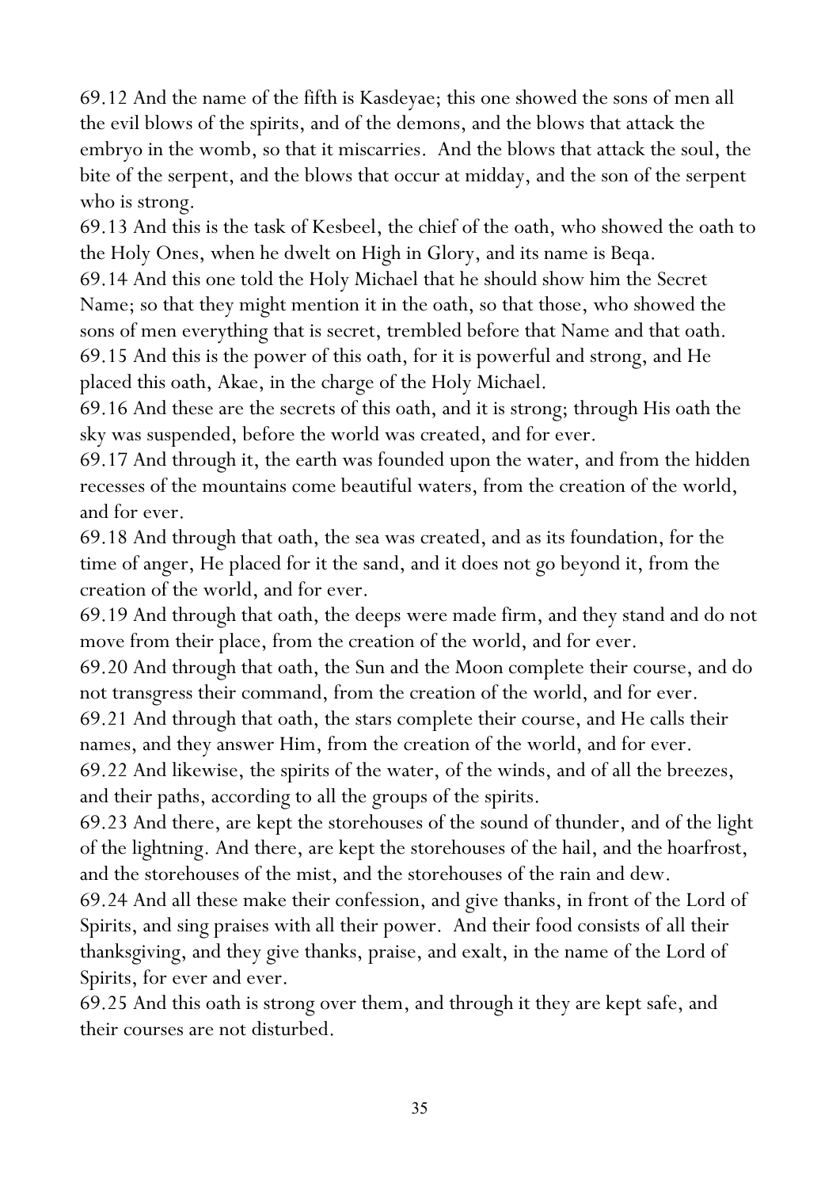69.12 And the name of the fifth is Kasdeyae; this one showed the sons of men all the evil blows of the spirits, and of the demons, and the blows that attack the embryo in the womb, so that it miscarries. And the blows that attack the soul, the bite of the serpent, and the blows that occur at midday, and the son of the serpent who is strong.

69.13 And this is the task of Kesbeel, the chief of the oath, who showed the oath to the Holy Ones, when he dwelt on High in Glory, and its name is Beqa.

69.14 And this one told the Holy Michael that he should show him the Secret Name; so that they might mention it in the oath, so that those, who showed the sons of men everything that is secret, trembled before that Name and that oath.

69.15 And this is the power of this oath, for it is powerful and strong, and He placed this oath, Akae, in the charge of the Holy Michael.

69.16 And these are the secrets of this oath, and it is strong; through His oath the sky was suspended, before the world was created, and for ever.

69.17 And through it, the earth was founded upon the water, and from the hidden recesses of the mountains come beautiful waters, from the creation of the world, and for ever.

69.18 And through that oath, the sea was created, and as its foundation, for the time of anger, He placed for it the sand, and it does not go beyond it, from the creation of the world, and for ever.

69.19 And through that oath, the deeps were made firm, and they stand and do not move from their place, from the creation of the world, and for ever.

69.20 And through that oath, the Sun and the Moon complete their course, and do not transgress their command, from the creation of the world, and for ever.

69.21 And through that oath, the stars complete their course, and He calls their names, and they answer Him, from the creation of the world, and for ever.

69.22 And likewise, the spirits of the water, of the winds, and of all the breezes, and their paths, according to all the groups of the spirits.

69.23 And there, are kept the storehouses of the sound of thunder, and of the light of the lightning. And there, are kept the storehouses of the hail, and the hoarfrost, and the storehouses of the mist, and the storehouses of the rain and dew.

69.24 And all these make their confession, and give thanks, in front of the Lord of Spirits, and sing praises with all their power. And their food consists of all their thanksgiving, and they give thanks, praise, and exalt, in the name of the Lord of Spirits, for ever and ever.

69.25 And this oath is strong over them, and through it they are kept safe, and their courses are not disturbed.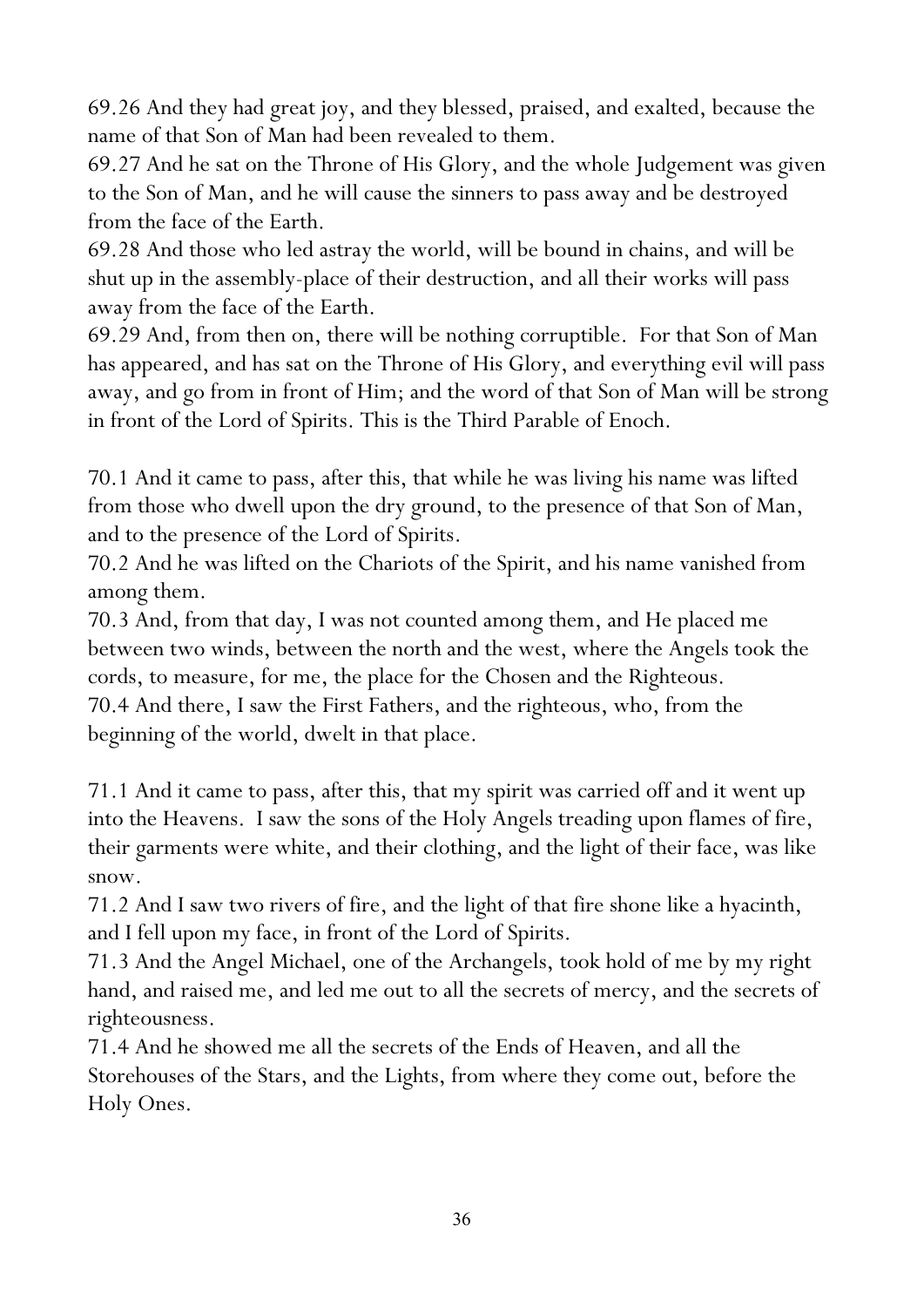69.26 And they had great joy, and they blessed, praised, and exalted, because the name of that Son of Man had been revealed to them.
69.27 And he sat on the Throne of His Glory, and the whole Judgement was given to the Son of Man, and he will cause the sinners to pass away and be destroyed from the face of the Earth.
69.28 And those who led astray the world, will be bound in chains, and will be shut up in the assembly-place of their destruction, and all their works will pass away from the face of the Earth.
69.29 And, from then on, there will be nothing corruptible. For that Son of Man has appeared, and has sat on the Throne of His Glory, and everything evil will pass away, and go from in front of Him; and the word of that Son of Man will be strong in front of the Lord of Spirits. This is the Third Parable of Enoch.

70.1 And it came to pass, after this, that while he was living his name was lifted from those who dwell upon the dry ground, to the presence of that Son of Man, and to the presence of the Lord of Spirits.
70.2 And he was lifted on the Chariots of the Spirit, and his name vanished from among them.
70.3 And, from that day, I was not counted among them, and He placed me between two winds, between the north and the west, where the Angels took the cords, to measure, for me, the place for the Chosen and the Righteous.
70.4 And there, I saw the First Fathers, and the righteous, who, from the beginning of the world, dwelt in that place.

71.1 And it came to pass, after this, that my spirit was carried off and it went up into the Heavens. I saw the sons of the Holy Angels treading upon flames of fire, their garments were white, and their clothing, and the light of their face, was like snow.
71.2 And I saw two rivers of fire, and the light of that fire shone like a hyacinth, and I fell upon my face, in front of the Lord of Spirits.
71.3 And the Angel Michael, one of the Archangels, took hold of me by my right hand, and raised me, and led me out to all the secrets of mercy, and the secrets of righteousness.
71.4 And he showed me all the secrets of the Ends of Heaven, and all the Storehouses of the Stars, and the Lights, from where they come out, before the Holy Ones.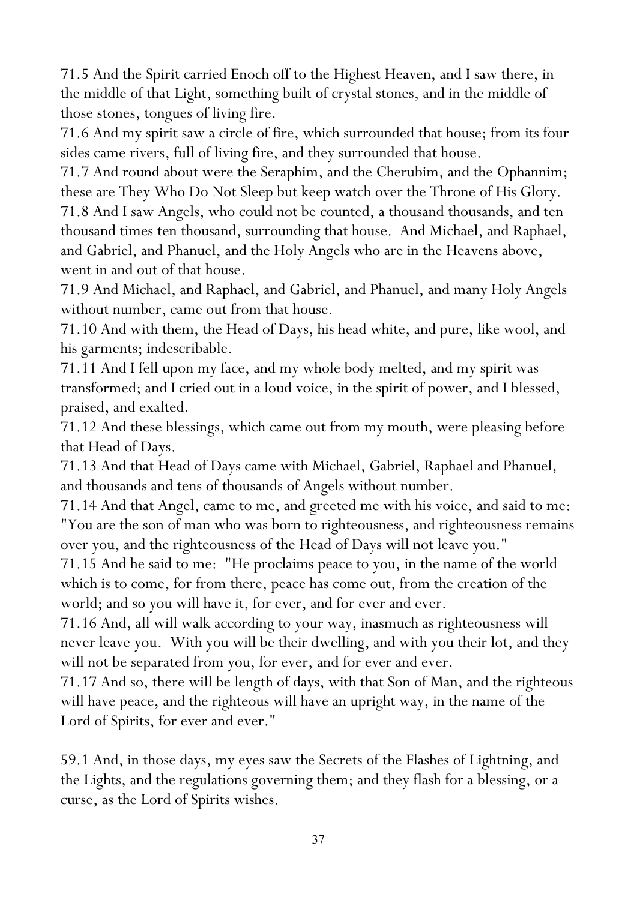71.5 And the Spirit carried Enoch off to the Highest Heaven, and I saw there, in the middle of that Light, something built of crystal stones, and in the middle of those stones, tongues of living fire.

71.6 And my spirit saw a circle of fire, which surrounded that house; from its four sides came rivers, full of living fire, and they surrounded that house.

71.7 And round about were the Seraphim, and the Cherubim, and the Ophannim; these are They Who Do Not Sleep but keep watch over the Throne of His Glory.

71.8 And I saw Angels, who could not be counted, a thousand thousands, and ten thousand times ten thousand, surrounding that house. And Michael, and Raphael, and Gabriel, and Phanuel, and the Holy Angels who are in the Heavens above, went in and out of that house.

71.9 And Michael, and Raphael, and Gabriel, and Phanuel, and many Holy Angels without number, came out from that house.

71.10 And with them, the Head of Days, his head white, and pure, like wool, and his garments; indescribable.

71.11 And I fell upon my face, and my whole body melted, and my spirit was transformed; and I cried out in a loud voice, in the spirit of power, and I blessed, praised, and exalted.

71.12 And these blessings, which came out from my mouth, were pleasing before that Head of Days.

71.13 And that Head of Days came with Michael, Gabriel, Raphael and Phanuel, and thousands and tens of thousands of Angels without number.

71.14 And that Angel, came to me, and greeted me with his voice, and said to me: "You are the son of man who was born to righteousness, and righteousness remains over you, and the righteousness of the Head of Days will not leave you."

71.15 And he said to me: "He proclaims peace to you, in the name of the world which is to come, for from there, peace has come out, from the creation of the world; and so you will have it, for ever, and for ever and ever.

71.16 And, all will walk according to your way, inasmuch as righteousness will never leave you. With you will be their dwelling, and with you their lot, and they will not be separated from you, for ever, and for ever and ever.

71.17 And so, there will be length of days, with that Son of Man, and the righteous will have peace, and the righteous will have an upright way, in the name of the Lord of Spirits, for ever and ever."

59.1 And, in those days, my eyes saw the Secrets of the Flashes of Lightning, and the Lights, and the regulations governing them; and they flash for a blessing, or a curse, as the Lord of Spirits wishes.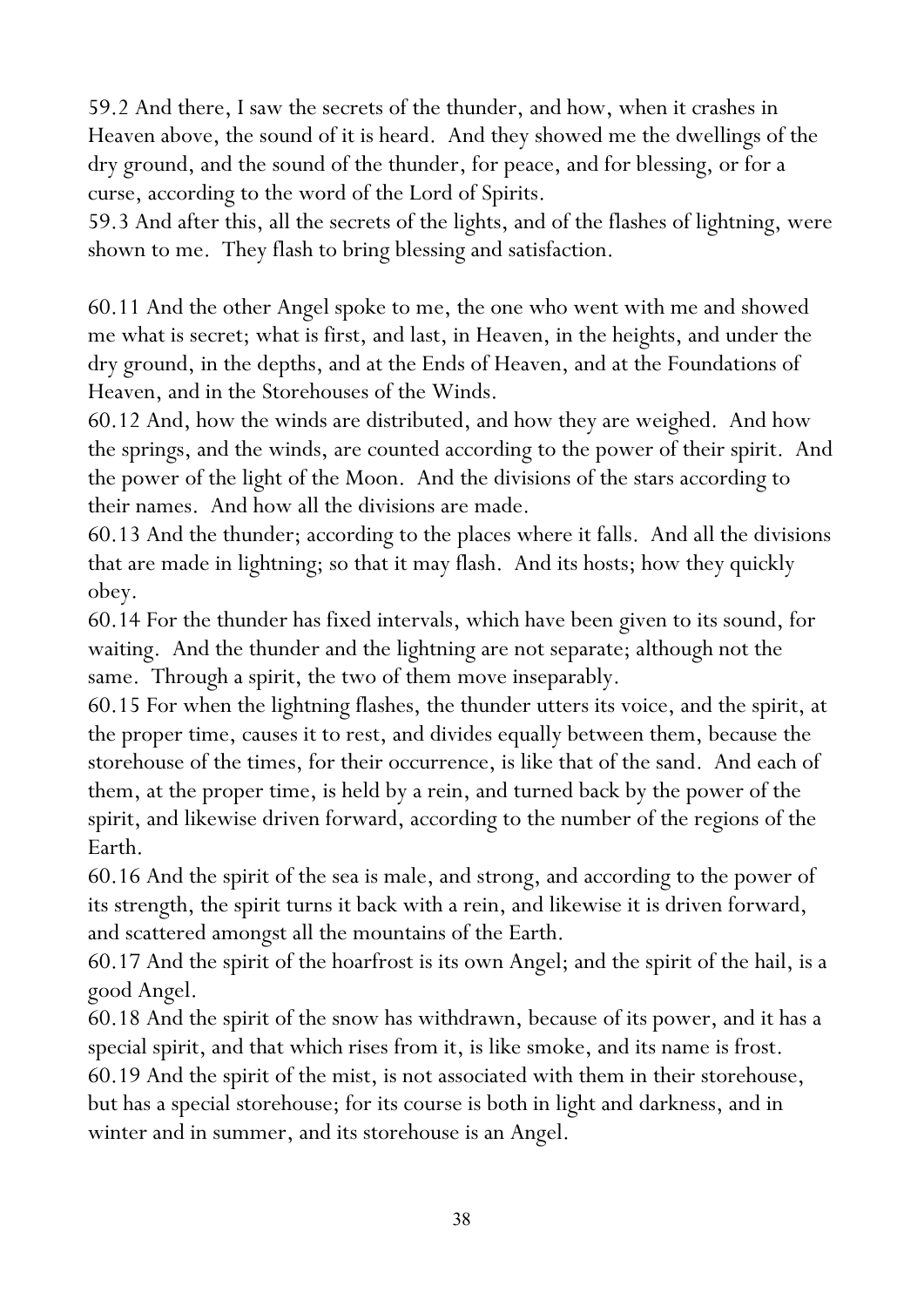59.2 And there, I saw the secrets of the thunder, and how, when it crashes in Heaven above, the sound of it is heard. And they showed me the dwellings of the dry ground, and the sound of the thunder, for peace, and for blessing, or for a curse, according to the word of the Lord of Spirits.
59.3 And after this, all the secrets of the lights, and of the flashes of lightning, were shown to me. They flash to bring blessing and satisfaction.

60.11 And the other Angel spoke to me, the one who went with me and showed me what is secret; what is first, and last, in Heaven, in the heights, and under the dry ground, in the depths, and at the Ends of Heaven, and at the Foundations of Heaven, and in the Storehouses of the Winds.
60.12 And, how the winds are distributed, and how they are weighed. And how the springs, and the winds, are counted according to the power of their spirit. And the power of the light of the Moon. And the divisions of the stars according to their names. And how all the divisions are made.
60.13 And the thunder; according to the places where it falls. And all the divisions that are made in lightning; so that it may flash. And its hosts; how they quickly obey.
60.14 For the thunder has fixed intervals, which have been given to its sound, for waiting. And the thunder and the lightning are not separate; although not the same. Through a spirit, the two of them move inseparably.
60.15 For when the lightning flashes, the thunder utters its voice, and the spirit, at the proper time, causes it to rest, and divides equally between them, because the storehouse of the times, for their occurrence, is like that of the sand. And each of them, at the proper time, is held by a rein, and turned back by the power of the spirit, and likewise driven forward, according to the number of the regions of the Earth.
60.16 And the spirit of the sea is male, and strong, and according to the power of its strength, the spirit turns it back with a rein, and likewise it is driven forward, and scattered amongst all the mountains of the Earth.
60.17 And the spirit of the hoarfrost is its own Angel; and the spirit of the hail, is a good Angel.
60.18 And the spirit of the snow has withdrawn, because of its power, and it has a special spirit, and that which rises from it, is like smoke, and its name is frost.
60.19 And the spirit of the mist, is not associated with them in their storehouse, but has a special storehouse; for its course is both in light and darkness, and in winter and in summer, and its storehouse is an Angel.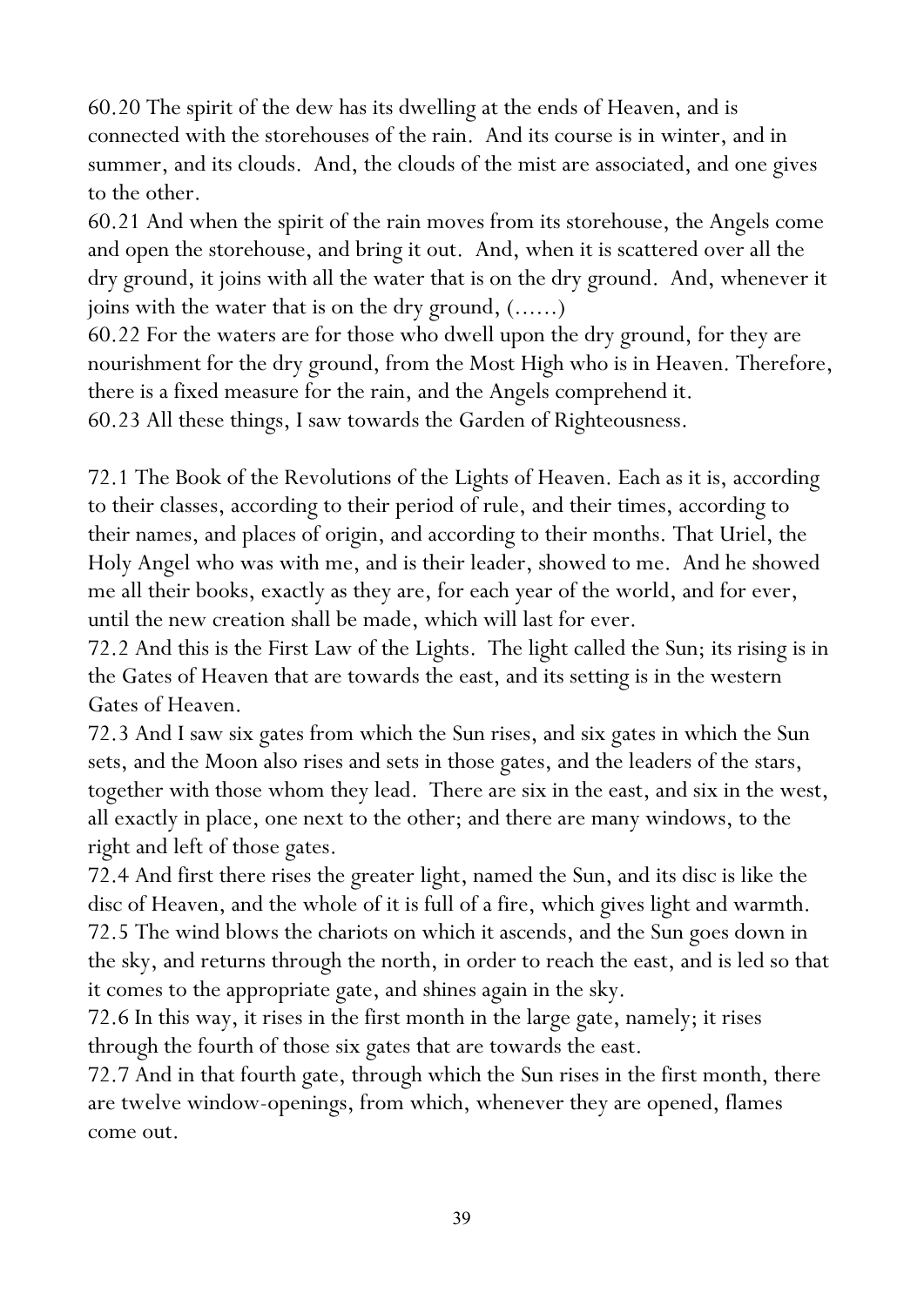60.20 The spirit of the dew has its dwelling at the ends of Heaven, and is connected with the storehouses of the rain. And its course is in winter, and in summer, and its clouds. And, the clouds of the mist are associated, and one gives to the other.

60.21 And when the spirit of the rain moves from its storehouse, the Angels come and open the storehouse, and bring it out. And, when it is scattered over all the dry ground, it joins with all the water that is on the dry ground. And, whenever it joins with the water that is on the dry ground, (……)

60.22 For the waters are for those who dwell upon the dry ground, for they are nourishment for the dry ground, from the Most High who is in Heaven. Therefore, there is a fixed measure for the rain, and the Angels comprehend it.

60.23 All these things, I saw towards the Garden of Righteousness.

72.1 The Book of the Revolutions of the Lights of Heaven. Each as it is, according to their classes, according to their period of rule, and their times, according to their names, and places of origin, and according to their months. That Uriel, the Holy Angel who was with me, and is their leader, showed to me. And he showed me all their books, exactly as they are, for each year of the world, and for ever, until the new creation shall be made, which will last for ever.

72.2 And this is the First Law of the Lights. The light called the Sun; its rising is in the Gates of Heaven that are towards the east, and its setting is in the western Gates of Heaven.

72.3 And I saw six gates from which the Sun rises, and six gates in which the Sun sets, and the Moon also rises and sets in those gates, and the leaders of the stars, together with those whom they lead. There are six in the east, and six in the west, all exactly in place, one next to the other; and there are many windows, to the right and left of those gates.

72.4 And first there rises the greater light, named the Sun, and its disc is like the disc of Heaven, and the whole of it is full of a fire, which gives light and warmth.

72.5 The wind blows the chariots on which it ascends, and the Sun goes down in the sky, and returns through the north, in order to reach the east, and is led so that it comes to the appropriate gate, and shines again in the sky.

72.6 In this way, it rises in the first month in the large gate, namely; it rises through the fourth of those six gates that are towards the east.

72.7 And in that fourth gate, through which the Sun rises in the first month, there are twelve window-openings, from which, whenever they are opened, flames come out.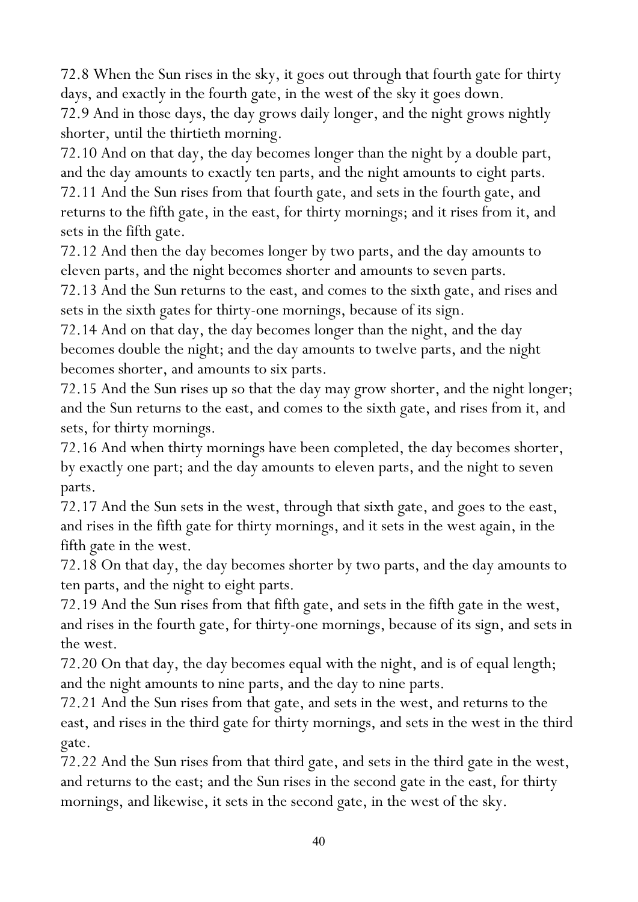72.8 When the Sun rises in the sky, it goes out through that fourth gate for thirty days, and exactly in the fourth gate, in the west of the sky it goes down.
72.9 And in those days, the day grows daily longer, and the night grows nightly shorter, until the thirtieth morning.
72.10 And on that day, the day becomes longer than the night by a double part, and the day amounts to exactly ten parts, and the night amounts to eight parts.
72.11 And the Sun rises from that fourth gate, and sets in the fourth gate, and returns to the fifth gate, in the east, for thirty mornings; and it rises from it, and sets in the fifth gate.
72.12 And then the day becomes longer by two parts, and the day amounts to eleven parts, and the night becomes shorter and amounts to seven parts.
72.13 And the Sun returns to the east, and comes to the sixth gate, and rises and sets in the sixth gates for thirty-one mornings, because of its sign.
72.14 And on that day, the day becomes longer than the night, and the day becomes double the night; and the day amounts to twelve parts, and the night becomes shorter, and amounts to six parts.
72.15 And the Sun rises up so that the day may grow shorter, and the night longer; and the Sun returns to the east, and comes to the sixth gate, and rises from it, and sets, for thirty mornings.
72.16 And when thirty mornings have been completed, the day becomes shorter, by exactly one part; and the day amounts to eleven parts, and the night to seven parts.
72.17 And the Sun sets in the west, through that sixth gate, and goes to the east, and rises in the fifth gate for thirty mornings, and it sets in the west again, in the fifth gate in the west.
72.18 On that day, the day becomes shorter by two parts, and the day amounts to ten parts, and the night to eight parts.
72.19 And the Sun rises from that fifth gate, and sets in the fifth gate in the west, and rises in the fourth gate, for thirty-one mornings, because of its sign, and sets in the west.
72.20 On that day, the day becomes equal with the night, and is of equal length; and the night amounts to nine parts, and the day to nine parts.
72.21 And the Sun rises from that gate, and sets in the west, and returns to the east, and rises in the third gate for thirty mornings, and sets in the west in the third gate.
72.22 And the Sun rises from that third gate, and sets in the third gate in the west, and returns to the east; and the Sun rises in the second gate in the east, for thirty mornings, and likewise, it sets in the second gate, in the west of the sky.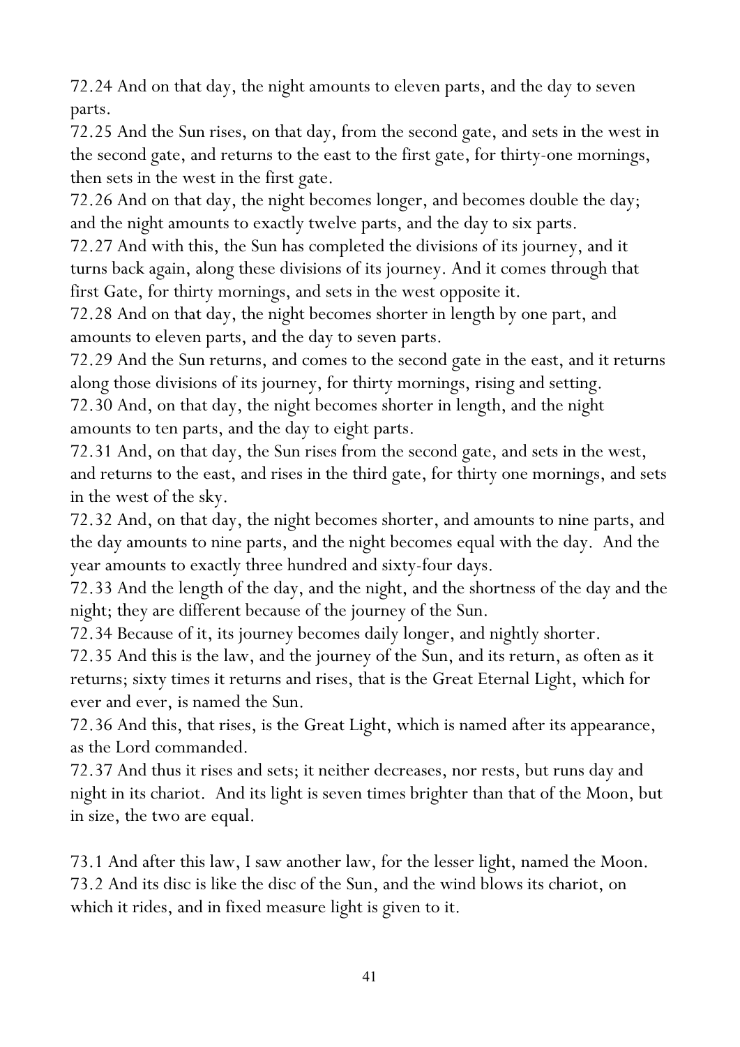72.24 And on that day, the night amounts to eleven parts, and the day to seven parts.

72.25 And the Sun rises, on that day, from the second gate, and sets in the west in the second gate, and returns to the east to the first gate, for thirty-one mornings, then sets in the west in the first gate.

72.26 And on that day, the night becomes longer, and becomes double the day; and the night amounts to exactly twelve parts, and the day to six parts.

72.27 And with this, the Sun has completed the divisions of its journey, and it turns back again, along these divisions of its journey. And it comes through that first Gate, for thirty mornings, and sets in the west opposite it.

72.28 And on that day, the night becomes shorter in length by one part, and amounts to eleven parts, and the day to seven parts.

72.29 And the Sun returns, and comes to the second gate in the east, and it returns along those divisions of its journey, for thirty mornings, rising and setting.

72.30 And, on that day, the night becomes shorter in length, and the night amounts to ten parts, and the day to eight parts.

72.31 And, on that day, the Sun rises from the second gate, and sets in the west, and returns to the east, and rises in the third gate, for thirty one mornings, and sets in the west of the sky.

72.32 And, on that day, the night becomes shorter, and amounts to nine parts, and the day amounts to nine parts, and the night becomes equal with the day. And the year amounts to exactly three hundred and sixty-four days.

72.33 And the length of the day, and the night, and the shortness of the day and the night; they are different because of the journey of the Sun.

72.34 Because of it, its journey becomes daily longer, and nightly shorter.

72.35 And this is the law, and the journey of the Sun, and its return, as often as it returns; sixty times it returns and rises, that is the Great Eternal Light, which for ever and ever, is named the Sun.

72.36 And this, that rises, is the Great Light, which is named after its appearance, as the Lord commanded.

72.37 And thus it rises and sets; it neither decreases, nor rests, but runs day and night in its chariot. And its light is seven times brighter than that of the Moon, but in size, the two are equal.

73.1 And after this law, I saw another law, for the lesser light, named the Moon.

73.2 And its disc is like the disc of the Sun, and the wind blows its chariot, on which it rides, and in fixed measure light is given to it.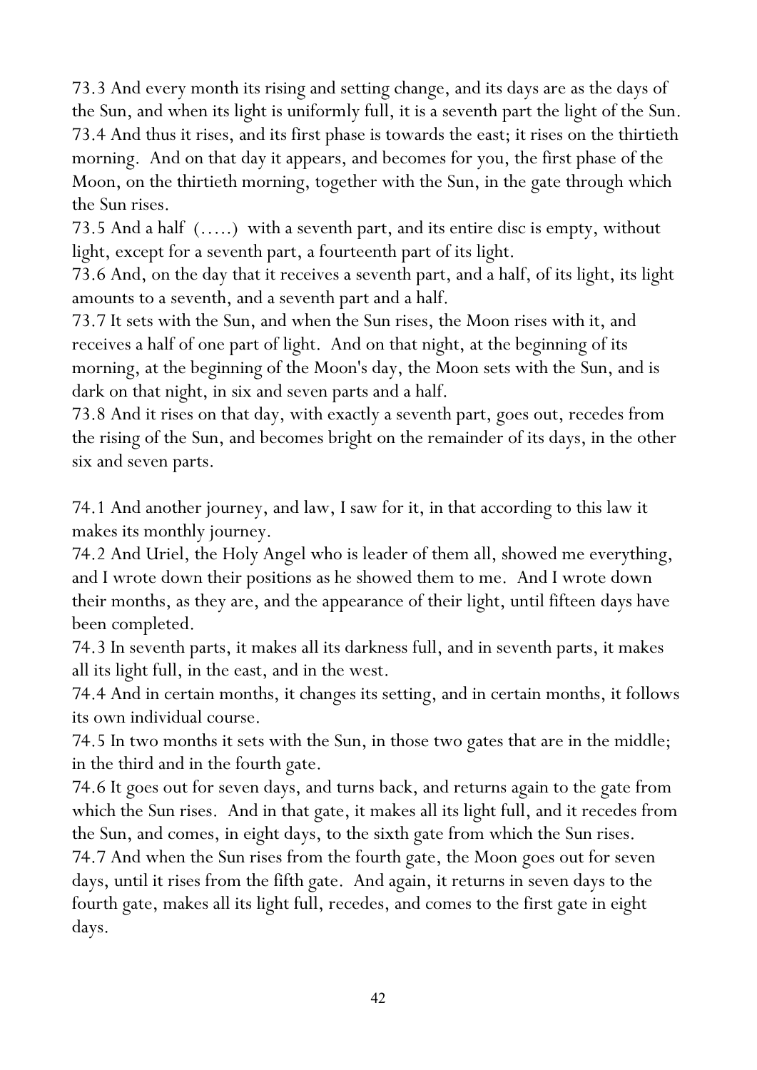73.3 And every month its rising and setting change, and its days are as the days of the Sun, and when its light is uniformly full, it is a seventh part the light of the Sun.
73.4 And thus it rises, and its first phase is towards the east; it rises on the thirtieth morning. And on that day it appears, and becomes for you, the first phase of the Moon, on the thirtieth morning, together with the Sun, in the gate through which the Sun rises.
73.5 And a half (.....) with a seventh part, and its entire disc is empty, without light, except for a seventh part, a fourteenth part of its light.
73.6 And, on the day that it receives a seventh part, and a half, of its light, its light amounts to a seventh, and a seventh part and a half.
73.7 It sets with the Sun, and when the Sun rises, the Moon rises with it, and receives a half of one part of light. And on that night, at the beginning of its morning, at the beginning of the Moon's day, the Moon sets with the Sun, and is dark on that night, in six and seven parts and a half.
73.8 And it rises on that day, with exactly a seventh part, goes out, recedes from the rising of the Sun, and becomes bright on the remainder of its days, in the other six and seven parts.

74.1 And another journey, and law, I saw for it, in that according to this law it makes its monthly journey.
74.2 And Uriel, the Holy Angel who is leader of them all, showed me everything, and I wrote down their positions as he showed them to me. And I wrote down their months, as they are, and the appearance of their light, until fifteen days have been completed.
74.3 In seventh parts, it makes all its darkness full, and in seventh parts, it makes all its light full, in the east, and in the west.
74.4 And in certain months, it changes its setting, and in certain months, it follows its own individual course.
74.5 In two months it sets with the Sun, in those two gates that are in the middle; in the third and in the fourth gate.
74.6 It goes out for seven days, and turns back, and returns again to the gate from which the Sun rises. And in that gate, it makes all its light full, and it recedes from the Sun, and comes, in eight days, to the sixth gate from which the Sun rises.
74.7 And when the Sun rises from the fourth gate, the Moon goes out for seven days, until it rises from the fifth gate. And again, it returns in seven days to the fourth gate, makes all its light full, recedes, and comes to the first gate in eight days.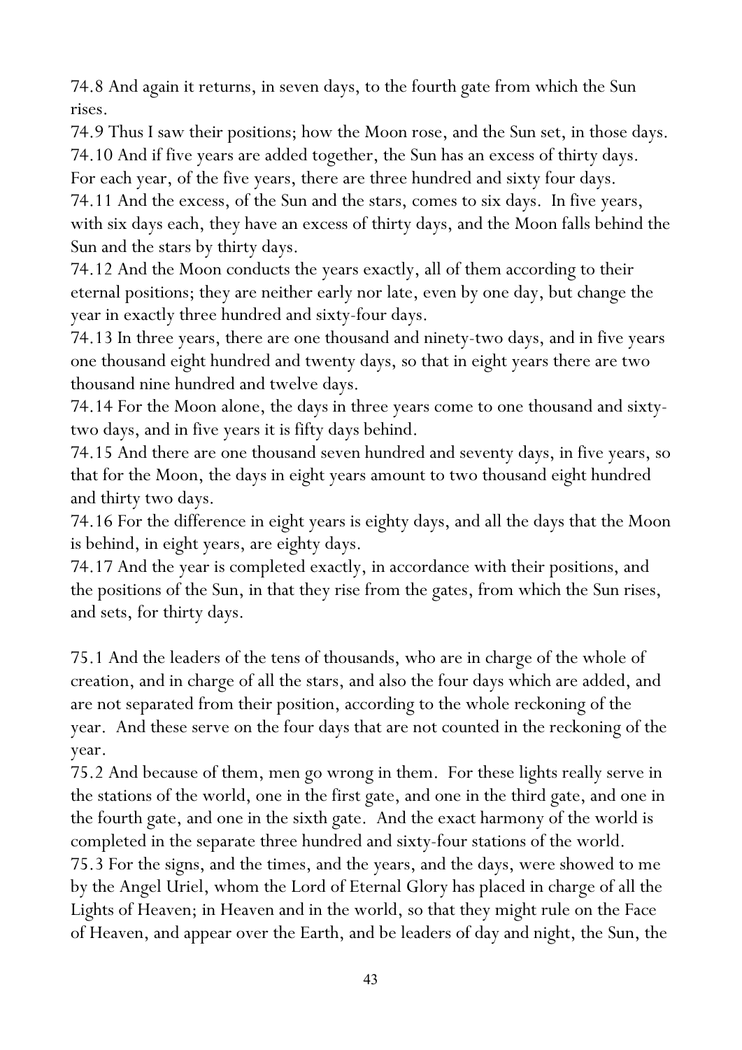74.8 And again it returns, in seven days, to the fourth gate from which the Sun rises.

74.9 Thus I saw their positions; how the Moon rose, and the Sun set, in those days.

74.10 And if five years are added together, the Sun has an excess of thirty days. For each year, of the five years, there are three hundred and sixty four days.

74.11 And the excess, of the Sun and the stars, comes to six days. In five years, with six days each, they have an excess of thirty days, and the Moon falls behind the Sun and the stars by thirty days.

74.12 And the Moon conducts the years exactly, all of them according to their eternal positions; they are neither early nor late, even by one day, but change the year in exactly three hundred and sixty-four days.

74.13 In three years, there are one thousand and ninety-two days, and in five years one thousand eight hundred and twenty days, so that in eight years there are two thousand nine hundred and twelve days.

74.14 For the Moon alone, the days in three years come to one thousand and sixty-two days, and in five years it is fifty days behind.

74.15 And there are one thousand seven hundred and seventy days, in five years, so that for the Moon, the days in eight years amount to two thousand eight hundred and thirty two days.

74.16 For the difference in eight years is eighty days, and all the days that the Moon is behind, in eight years, are eighty days.

74.17 And the year is completed exactly, in accordance with their positions, and the positions of the Sun, in that they rise from the gates, from which the Sun rises, and sets, for thirty days.

75.1 And the leaders of the tens of thousands, who are in charge of the whole of creation, and in charge of all the stars, and also the four days which are added, and are not separated from their position, according to the whole reckoning of the year. And these serve on the four days that are not counted in the reckoning of the year.

75.2 And because of them, men go wrong in them. For these lights really serve in the stations of the world, one in the first gate, and one in the third gate, and one in the fourth gate, and one in the sixth gate. And the exact harmony of the world is completed in the separate three hundred and sixty-four stations of the world.

75.3 For the signs, and the times, and the years, and the days, were showed to me by the Angel Uriel, whom the Lord of Eternal Glory has placed in charge of all the Lights of Heaven; in Heaven and in the world, so that they might rule on the Face of Heaven, and appear over the Earth, and be leaders of day and night, the Sun, the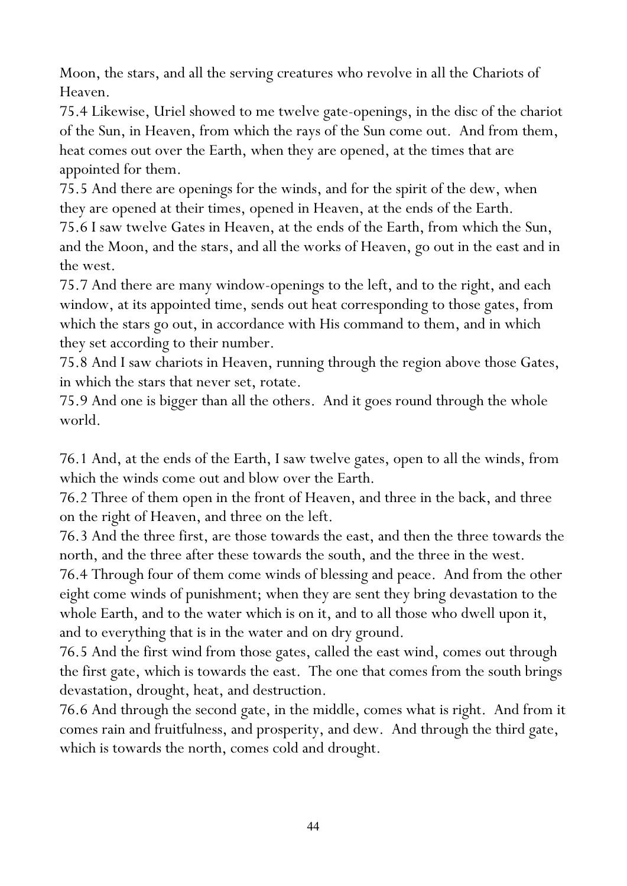Moon, the stars, and all the serving creatures who revolve in all the Chariots of Heaven.

75.4 Likewise, Uriel showed to me twelve gate-openings, in the disc of the chariot of the Sun, in Heaven, from which the rays of the Sun come out. And from them, heat comes out over the Earth, when they are opened, at the times that are appointed for them.

75.5 And there are openings for the winds, and for the spirit of the dew, when they are opened at their times, opened in Heaven, at the ends of the Earth.

75.6 I saw twelve Gates in Heaven, at the ends of the Earth, from which the Sun, and the Moon, and the stars, and all the works of Heaven, go out in the east and in the west.

75.7 And there are many window-openings to the left, and to the right, and each window, at its appointed time, sends out heat corresponding to those gates, from which the stars go out, in accordance with His command to them, and in which they set according to their number.

75.8 And I saw chariots in Heaven, running through the region above those Gates, in which the stars that never set, rotate.

75.9 And one is bigger than all the others. And it goes round through the whole world.

76.1 And, at the ends of the Earth, I saw twelve gates, open to all the winds, from which the winds come out and blow over the Earth.

76.2 Three of them open in the front of Heaven, and three in the back, and three on the right of Heaven, and three on the left.

76.3 And the three first, are those towards the east, and then the three towards the north, and the three after these towards the south, and the three in the west.

76.4 Through four of them come winds of blessing and peace. And from the other eight come winds of punishment; when they are sent they bring devastation to the whole Earth, and to the water which is on it, and to all those who dwell upon it, and to everything that is in the water and on dry ground.

76.5 And the first wind from those gates, called the east wind, comes out through the first gate, which is towards the east. The one that comes from the south brings devastation, drought, heat, and destruction.

76.6 And through the second gate, in the middle, comes what is right. And from it comes rain and fruitfulness, and prosperity, and dew. And through the third gate, which is towards the north, comes cold and drought.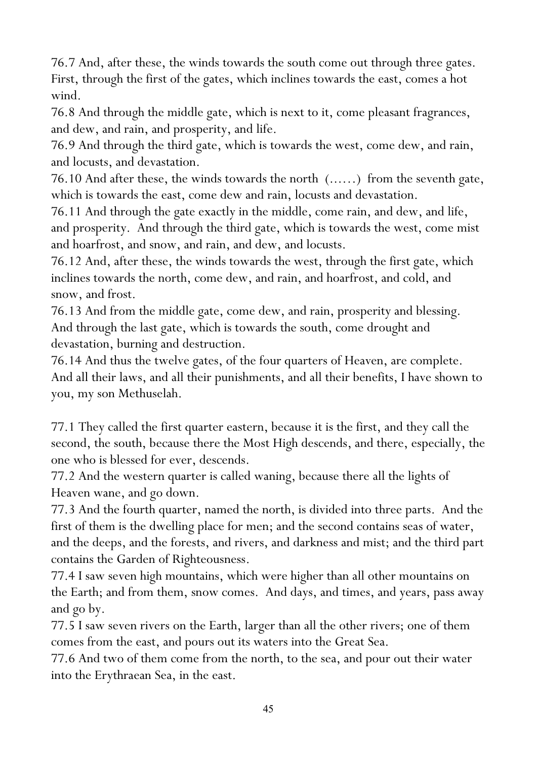76.7 And, after these, the winds towards the south come out through three gates. First, through the first of the gates, which inclines towards the east, comes a hot wind.

76.8 And through the middle gate, which is next to it, come pleasant fragrances, and dew, and rain, and prosperity, and life.

76.9 And through the third gate, which is towards the west, come dew, and rain, and locusts, and devastation.

76.10 And after these, the winds towards the north (……) from the seventh gate, which is towards the east, come dew and rain, locusts and devastation.

76.11 And through the gate exactly in the middle, come rain, and dew, and life, and prosperity. And through the third gate, which is towards the west, come mist and hoarfrost, and snow, and rain, and dew, and locusts.

76.12 And, after these, the winds towards the west, through the first gate, which inclines towards the north, come dew, and rain, and hoarfrost, and cold, and snow, and frost.

76.13 And from the middle gate, come dew, and rain, prosperity and blessing. And through the last gate, which is towards the south, come drought and devastation, burning and destruction.

76.14 And thus the twelve gates, of the four quarters of Heaven, are complete. And all their laws, and all their punishments, and all their benefits, I have shown to you, my son Methuselah.

77.1 They called the first quarter eastern, because it is the first, and they call the second, the south, because there the Most High descends, and there, especially, the one who is blessed for ever, descends.

77.2 And the western quarter is called waning, because there all the lights of Heaven wane, and go down.

77.3 And the fourth quarter, named the north, is divided into three parts. And the first of them is the dwelling place for men; and the second contains seas of water, and the deeps, and the forests, and rivers, and darkness and mist; and the third part contains the Garden of Righteousness.

77.4 I saw seven high mountains, which were higher than all other mountains on the Earth; and from them, snow comes. And days, and times, and years, pass away and go by.

77.5 I saw seven rivers on the Earth, larger than all the other rivers; one of them comes from the east, and pours out its waters into the Great Sea.

77.6 And two of them come from the north, to the sea, and pour out their water into the Erythraean Sea, in the east.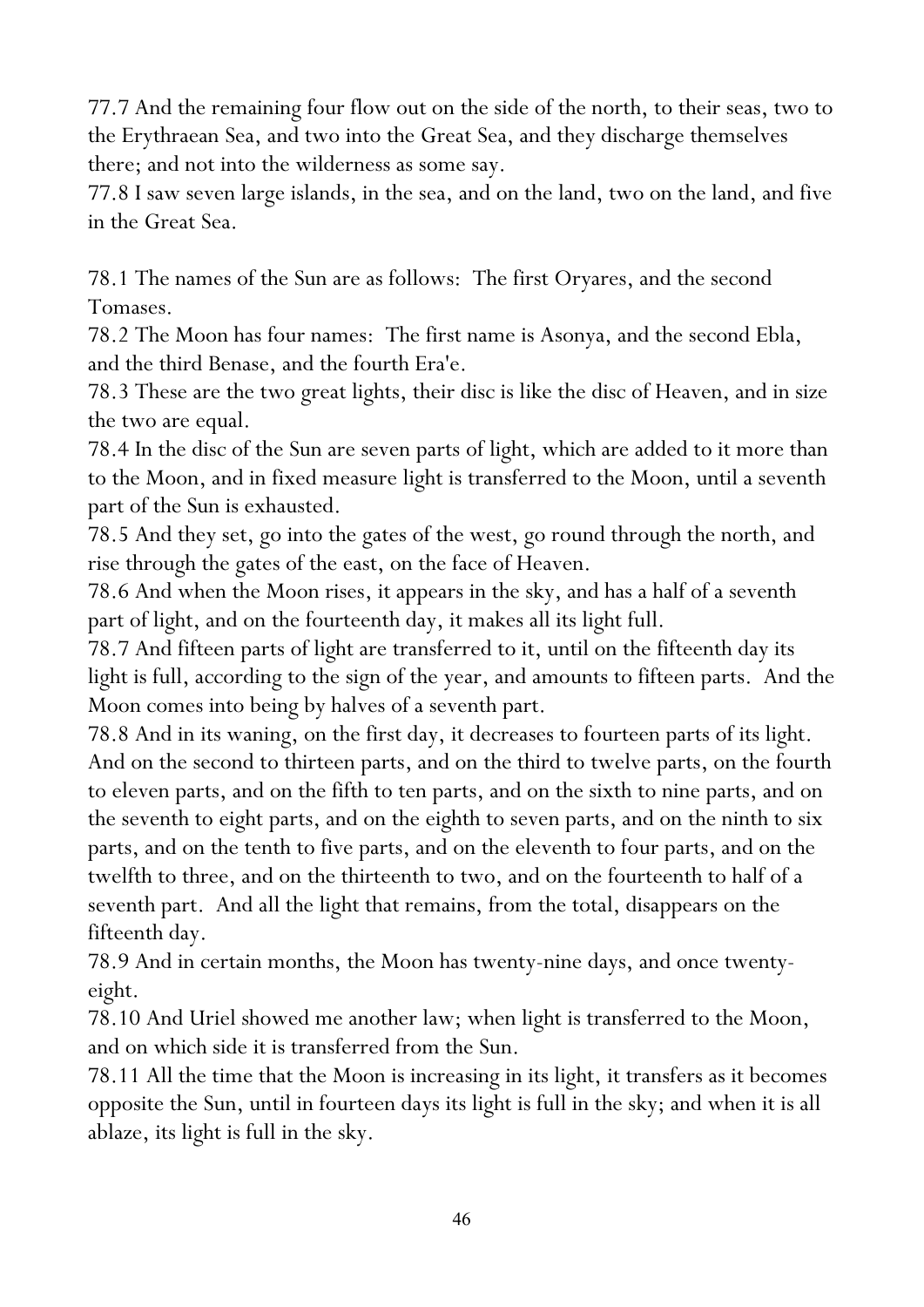77.7 And the remaining four flow out on the side of the north, to their seas, two to the Erythraean Sea, and two into the Great Sea, and they discharge themselves there; and not into the wilderness as some say.

77.8 I saw seven large islands, in the sea, and on the land, two on the land, and five in the Great Sea.

78.1 The names of the Sun are as follows: The first Oryares, and the second Tomases.

78.2 The Moon has four names: The first name is Asonya, and the second Ebla, and the third Benase, and the fourth Era'e.

78.3 These are the two great lights, their disc is like the disc of Heaven, and in size the two are equal.

78.4 In the disc of the Sun are seven parts of light, which are added to it more than to the Moon, and in fixed measure light is transferred to the Moon, until a seventh part of the Sun is exhausted.

78.5 And they set, go into the gates of the west, go round through the north, and rise through the gates of the east, on the face of Heaven.

78.6 And when the Moon rises, it appears in the sky, and has a half of a seventh part of light, and on the fourteenth day, it makes all its light full.

78.7 And fifteen parts of light are transferred to it, until on the fifteenth day its light is full, according to the sign of the year, and amounts to fifteen parts. And the Moon comes into being by halves of a seventh part.

78.8 And in its waning, on the first day, it decreases to fourteen parts of its light. And on the second to thirteen parts, and on the third to twelve parts, on the fourth to eleven parts, and on the fifth to ten parts, and on the sixth to nine parts, and on the seventh to eight parts, and on the eighth to seven parts, and on the ninth to six parts, and on the tenth to five parts, and on the eleventh to four parts, and on the twelfth to three, and on the thirteenth to two, and on the fourteenth to half of a seventh part. And all the light that remains, from the total, disappears on the fifteenth day.

78.9 And in certain months, the Moon has twenty-nine days, and once twenty-eight.

78.10 And Uriel showed me another law; when light is transferred to the Moon, and on which side it is transferred from the Sun.

78.11 All the time that the Moon is increasing in its light, it transfers as it becomes opposite the Sun, until in fourteen days its light is full in the sky; and when it is all ablaze, its light is full in the sky.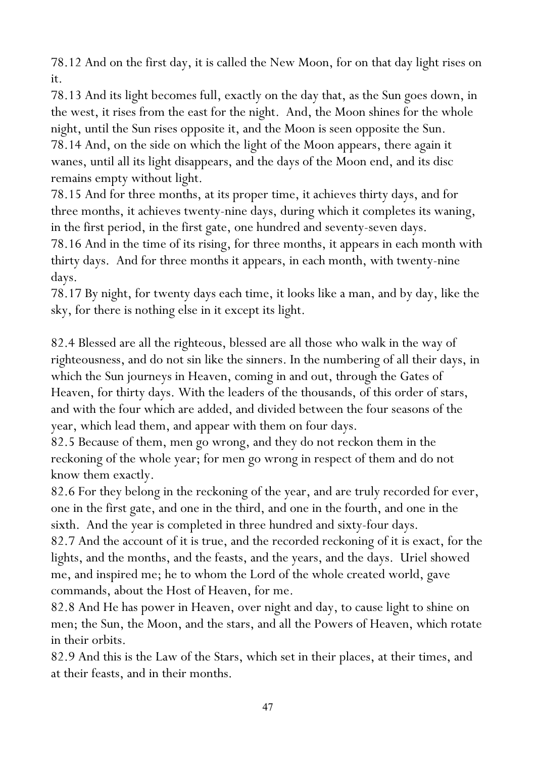78.12 And on the first day, it is called the New Moon, for on that day light rises on it.

78.13 And its light becomes full, exactly on the day that, as the Sun goes down, in the west, it rises from the east for the night. And, the Moon shines for the whole night, until the Sun rises opposite it, and the Moon is seen opposite the Sun.

78.14 And, on the side on which the light of the Moon appears, there again it wanes, until all its light disappears, and the days of the Moon end, and its disc remains empty without light.

78.15 And for three months, at its proper time, it achieves thirty days, and for three months, it achieves twenty-nine days, during which it completes its waning, in the first period, in the first gate, one hundred and seventy-seven days.

78.16 And in the time of its rising, for three months, it appears in each month with thirty days. And for three months it appears, in each month, with twenty-nine days.

78.17 By night, for twenty days each time, it looks like a man, and by day, like the sky, for there is nothing else in it except its light.

82.4 Blessed are all the righteous, blessed are all those who walk in the way of righteousness, and do not sin like the sinners. In the numbering of all their days, in which the Sun journeys in Heaven, coming in and out, through the Gates of Heaven, for thirty days. With the leaders of the thousands, of this order of stars, and with the four which are added, and divided between the four seasons of the year, which lead them, and appear with them on four days.

82.5 Because of them, men go wrong, and they do not reckon them in the reckoning of the whole year; for men go wrong in respect of them and do not know them exactly.

82.6 For they belong in the reckoning of the year, and are truly recorded for ever, one in the first gate, and one in the third, and one in the fourth, and one in the sixth. And the year is completed in three hundred and sixty-four days.

82.7 And the account of it is true, and the recorded reckoning of it is exact, for the lights, and the months, and the feasts, and the years, and the days. Uriel showed me, and inspired me; he to whom the Lord of the whole created world, gave commands, about the Host of Heaven, for me.

82.8 And He has power in Heaven, over night and day, to cause light to shine on men; the Sun, the Moon, and the stars, and all the Powers of Heaven, which rotate in their orbits.

82.9 And this is the Law of the Stars, which set in their places, at their times, and at their feasts, and in their months.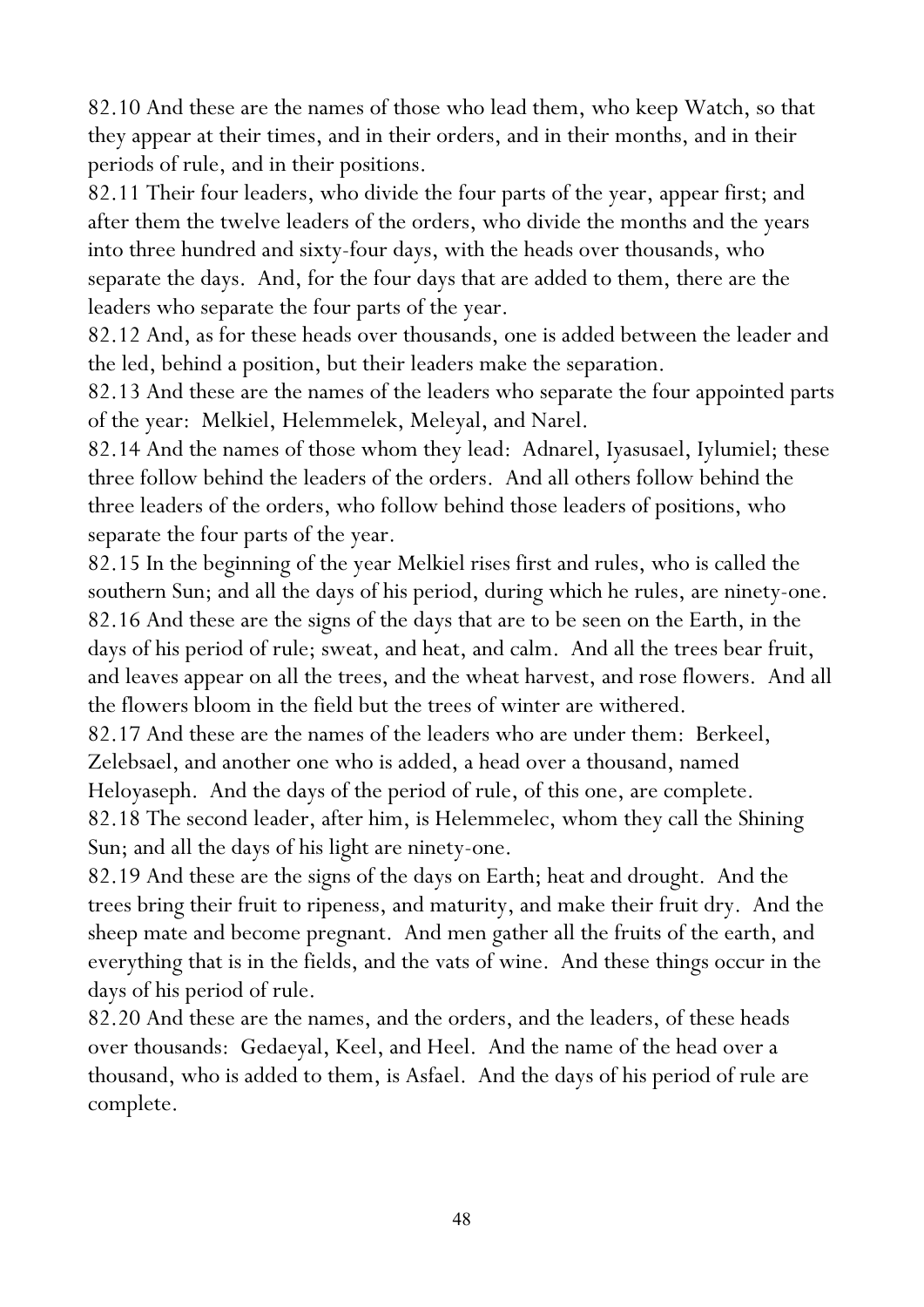82.10 And these are the names of those who lead them, who keep Watch, so that they appear at their times, and in their orders, and in their months, and in their periods of rule, and in their positions.

82.11 Their four leaders, who divide the four parts of the year, appear first; and after them the twelve leaders of the orders, who divide the months and the years into three hundred and sixty-four days, with the heads over thousands, who separate the days. And, for the four days that are added to them, there are the leaders who separate the four parts of the year.

82.12 And, as for these heads over thousands, one is added between the leader and the led, behind a position, but their leaders make the separation.

82.13 And these are the names of the leaders who separate the four appointed parts of the year: Melkiel, Helemmelek, Meleyal, and Narel.

82.14 And the names of those whom they lead: Adnarel, Iyasusael, Iylumiel; these three follow behind the leaders of the orders. And all others follow behind the three leaders of the orders, who follow behind those leaders of positions, who separate the four parts of the year.

82.15 In the beginning of the year Melkiel rises first and rules, who is called the southern Sun; and all the days of his period, during which he rules, are ninety-one.

82.16 And these are the signs of the days that are to be seen on the Earth, in the days of his period of rule; sweat, and heat, and calm. And all the trees bear fruit, and leaves appear on all the trees, and the wheat harvest, and rose flowers. And all the flowers bloom in the field but the trees of winter are withered.

82.17 And these are the names of the leaders who are under them: Berkeel, Zelebsael, and another one who is added, a head over a thousand, named Heloyaseph. And the days of the period of rule, of this one, are complete.

82.18 The second leader, after him, is Helemmelec, whom they call the Shining Sun; and all the days of his light are ninety-one.

82.19 And these are the signs of the days on Earth; heat and drought. And the trees bring their fruit to ripeness, and maturity, and make their fruit dry. And the sheep mate and become pregnant. And men gather all the fruits of the earth, and everything that is in the fields, and the vats of wine. And these things occur in the days of his period of rule.

82.20 And these are the names, and the orders, and the leaders, of these heads over thousands: Gedaeyal, Keel, and Heel. And the name of the head over a thousand, who is added to them, is Asfael. And the days of his period of rule are complete.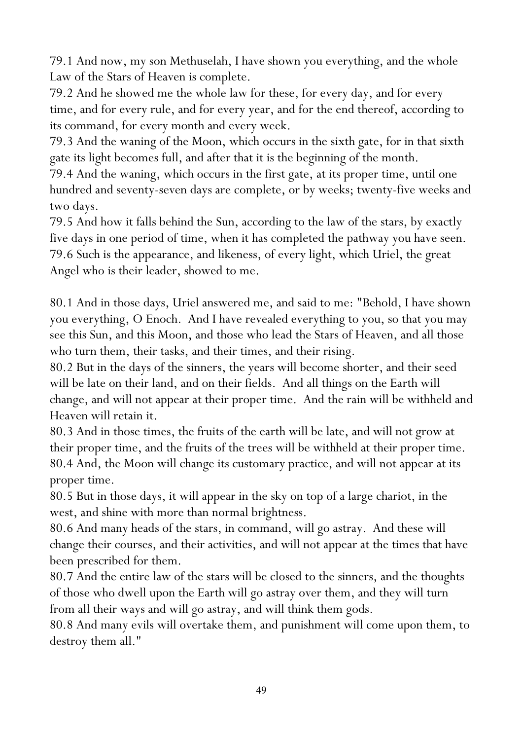79.1 And now, my son Methuselah, I have shown you everything, and the whole Law of the Stars of Heaven is complete.
79.2 And he showed me the whole law for these, for every day, and for every time, and for every rule, and for every year, and for the end thereof, according to its command, for every month and every week.
79.3 And the waning of the Moon, which occurs in the sixth gate, for in that sixth gate its light becomes full, and after that it is the beginning of the month.
79.4 And the waning, which occurs in the first gate, at its proper time, until one hundred and seventy-seven days are complete, or by weeks; twenty-five weeks and two days.
79.5 And how it falls behind the Sun, according to the law of the stars, by exactly five days in one period of time, when it has completed the pathway you have seen.
79.6 Such is the appearance, and likeness, of every light, which Uriel, the great Angel who is their leader, showed to me.

80.1 And in those days, Uriel answered me, and said to me: "Behold, I have shown you everything, O Enoch. And I have revealed everything to you, so that you may see this Sun, and this Moon, and those who lead the Stars of Heaven, and all those who turn them, their tasks, and their times, and their rising.
80.2 But in the days of the sinners, the years will become shorter, and their seed will be late on their land, and on their fields. And all things on the Earth will change, and will not appear at their proper time. And the rain will be withheld and Heaven will retain it.
80.3 And in those times, the fruits of the earth will be late, and will not grow at their proper time, and the fruits of the trees will be withheld at their proper time.
80.4 And, the Moon will change its customary practice, and will not appear at its proper time.
80.5 But in those days, it will appear in the sky on top of a large chariot, in the west, and shine with more than normal brightness.
80.6 And many heads of the stars, in command, will go astray. And these will change their courses, and their activities, and will not appear at the times that have been prescribed for them.
80.7 And the entire law of the stars will be closed to the sinners, and the thoughts of those who dwell upon the Earth will go astray over them, and they will turn from all their ways and will go astray, and will think them gods.
80.8 And many evils will overtake them, and punishment will come upon them, to destroy them all."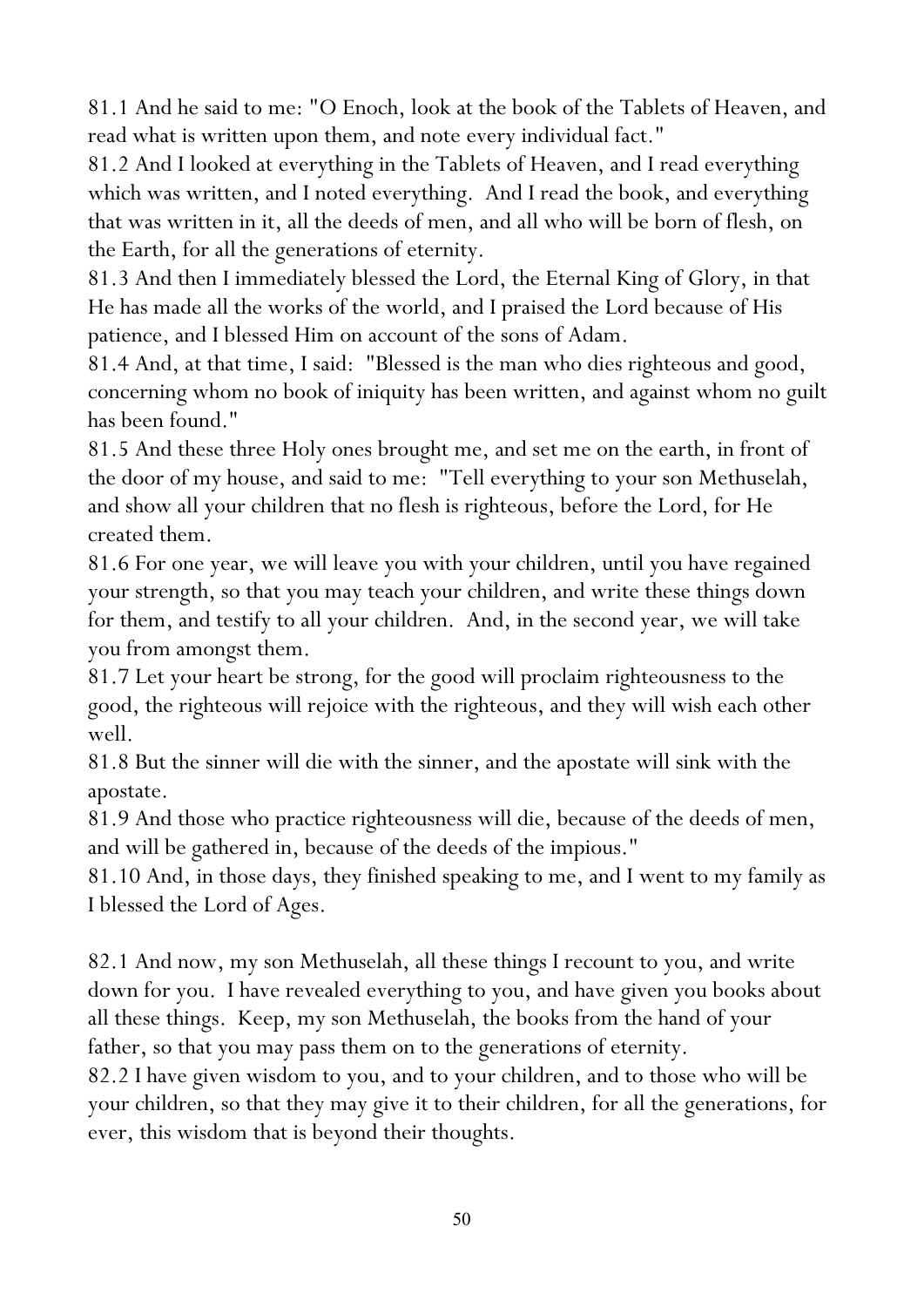81.1 And he said to me: "O Enoch, look at the book of the Tablets of Heaven, and read what is written upon them, and note every individual fact."

81.2 And I looked at everything in the Tablets of Heaven, and I read everything which was written, and I noted everything. And I read the book, and everything that was written in it, all the deeds of men, and all who will be born of flesh, on the Earth, for all the generations of eternity.

81.3 And then I immediately blessed the Lord, the Eternal King of Glory, in that He has made all the works of the world, and I praised the Lord because of His patience, and I blessed Him on account of the sons of Adam.

81.4 And, at that time, I said: "Blessed is the man who dies righteous and good, concerning whom no book of iniquity has been written, and against whom no guilt has been found."

81.5 And these three Holy ones brought me, and set me on the earth, in front of the door of my house, and said to me: "Tell everything to your son Methuselah, and show all your children that no flesh is righteous, before the Lord, for He created them.

81.6 For one year, we will leave you with your children, until you have regained your strength, so that you may teach your children, and write these things down for them, and testify to all your children. And, in the second year, we will take you from amongst them.

81.7 Let your heart be strong, for the good will proclaim righteousness to the good, the righteous will rejoice with the righteous, and they will wish each other well.

81.8 But the sinner will die with the sinner, and the apostate will sink with the apostate.

81.9 And those who practice righteousness will die, because of the deeds of men, and will be gathered in, because of the deeds of the impious."

81.10 And, in those days, they finished speaking to me, and I went to my family as I blessed the Lord of Ages.

82.1 And now, my son Methuselah, all these things I recount to you, and write down for you. I have revealed everything to you, and have given you books about all these things. Keep, my son Methuselah, the books from the hand of your father, so that you may pass them on to the generations of eternity.

82.2 I have given wisdom to you, and to your children, and to those who will be your children, so that they may give it to their children, for all the generations, for ever, this wisdom that is beyond their thoughts.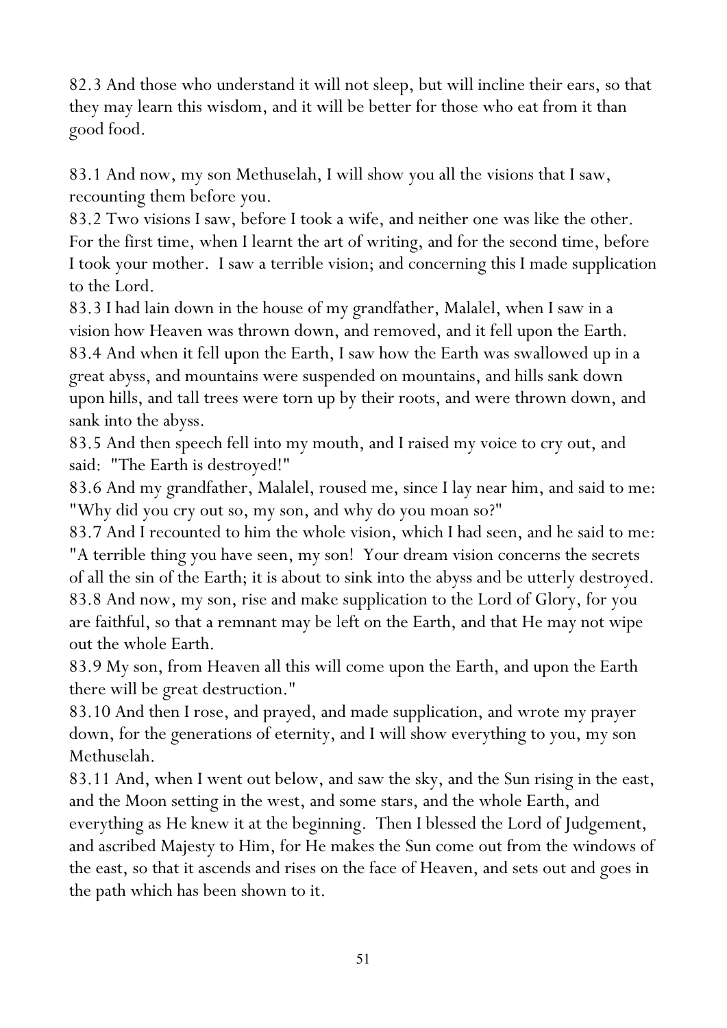82.3 And those who understand it will not sleep, but will incline their ears, so that they may learn this wisdom, and it will be better for those who eat from it than good food.

83.1 And now, my son Methuselah, I will show you all the visions that I saw, recounting them before you.
83.2 Two visions I saw, before I took a wife, and neither one was like the other. For the first time, when I learnt the art of writing, and for the second time, before I took your mother. I saw a terrible vision; and concerning this I made supplication to the Lord.
83.3 I had lain down in the house of my grandfather, Malalel, when I saw in a vision how Heaven was thrown down, and removed, and it fell upon the Earth.
83.4 And when it fell upon the Earth, I saw how the Earth was swallowed up in a great abyss, and mountains were suspended on mountains, and hills sank down upon hills, and tall trees were torn up by their roots, and were thrown down, and sank into the abyss.
83.5 And then speech fell into my mouth, and I raised my voice to cry out, and said: "The Earth is destroyed!"
83.6 And my grandfather, Malalel, roused me, since I lay near him, and said to me: "Why did you cry out so, my son, and why do you moan so?"
83.7 And I recounted to him the whole vision, which I had seen, and he said to me: "A terrible thing you have seen, my son! Your dream vision concerns the secrets of all the sin of the Earth; it is about to sink into the abyss and be utterly destroyed.
83.8 And now, my son, rise and make supplication to the Lord of Glory, for you are faithful, so that a remnant may be left on the Earth, and that He may not wipe out the whole Earth.
83.9 My son, from Heaven all this will come upon the Earth, and upon the Earth there will be great destruction."
83.10 And then I rose, and prayed, and made supplication, and wrote my prayer down, for the generations of eternity, and I will show everything to you, my son Methuselah.
83.11 And, when I went out below, and saw the sky, and the Sun rising in the east, and the Moon setting in the west, and some stars, and the whole Earth, and everything as He knew it at the beginning. Then I blessed the Lord of Judgement, and ascribed Majesty to Him, for He makes the Sun come out from the windows of the east, so that it ascends and rises on the face of Heaven, and sets out and goes in the path which has been shown to it.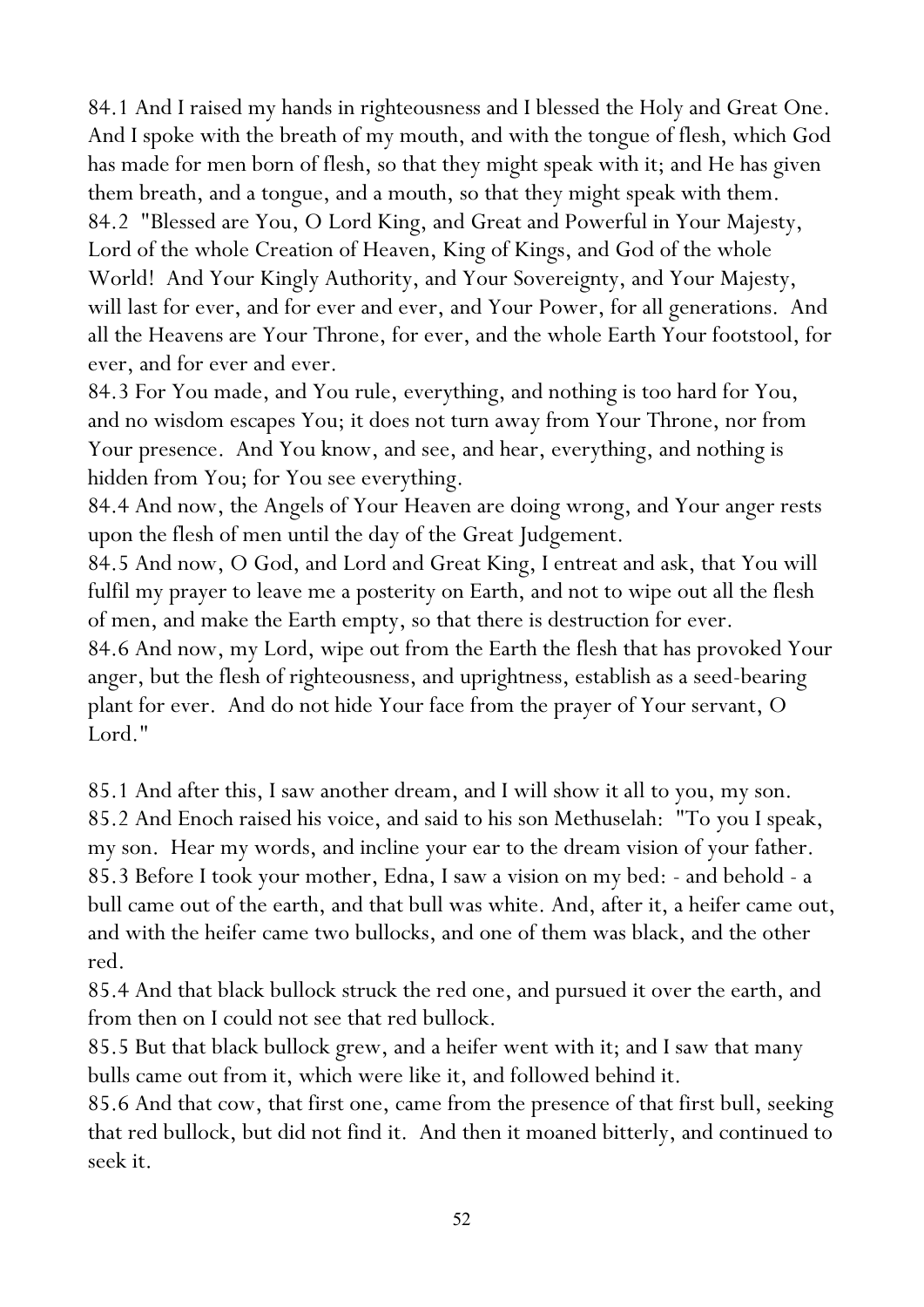84.1 And I raised my hands in righteousness and I blessed the Holy and Great One. And I spoke with the breath of my mouth, and with the tongue of flesh, which God has made for men born of flesh, so that they might speak with it; and He has given them breath, and a tongue, and a mouth, so that they might speak with them.

84.2 "Blessed are You, O Lord King, and Great and Powerful in Your Majesty, Lord of the whole Creation of Heaven, King of Kings, and God of the whole World! And Your Kingly Authority, and Your Sovereignty, and Your Majesty, will last for ever, and for ever and ever, and Your Power, for all generations. And all the Heavens are Your Throne, for ever, and the whole Earth Your footstool, for ever, and for ever and ever.

84.3 For You made, and You rule, everything, and nothing is too hard for You, and no wisdom escapes You; it does not turn away from Your Throne, nor from Your presence. And You know, and see, and hear, everything, and nothing is hidden from You; for You see everything.

84.4 And now, the Angels of Your Heaven are doing wrong, and Your anger rests upon the flesh of men until the day of the Great Judgement.

84.5 And now, O God, and Lord and Great King, I entreat and ask, that You will fulfil my prayer to leave me a posterity on Earth, and not to wipe out all the flesh of men, and make the Earth empty, so that there is destruction for ever.

84.6 And now, my Lord, wipe out from the Earth the flesh that has provoked Your anger, but the flesh of righteousness, and uprightness, establish as a seed-bearing plant for ever. And do not hide Your face from the prayer of Your servant, O Lord."

85.1 And after this, I saw another dream, and I will show it all to you, my son.

85.2 And Enoch raised his voice, and said to his son Methuselah: "To you I speak, my son. Hear my words, and incline your ear to the dream vision of your father.

85.3 Before I took your mother, Edna, I saw a vision on my bed: - and behold - a bull came out of the earth, and that bull was white. And, after it, a heifer came out, and with the heifer came two bullocks, and one of them was black, and the other red.

85.4 And that black bullock struck the red one, and pursued it over the earth, and from then on I could not see that red bullock.

85.5 But that black bullock grew, and a heifer went with it; and I saw that many bulls came out from it, which were like it, and followed behind it.

85.6 And that cow, that first one, came from the presence of that first bull, seeking that red bullock, but did not find it. And then it moaned bitterly, and continued to seek it.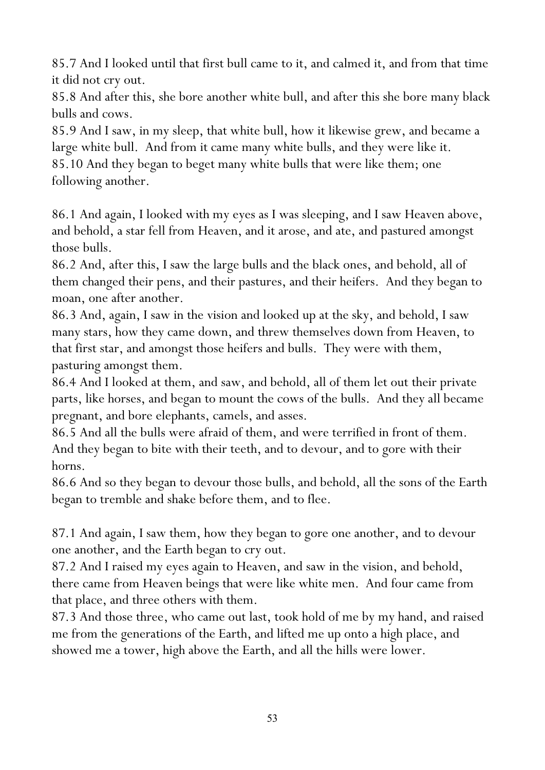85.7 And I looked until that first bull came to it, and calmed it, and from that time it did not cry out.
85.8 And after this, she bore another white bull, and after this she bore many black bulls and cows.
85.9 And I saw, in my sleep, that white bull, how it likewise grew, and became a large white bull. And from it came many white bulls, and they were like it.
85.10 And they began to beget many white bulls that were like them; one following another.

86.1 And again, I looked with my eyes as I was sleeping, and I saw Heaven above, and behold, a star fell from Heaven, and it arose, and ate, and pastured amongst those bulls.
86.2 And, after this, I saw the large bulls and the black ones, and behold, all of them changed their pens, and their pastures, and their heifers. And they began to moan, one after another.
86.3 And, again, I saw in the vision and looked up at the sky, and behold, I saw many stars, how they came down, and threw themselves down from Heaven, to that first star, and amongst those heifers and bulls. They were with them, pasturing amongst them.
86.4 And I looked at them, and saw, and behold, all of them let out their private parts, like horses, and began to mount the cows of the bulls. And they all became pregnant, and bore elephants, camels, and asses.
86.5 And all the bulls were afraid of them, and were terrified in front of them. And they began to bite with their teeth, and to devour, and to gore with their horns.
86.6 And so they began to devour those bulls, and behold, all the sons of the Earth began to tremble and shake before them, and to flee.

87.1 And again, I saw them, how they began to gore one another, and to devour one another, and the Earth began to cry out.
87.2 And I raised my eyes again to Heaven, and saw in the vision, and behold, there came from Heaven beings that were like white men. And four came from that place, and three others with them.
87.3 And those three, who came out last, took hold of me by my hand, and raised me from the generations of the Earth, and lifted me up onto a high place, and showed me a tower, high above the Earth, and all the hills were lower.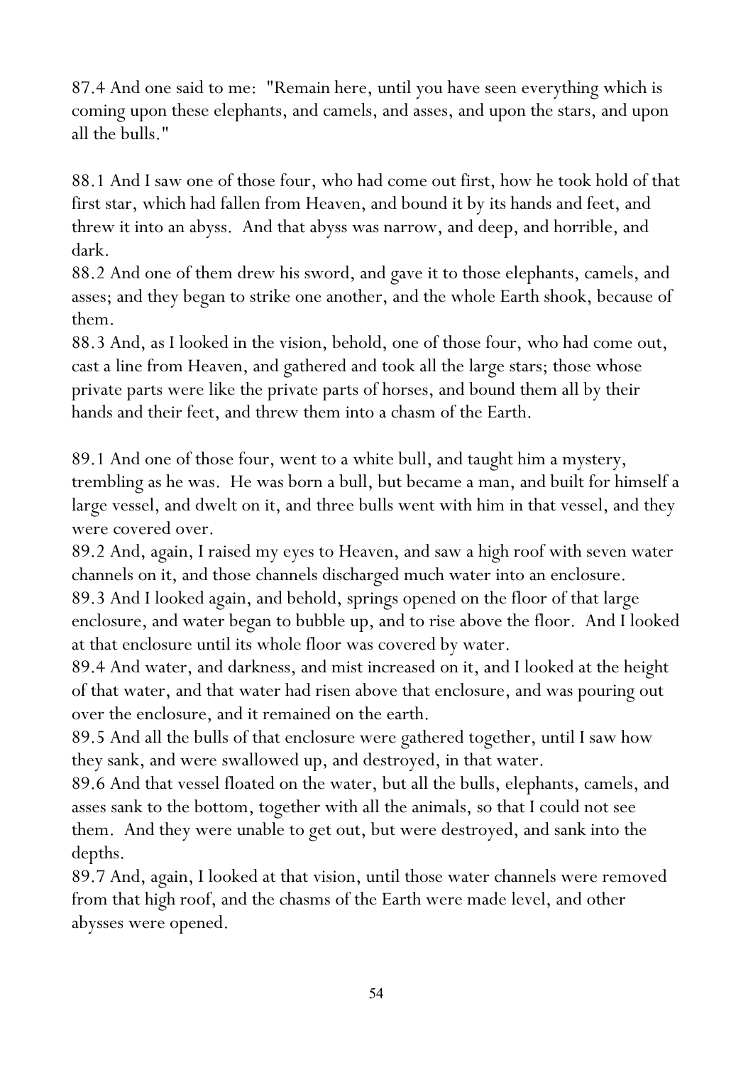87.4 And one said to me: "Remain here, until you have seen everything which is coming upon these elephants, and camels, and asses, and upon the stars, and upon all the bulls."

88.1 And I saw one of those four, who had come out first, how he took hold of that first star, which had fallen from Heaven, and bound it by its hands and feet, and threw it into an abyss. And that abyss was narrow, and deep, and horrible, and dark.
88.2 And one of them drew his sword, and gave it to those elephants, camels, and asses; and they began to strike one another, and the whole Earth shook, because of them.
88.3 And, as I looked in the vision, behold, one of those four, who had come out, cast a line from Heaven, and gathered and took all the large stars; those whose private parts were like the private parts of horses, and bound them all by their hands and their feet, and threw them into a chasm of the Earth.

89.1 And one of those four, went to a white bull, and taught him a mystery, trembling as he was. He was born a bull, but became a man, and built for himself a large vessel, and dwelt on it, and three bulls went with him in that vessel, and they were covered over.
89.2 And, again, I raised my eyes to Heaven, and saw a high roof with seven water channels on it, and those channels discharged much water into an enclosure.
89.3 And I looked again, and behold, springs opened on the floor of that large enclosure, and water began to bubble up, and to rise above the floor. And I looked at that enclosure until its whole floor was covered by water.
89.4 And water, and darkness, and mist increased on it, and I looked at the height of that water, and that water had risen above that enclosure, and was pouring out over the enclosure, and it remained on the earth.
89.5 And all the bulls of that enclosure were gathered together, until I saw how they sank, and were swallowed up, and destroyed, in that water.
89.6 And that vessel floated on the water, but all the bulls, elephants, camels, and asses sank to the bottom, together with all the animals, so that I could not see them. And they were unable to get out, but were destroyed, and sank into the depths.
89.7 And, again, I looked at that vision, until those water channels were removed from that high roof, and the chasms of the Earth were made level, and other abysses were opened.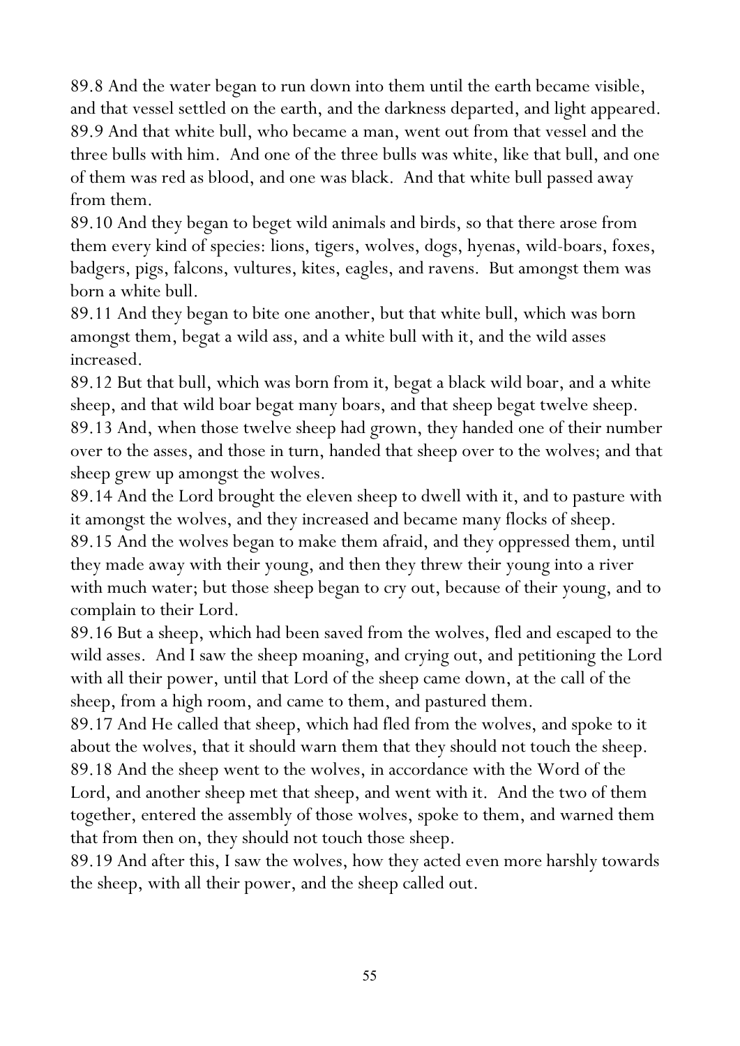89.8 And the water began to run down into them until the earth became visible, and that vessel settled on the earth, and the darkness departed, and light appeared.
89.9 And that white bull, who became a man, went out from that vessel and the three bulls with him. And one of the three bulls was white, like that bull, and one of them was red as blood, and one was black. And that white bull passed away from them.
89.10 And they began to beget wild animals and birds, so that there arose from them every kind of species: lions, tigers, wolves, dogs, hyenas, wild-boars, foxes, badgers, pigs, falcons, vultures, kites, eagles, and ravens. But amongst them was born a white bull.
89.11 And they began to bite one another, but that white bull, which was born amongst them, begat a wild ass, and a white bull with it, and the wild asses increased.
89.12 But that bull, which was born from it, begat a black wild boar, and a white sheep, and that wild boar begat many boars, and that sheep begat twelve sheep.
89.13 And, when those twelve sheep had grown, they handed one of their number over to the asses, and those in turn, handed that sheep over to the wolves; and that sheep grew up amongst the wolves.
89.14 And the Lord brought the eleven sheep to dwell with it, and to pasture with it amongst the wolves, and they increased and became many flocks of sheep.
89.15 And the wolves began to make them afraid, and they oppressed them, until they made away with their young, and then they threw their young into a river with much water; but those sheep began to cry out, because of their young, and to complain to their Lord.
89.16 But a sheep, which had been saved from the wolves, fled and escaped to the wild asses. And I saw the sheep moaning, and crying out, and petitioning the Lord with all their power, until that Lord of the sheep came down, at the call of the sheep, from a high room, and came to them, and pastured them.
89.17 And He called that sheep, which had fled from the wolves, and spoke to it about the wolves, that it should warn them that they should not touch the sheep.
89.18 And the sheep went to the wolves, in accordance with the Word of the Lord, and another sheep met that sheep, and went with it. And the two of them together, entered the assembly of those wolves, spoke to them, and warned them that from then on, they should not touch those sheep.
89.19 And after this, I saw the wolves, how they acted even more harshly towards the sheep, with all their power, and the sheep called out.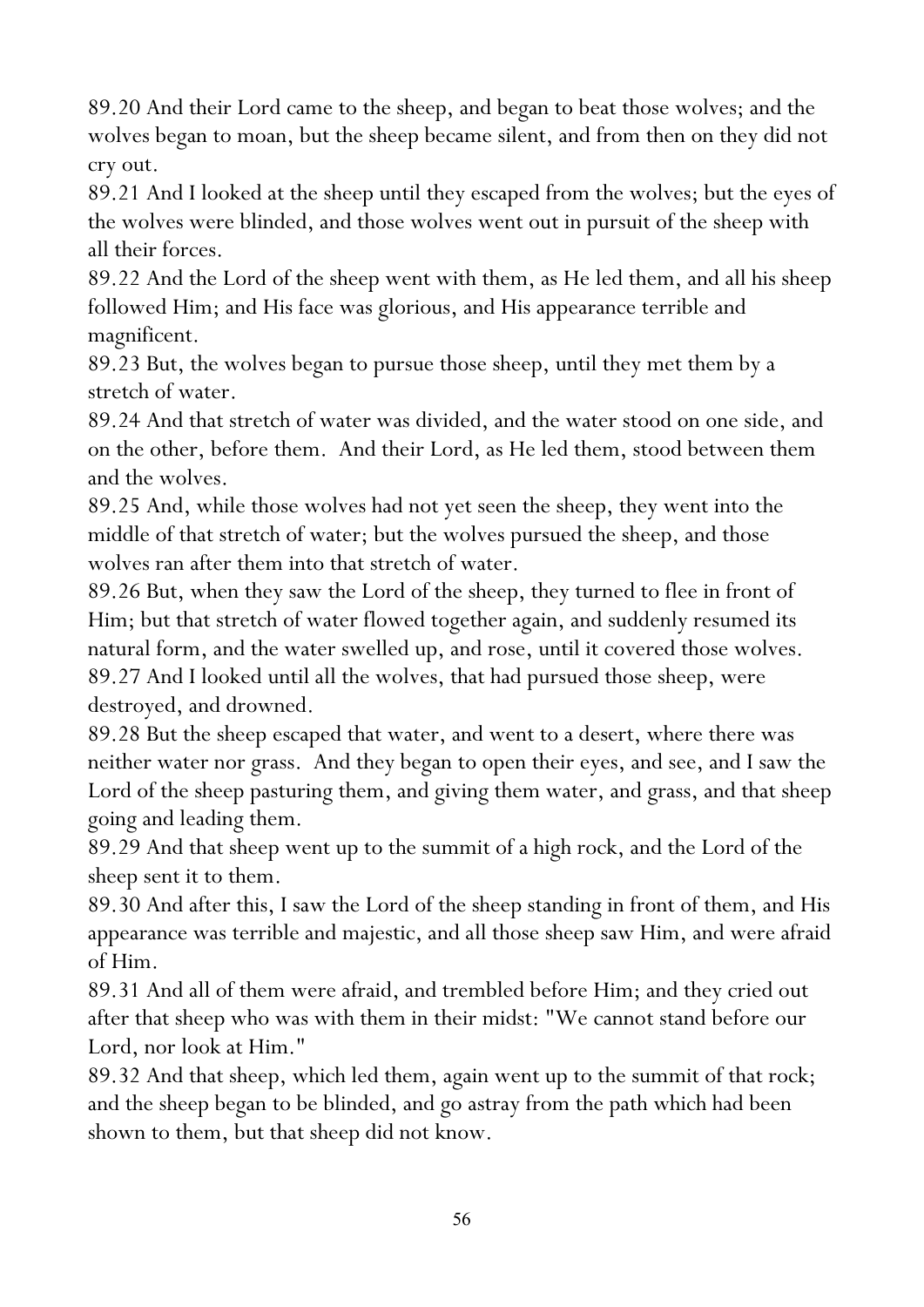89.20 And their Lord came to the sheep, and began to beat those wolves; and the wolves began to moan, but the sheep became silent, and from then on they did not cry out.

89.21 And I looked at the sheep until they escaped from the wolves; but the eyes of the wolves were blinded, and those wolves went out in pursuit of the sheep with all their forces.

89.22 And the Lord of the sheep went with them, as He led them, and all his sheep followed Him; and His face was glorious, and His appearance terrible and magnificent.

89.23 But, the wolves began to pursue those sheep, until they met them by a stretch of water.

89.24 And that stretch of water was divided, and the water stood on one side, and on the other, before them. And their Lord, as He led them, stood between them and the wolves.

89.25 And, while those wolves had not yet seen the sheep, they went into the middle of that stretch of water; but the wolves pursued the sheep, and those wolves ran after them into that stretch of water.

89.26 But, when they saw the Lord of the sheep, they turned to flee in front of Him; but that stretch of water flowed together again, and suddenly resumed its natural form, and the water swelled up, and rose, until it covered those wolves.

89.27 And I looked until all the wolves, that had pursued those sheep, were destroyed, and drowned.

89.28 But the sheep escaped that water, and went to a desert, where there was neither water nor grass. And they began to open their eyes, and see, and I saw the Lord of the sheep pasturing them, and giving them water, and grass, and that sheep going and leading them.

89.29 And that sheep went up to the summit of a high rock, and the Lord of the sheep sent it to them.

89.30 And after this, I saw the Lord of the sheep standing in front of them, and His appearance was terrible and majestic, and all those sheep saw Him, and were afraid of Him.

89.31 And all of them were afraid, and trembled before Him; and they cried out after that sheep who was with them in their midst: "We cannot stand before our Lord, nor look at Him."

89.32 And that sheep, which led them, again went up to the summit of that rock; and the sheep began to be blinded, and go astray from the path which had been shown to them, but that sheep did not know.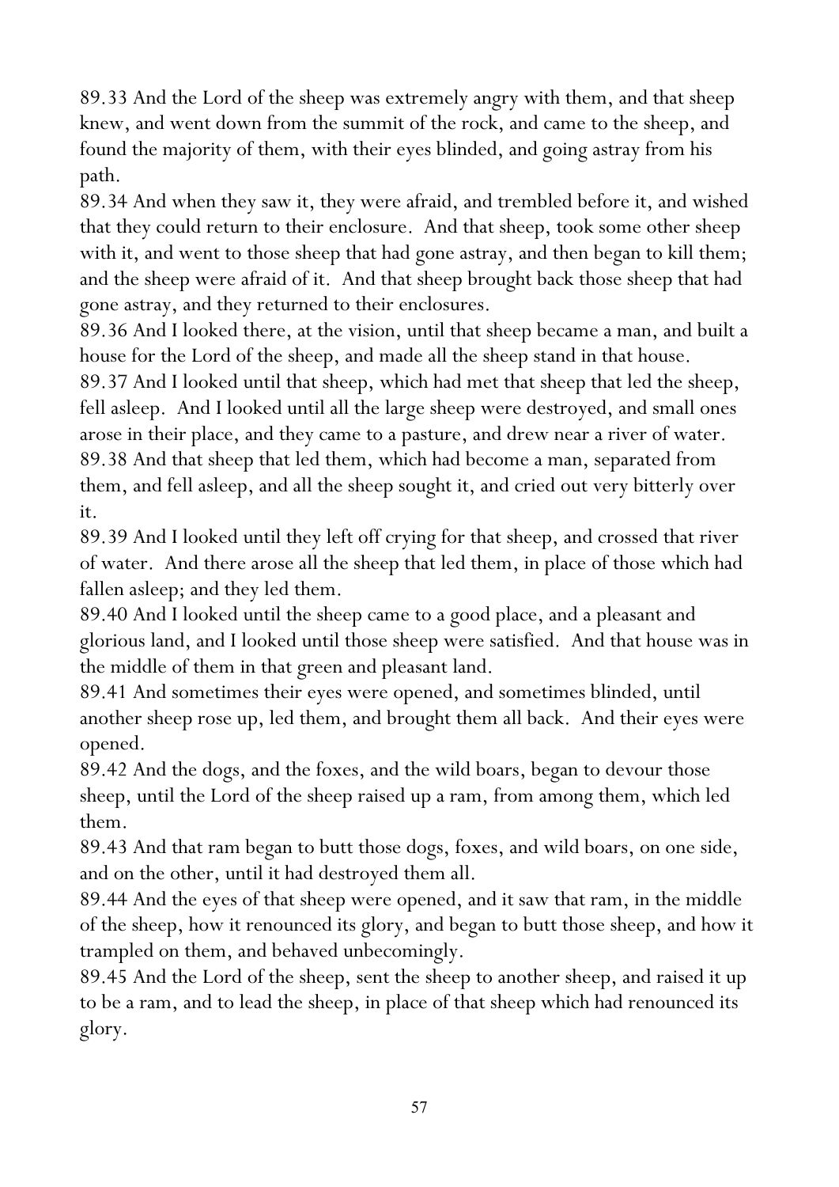89.33 And the Lord of the sheep was extremely angry with them, and that sheep knew, and went down from the summit of the rock, and came to the sheep, and found the majority of them, with their eyes blinded, and going astray from his path.

89.34 And when they saw it, they were afraid, and trembled before it, and wished that they could return to their enclosure. And that sheep, took some other sheep with it, and went to those sheep that had gone astray, and then began to kill them; and the sheep were afraid of it. And that sheep brought back those sheep that had gone astray, and they returned to their enclosures.

89.36 And I looked there, at the vision, until that sheep became a man, and built a house for the Lord of the sheep, and made all the sheep stand in that house.

89.37 And I looked until that sheep, which had met that sheep that led the sheep, fell asleep. And I looked until all the large sheep were destroyed, and small ones arose in their place, and they came to a pasture, and drew near a river of water.

89.38 And that sheep that led them, which had become a man, separated from them, and fell asleep, and all the sheep sought it, and cried out very bitterly over it.

89.39 And I looked until they left off crying for that sheep, and crossed that river of water. And there arose all the sheep that led them, in place of those which had fallen asleep; and they led them.

89.40 And I looked until the sheep came to a good place, and a pleasant and glorious land, and I looked until those sheep were satisfied. And that house was in the middle of them in that green and pleasant land.

89.41 And sometimes their eyes were opened, and sometimes blinded, until another sheep rose up, led them, and brought them all back. And their eyes were opened.

89.42 And the dogs, and the foxes, and the wild boars, began to devour those sheep, until the Lord of the sheep raised up a ram, from among them, which led them.

89.43 And that ram began to butt those dogs, foxes, and wild boars, on one side, and on the other, until it had destroyed them all.

89.44 And the eyes of that sheep were opened, and it saw that ram, in the middle of the sheep, how it renounced its glory, and began to butt those sheep, and how it trampled on them, and behaved unbecomingly.

89.45 And the Lord of the sheep, sent the sheep to another sheep, and raised it up to be a ram, and to lead the sheep, in place of that sheep which had renounced its glory.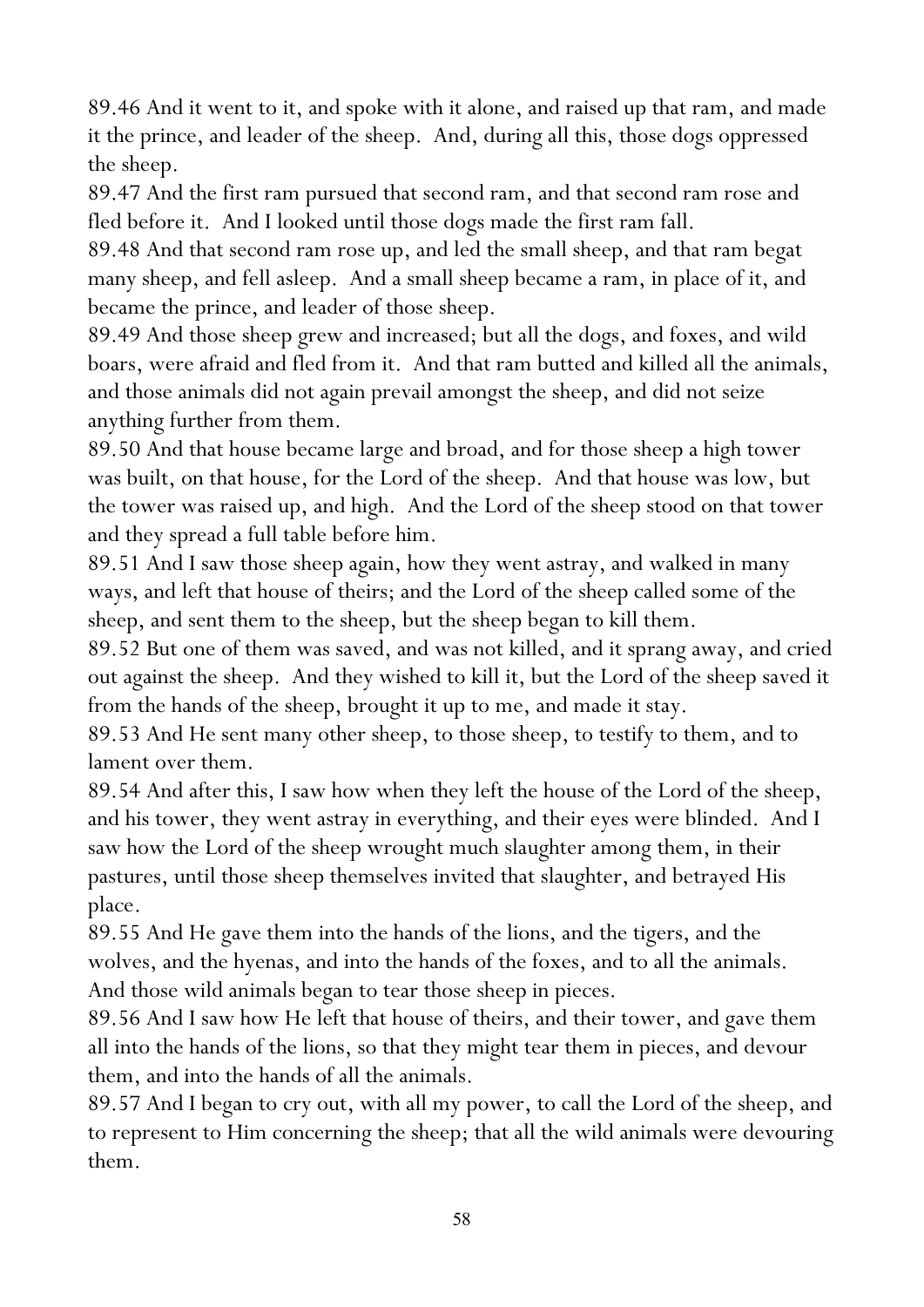89.46 And it went to it, and spoke with it alone, and raised up that ram, and made it the prince, and leader of the sheep. And, during all this, those dogs oppressed the sheep.

89.47 And the first ram pursued that second ram, and that second ram rose and fled before it. And I looked until those dogs made the first ram fall.

89.48 And that second ram rose up, and led the small sheep, and that ram begat many sheep, and fell asleep. And a small sheep became a ram, in place of it, and became the prince, and leader of those sheep.

89.49 And those sheep grew and increased; but all the dogs, and foxes, and wild boars, were afraid and fled from it. And that ram butted and killed all the animals, and those animals did not again prevail amongst the sheep, and did not seize anything further from them.

89.50 And that house became large and broad, and for those sheep a high tower was built, on that house, for the Lord of the sheep. And that house was low, but the tower was raised up, and high. And the Lord of the sheep stood on that tower and they spread a full table before him.

89.51 And I saw those sheep again, how they went astray, and walked in many ways, and left that house of theirs; and the Lord of the sheep called some of the sheep, and sent them to the sheep, but the sheep began to kill them.

89.52 But one of them was saved, and was not killed, and it sprang away, and cried out against the sheep. And they wished to kill it, but the Lord of the sheep saved it from the hands of the sheep, brought it up to me, and made it stay.

89.53 And He sent many other sheep, to those sheep, to testify to them, and to lament over them.

89.54 And after this, I saw how when they left the house of the Lord of the sheep, and his tower, they went astray in everything, and their eyes were blinded. And I saw how the Lord of the sheep wrought much slaughter among them, in their pastures, until those sheep themselves invited that slaughter, and betrayed His place.

89.55 And He gave them into the hands of the lions, and the tigers, and the wolves, and the hyenas, and into the hands of the foxes, and to all the animals. And those wild animals began to tear those sheep in pieces.

89.56 And I saw how He left that house of theirs, and their tower, and gave them all into the hands of the lions, so that they might tear them in pieces, and devour them, and into the hands of all the animals.

89.57 And I began to cry out, with all my power, to call the Lord of the sheep, and to represent to Him concerning the sheep; that all the wild animals were devouring them.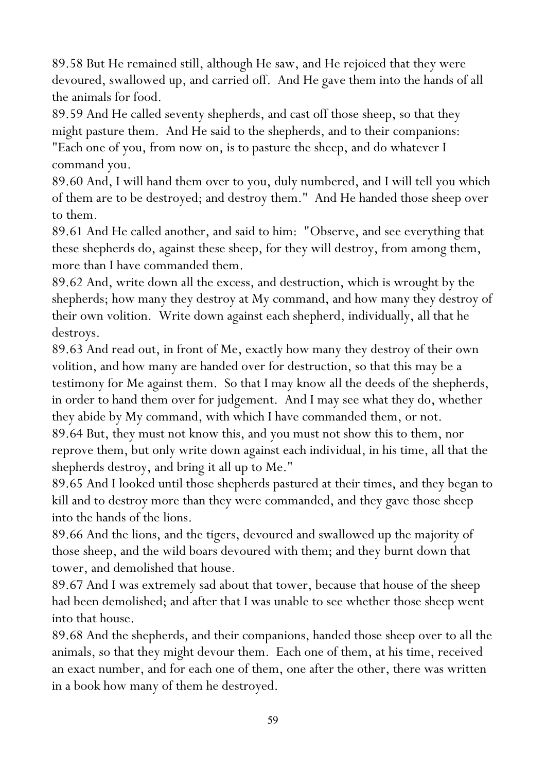89.58 But He remained still, although He saw, and He rejoiced that they were devoured, swallowed up, and carried off. And He gave them into the hands of all the animals for food.

89.59 And He called seventy shepherds, and cast off those sheep, so that they might pasture them. And He said to the shepherds, and to their companions: "Each one of you, from now on, is to pasture the sheep, and do whatever I command you.

89.60 And, I will hand them over to you, duly numbered, and I will tell you which of them are to be destroyed; and destroy them." And He handed those sheep over to them.

89.61 And He called another, and said to him: "Observe, and see everything that these shepherds do, against these sheep, for they will destroy, from among them, more than I have commanded them.

89.62 And, write down all the excess, and destruction, which is wrought by the shepherds; how many they destroy at My command, and how many they destroy of their own volition. Write down against each shepherd, individually, all that he destroys.

89.63 And read out, in front of Me, exactly how many they destroy of their own volition, and how many are handed over for destruction, so that this may be a testimony for Me against them. So that I may know all the deeds of the shepherds, in order to hand them over for judgement. And I may see what they do, whether they abide by My command, with which I have commanded them, or not.

89.64 But, they must not know this, and you must not show this to them, nor reprove them, but only write down against each individual, in his time, all that the shepherds destroy, and bring it all up to Me."

89.65 And I looked until those shepherds pastured at their times, and they began to kill and to destroy more than they were commanded, and they gave those sheep into the hands of the lions.

89.66 And the lions, and the tigers, devoured and swallowed up the majority of those sheep, and the wild boars devoured with them; and they burnt down that tower, and demolished that house.

89.67 And I was extremely sad about that tower, because that house of the sheep had been demolished; and after that I was unable to see whether those sheep went into that house.

89.68 And the shepherds, and their companions, handed those sheep over to all the animals, so that they might devour them. Each one of them, at his time, received an exact number, and for each one of them, one after the other, there was written in a book how many of them he destroyed.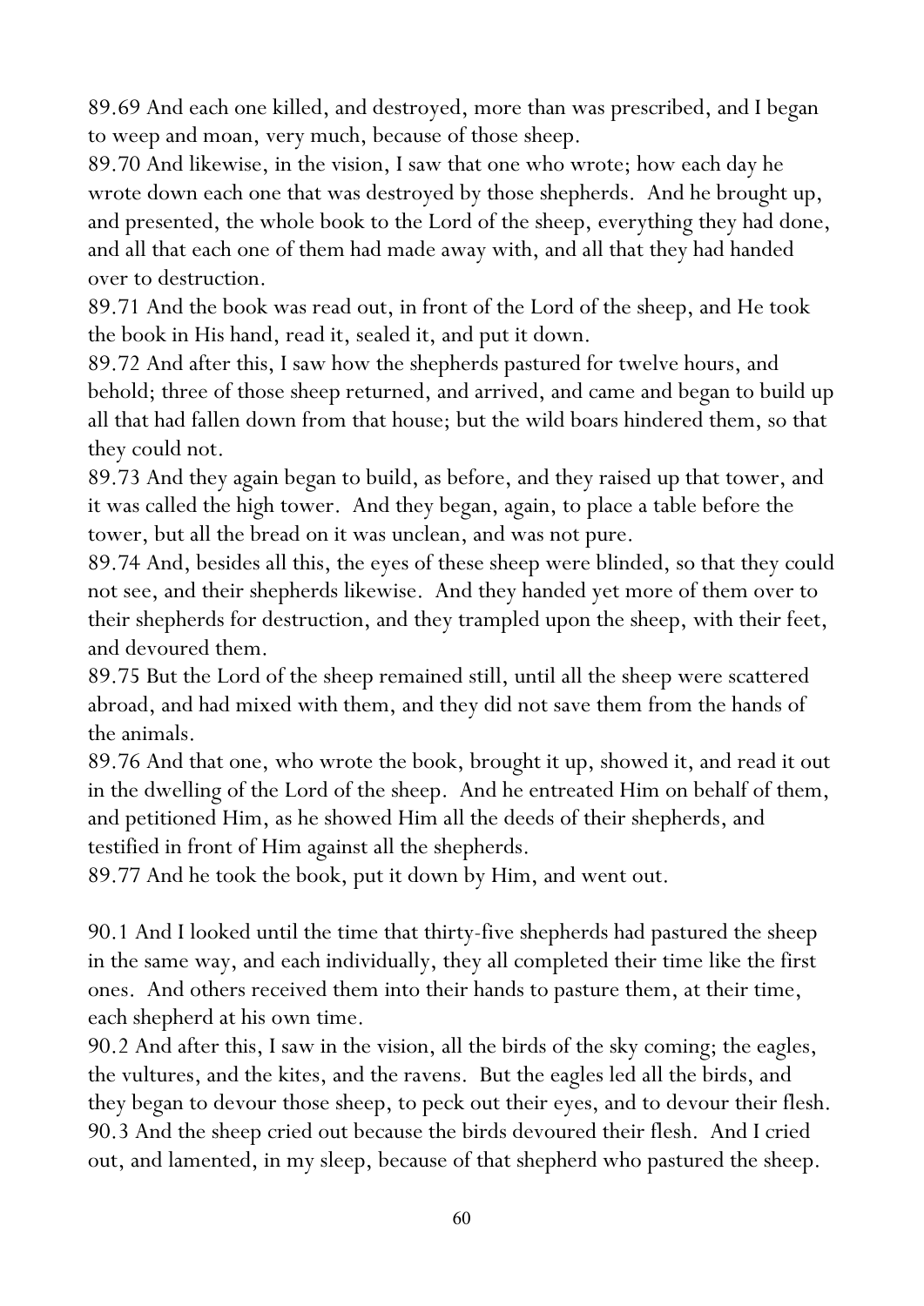89.69 And each one killed, and destroyed, more than was prescribed, and I began to weep and moan, very much, because of those sheep.

89.70 And likewise, in the vision, I saw that one who wrote; how each day he wrote down each one that was destroyed by those shepherds. And he brought up, and presented, the whole book to the Lord of the sheep, everything they had done, and all that each one of them had made away with, and all that they had handed over to destruction.

89.71 And the book was read out, in front of the Lord of the sheep, and He took the book in His hand, read it, sealed it, and put it down.

89.72 And after this, I saw how the shepherds pastured for twelve hours, and behold; three of those sheep returned, and arrived, and came and began to build up all that had fallen down from that house; but the wild boars hindered them, so that they could not.

89.73 And they again began to build, as before, and they raised up that tower, and it was called the high tower. And they began, again, to place a table before the tower, but all the bread on it was unclean, and was not pure.

89.74 And, besides all this, the eyes of these sheep were blinded, so that they could not see, and their shepherds likewise. And they handed yet more of them over to their shepherds for destruction, and they trampled upon the sheep, with their feet, and devoured them.

89.75 But the Lord of the sheep remained still, until all the sheep were scattered abroad, and had mixed with them, and they did not save them from the hands of the animals.

89.76 And that one, who wrote the book, brought it up, showed it, and read it out in the dwelling of the Lord of the sheep. And he entreated Him on behalf of them, and petitioned Him, as he showed Him all the deeds of their shepherds, and testified in front of Him against all the shepherds.

89.77 And he took the book, put it down by Him, and went out.

90.1 And I looked until the time that thirty-five shepherds had pastured the sheep in the same way, and each individually, they all completed their time like the first ones. And others received them into their hands to pasture them, at their time, each shepherd at his own time.

90.2 And after this, I saw in the vision, all the birds of the sky coming; the eagles, the vultures, and the kites, and the ravens. But the eagles led all the birds, and they began to devour those sheep, to peck out their eyes, and to devour their flesh.

90.3 And the sheep cried out because the birds devoured their flesh. And I cried out, and lamented, in my sleep, because of that shepherd who pastured the sheep.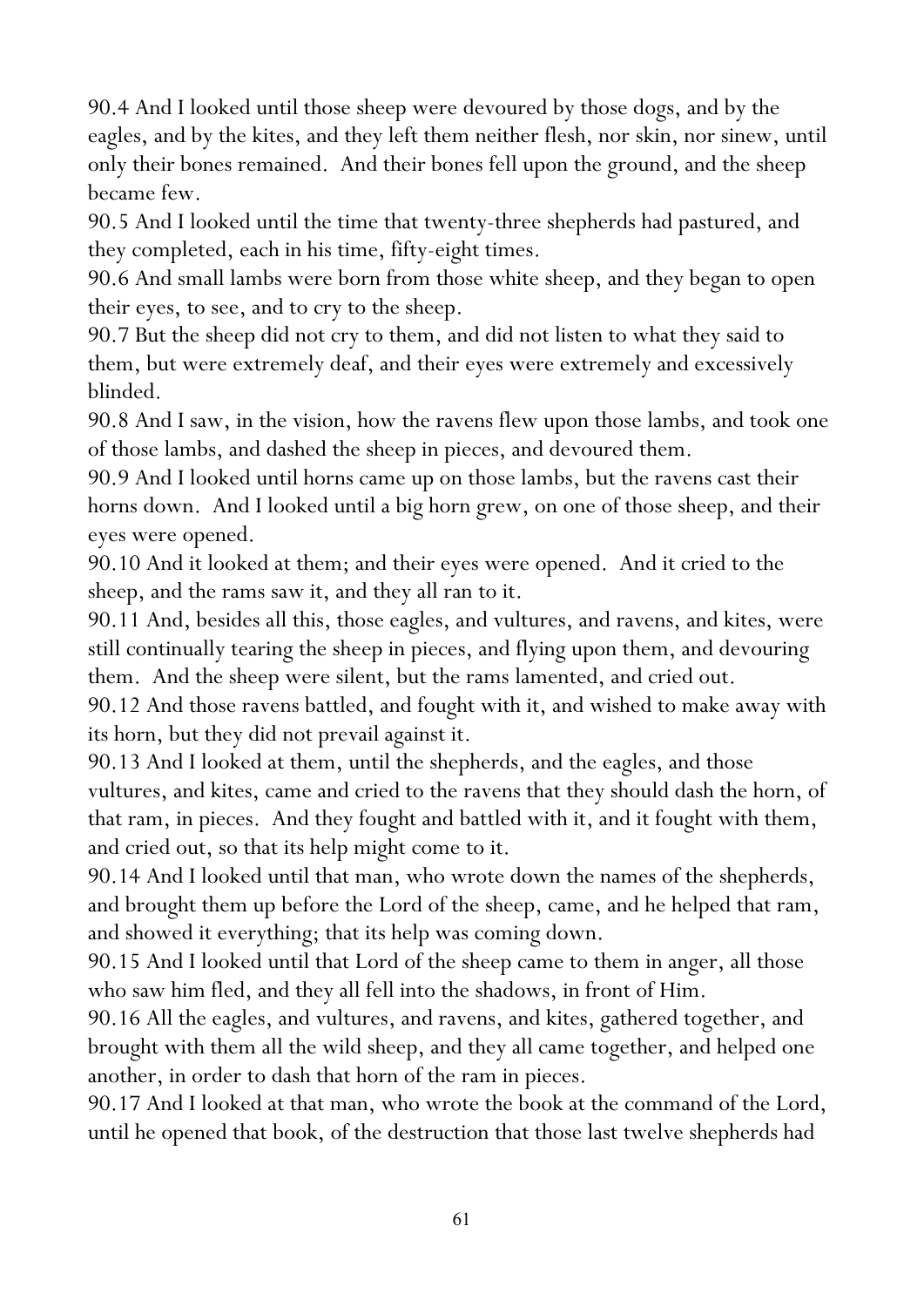90.4 And I looked until those sheep were devoured by those dogs, and by the eagles, and by the kites, and they left them neither flesh, nor skin, nor sinew, until only their bones remained. And their bones fell upon the ground, and the sheep became few.

90.5 And I looked until the time that twenty-three shepherds had pastured, and they completed, each in his time, fifty-eight times.

90.6 And small lambs were born from those white sheep, and they began to open their eyes, to see, and to cry to the sheep.

90.7 But the sheep did not cry to them, and did not listen to what they said to them, but were extremely deaf, and their eyes were extremely and excessively blinded.

90.8 And I saw, in the vision, how the ravens flew upon those lambs, and took one of those lambs, and dashed the sheep in pieces, and devoured them.

90.9 And I looked until horns came up on those lambs, but the ravens cast their horns down. And I looked until a big horn grew, on one of those sheep, and their eyes were opened.

90.10 And it looked at them; and their eyes were opened. And it cried to the sheep, and the rams saw it, and they all ran to it.

90.11 And, besides all this, those eagles, and vultures, and ravens, and kites, were still continually tearing the sheep in pieces, and flying upon them, and devouring them. And the sheep were silent, but the rams lamented, and cried out.

90.12 And those ravens battled, and fought with it, and wished to make away with its horn, but they did not prevail against it.

90.13 And I looked at them, until the shepherds, and the eagles, and those vultures, and kites, came and cried to the ravens that they should dash the horn, of that ram, in pieces. And they fought and battled with it, and it fought with them, and cried out, so that its help might come to it.

90.14 And I looked until that man, who wrote down the names of the shepherds, and brought them up before the Lord of the sheep, came, and he helped that ram, and showed it everything; that its help was coming down.

90.15 And I looked until that Lord of the sheep came to them in anger, all those who saw him fled, and they all fell into the shadows, in front of Him.

90.16 All the eagles, and vultures, and ravens, and kites, gathered together, and brought with them all the wild sheep, and they all came together, and helped one another, in order to dash that horn of the ram in pieces.

90.17 And I looked at that man, who wrote the book at the command of the Lord, until he opened that book, of the destruction that those last twelve shepherds had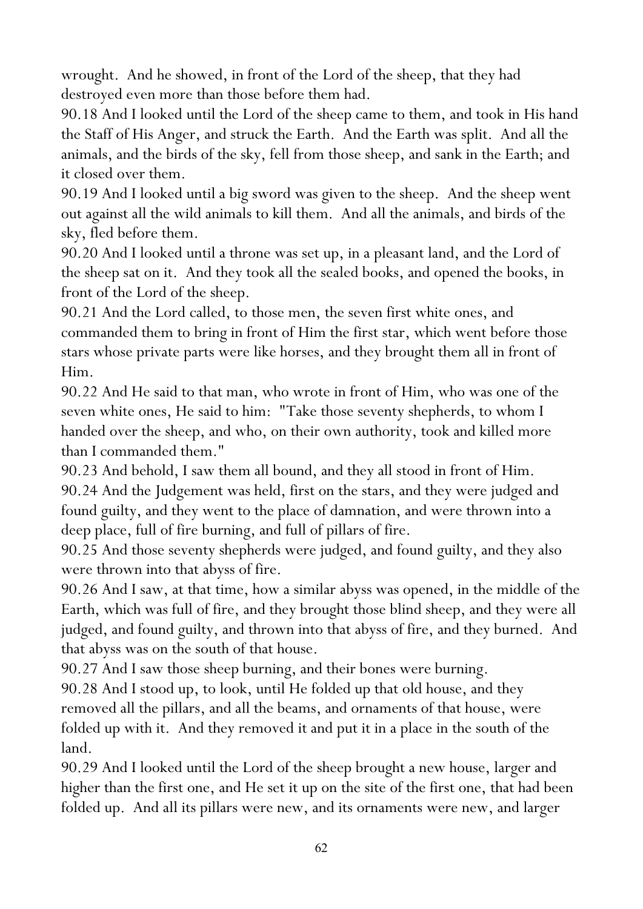wrought. And he showed, in front of the Lord of the sheep, that they had destroyed even more than those before them had.

90.18 And I looked until the Lord of the sheep came to them, and took in His hand the Staff of His Anger, and struck the Earth. And the Earth was split. And all the animals, and the birds of the sky, fell from those sheep, and sank in the Earth; and it closed over them.

90.19 And I looked until a big sword was given to the sheep. And the sheep went out against all the wild animals to kill them. And all the animals, and birds of the sky, fled before them.

90.20 And I looked until a throne was set up, in a pleasant land, and the Lord of the sheep sat on it. And they took all the sealed books, and opened the books, in front of the Lord of the sheep.

90.21 And the Lord called, to those men, the seven first white ones, and commanded them to bring in front of Him the first star, which went before those stars whose private parts were like horses, and they brought them all in front of Him.

90.22 And He said to that man, who wrote in front of Him, who was one of the seven white ones, He said to him: "Take those seventy shepherds, to whom I handed over the sheep, and who, on their own authority, took and killed more than I commanded them."

90.23 And behold, I saw them all bound, and they all stood in front of Him.

90.24 And the Judgement was held, first on the stars, and they were judged and found guilty, and they went to the place of damnation, and were thrown into a deep place, full of fire burning, and full of pillars of fire.

90.25 And those seventy shepherds were judged, and found guilty, and they also were thrown into that abyss of fire.

90.26 And I saw, at that time, how a similar abyss was opened, in the middle of the Earth, which was full of fire, and they brought those blind sheep, and they were all judged, and found guilty, and thrown into that abyss of fire, and they burned. And that abyss was on the south of that house.

90.27 And I saw those sheep burning, and their bones were burning.

90.28 And I stood up, to look, until He folded up that old house, and they removed all the pillars, and all the beams, and ornaments of that house, were folded up with it. And they removed it and put it in a place in the south of the land.

90.29 And I looked until the Lord of the sheep brought a new house, larger and higher than the first one, and He set it up on the site of the first one, that had been folded up. And all its pillars were new, and its ornaments were new, and larger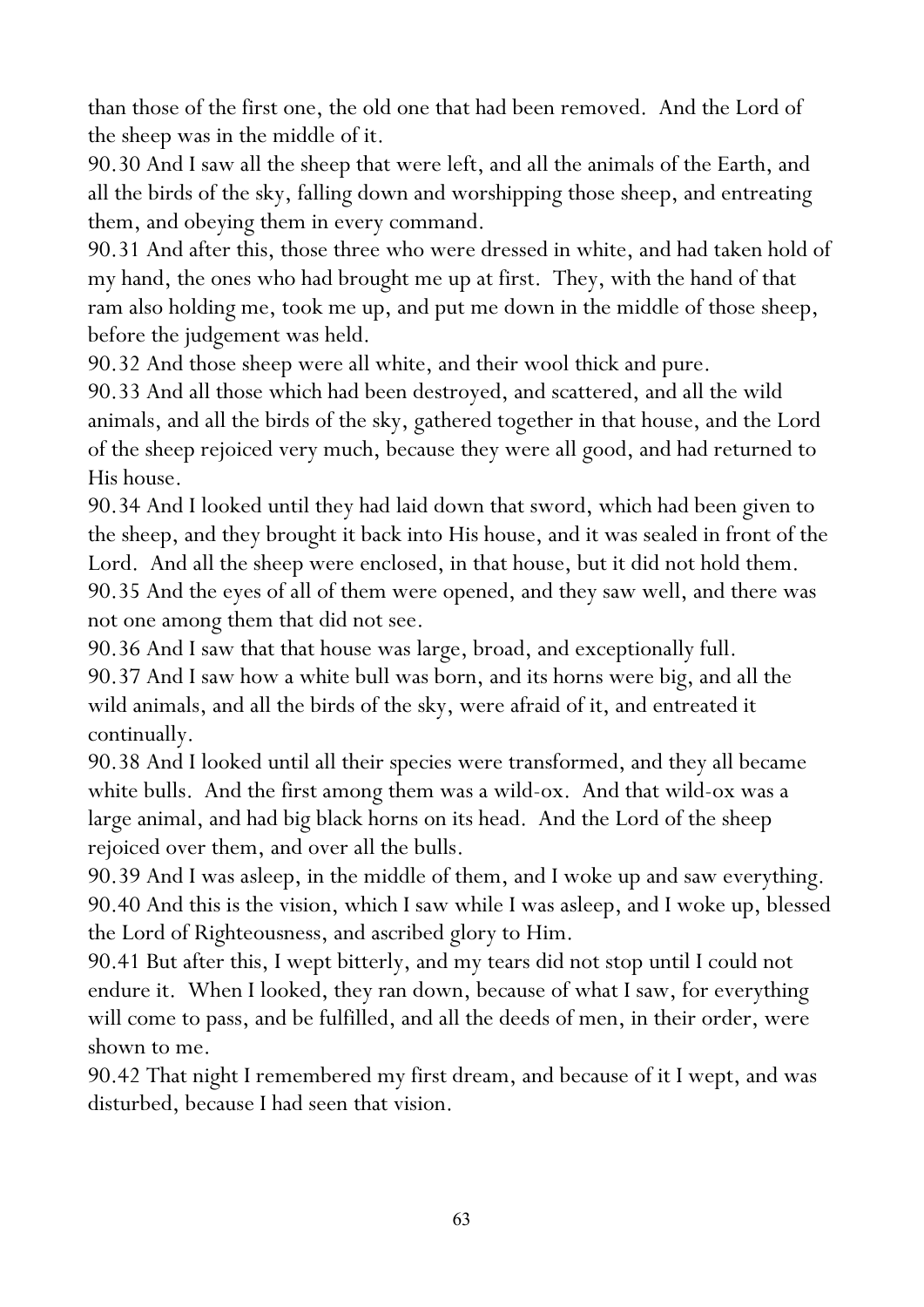than those of the first one, the old one that had been removed. And the Lord of the sheep was in the middle of it.

90.30 And I saw all the sheep that were left, and all the animals of the Earth, and all the birds of the sky, falling down and worshipping those sheep, and entreating them, and obeying them in every command.

90.31 And after this, those three who were dressed in white, and had taken hold of my hand, the ones who had brought me up at first. They, with the hand of that ram also holding me, took me up, and put me down in the middle of those sheep, before the judgement was held.

90.32 And those sheep were all white, and their wool thick and pure.

90.33 And all those which had been destroyed, and scattered, and all the wild animals, and all the birds of the sky, gathered together in that house, and the Lord of the sheep rejoiced very much, because they were all good, and had returned to His house.

90.34 And I looked until they had laid down that sword, which had been given to the sheep, and they brought it back into His house, and it was sealed in front of the Lord. And all the sheep were enclosed, in that house, but it did not hold them.

90.35 And the eyes of all of them were opened, and they saw well, and there was not one among them that did not see.

90.36 And I saw that that house was large, broad, and exceptionally full.

90.37 And I saw how a white bull was born, and its horns were big, and all the wild animals, and all the birds of the sky, were afraid of it, and entreated it continually.

90.38 And I looked until all their species were transformed, and they all became white bulls. And the first among them was a wild-ox. And that wild-ox was a large animal, and had big black horns on its head. And the Lord of the sheep rejoiced over them, and over all the bulls.

90.39 And I was asleep, in the middle of them, and I woke up and saw everything.

90.40 And this is the vision, which I saw while I was asleep, and I woke up, blessed the Lord of Righteousness, and ascribed glory to Him.

90.41 But after this, I wept bitterly, and my tears did not stop until I could not endure it. When I looked, they ran down, because of what I saw, for everything will come to pass, and be fulfilled, and all the deeds of men, in their order, were shown to me.

90.42 That night I remembered my first dream, and because of it I wept, and was disturbed, because I had seen that vision.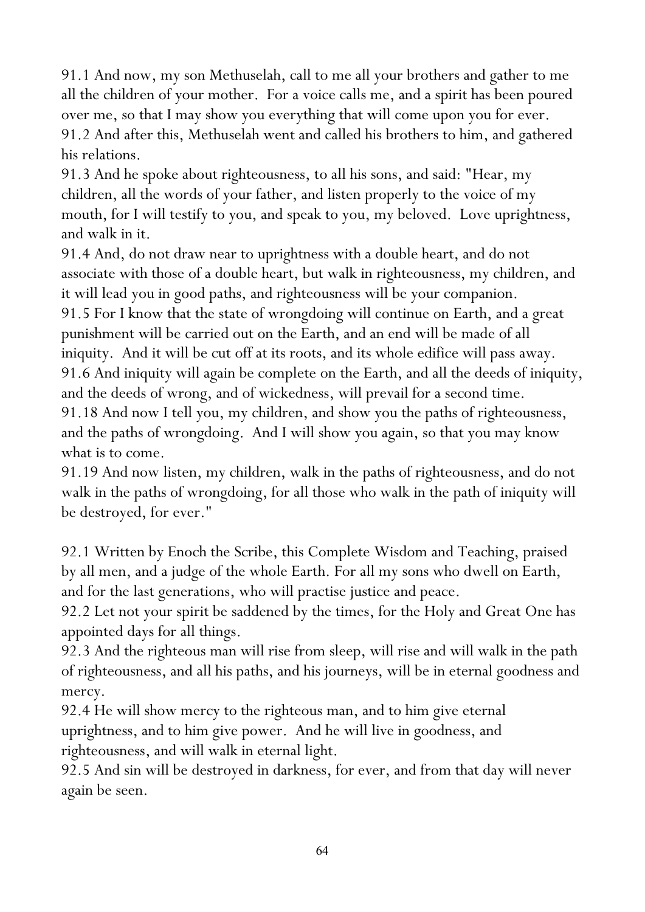91.1 And now, my son Methuselah, call to me all your brothers and gather to me all the children of your mother. For a voice calls me, and a spirit has been poured over me, so that I may show you everything that will come upon you for ever.
91.2 And after this, Methuselah went and called his brothers to him, and gathered his relations.
91.3 And he spoke about righteousness, to all his sons, and said: "Hear, my children, all the words of your father, and listen properly to the voice of my mouth, for I will testify to you, and speak to you, my beloved. Love uprightness, and walk in it.
91.4 And, do not draw near to uprightness with a double heart, and do not associate with those of a double heart, but walk in righteousness, my children, and it will lead you in good paths, and righteousness will be your companion.
91.5 For I know that the state of wrongdoing will continue on Earth, and a great punishment will be carried out on the Earth, and an end will be made of all iniquity. And it will be cut off at its roots, and its whole edifice will pass away.
91.6 And iniquity will again be complete on the Earth, and all the deeds of iniquity, and the deeds of wrong, and of wickedness, will prevail for a second time.
91.18 And now I tell you, my children, and show you the paths of righteousness, and the paths of wrongdoing. And I will show you again, so that you may know what is to come.
91.19 And now listen, my children, walk in the paths of righteousness, and do not walk in the paths of wrongdoing, for all those who walk in the path of iniquity will be destroyed, for ever."

92.1 Written by Enoch the Scribe, this Complete Wisdom and Teaching, praised by all men, and a judge of the whole Earth. For all my sons who dwell on Earth, and for the last generations, who will practise justice and peace.
92.2 Let not your spirit be saddened by the times, for the Holy and Great One has appointed days for all things.
92.3 And the righteous man will rise from sleep, will rise and will walk in the path of righteousness, and all his paths, and his journeys, will be in eternal goodness and mercy.
92.4 He will show mercy to the righteous man, and to him give eternal uprightness, and to him give power. And he will live in goodness, and righteousness, and will walk in eternal light.
92.5 And sin will be destroyed in darkness, for ever, and from that day will never again be seen.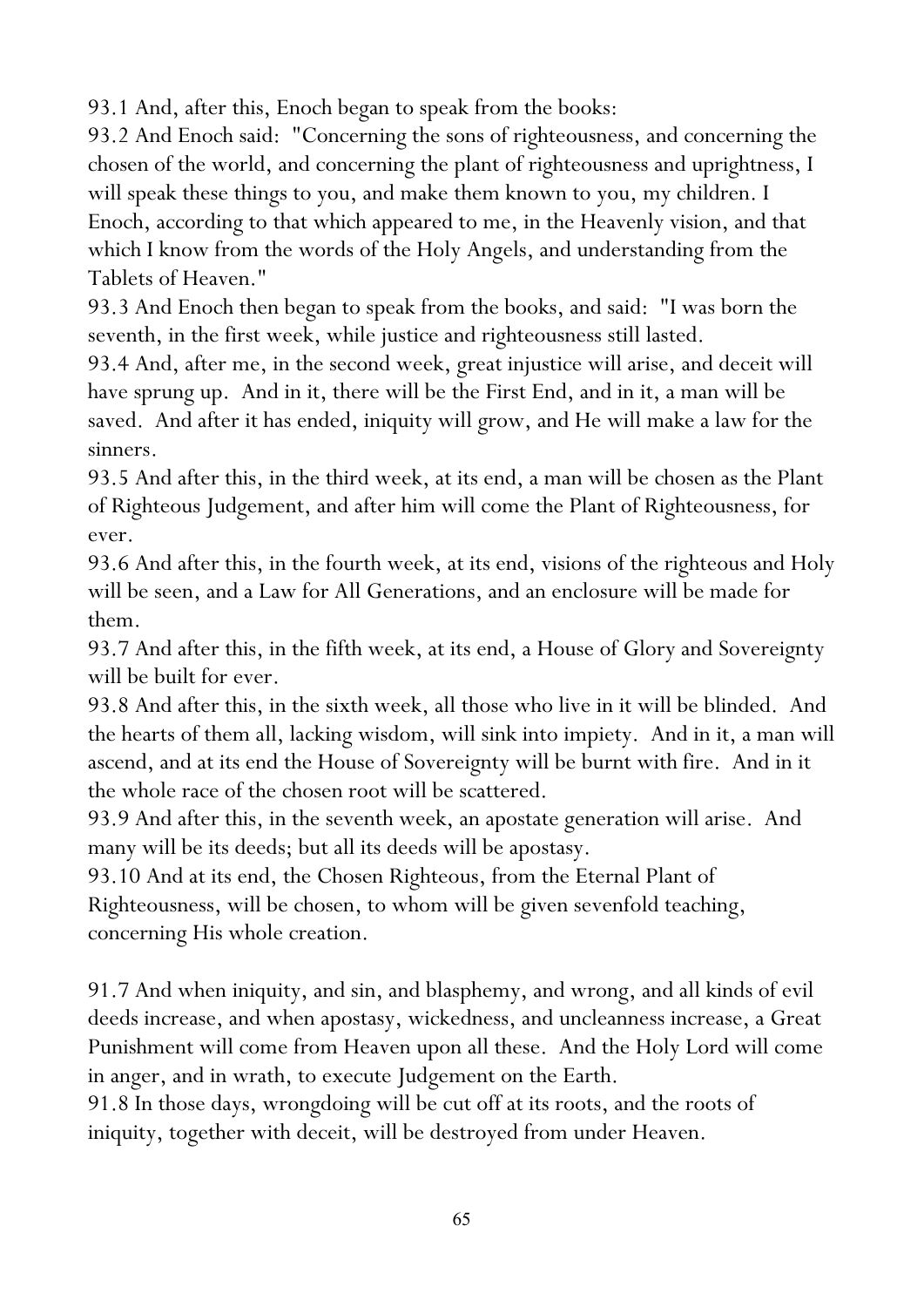93.1 And, after this, Enoch began to speak from the books:

93.2 And Enoch said: "Concerning the sons of righteousness, and concerning the chosen of the world, and concerning the plant of righteousness and uprightness, I will speak these things to you, and make them known to you, my children. I Enoch, according to that which appeared to me, in the Heavenly vision, and that which I know from the words of the Holy Angels, and understanding from the Tablets of Heaven."

93.3 And Enoch then began to speak from the books, and said: "I was born the seventh, in the first week, while justice and righteousness still lasted.

93.4 And, after me, in the second week, great injustice will arise, and deceit will have sprung up. And in it, there will be the First End, and in it, a man will be saved. And after it has ended, iniquity will grow, and He will make a law for the sinners.

93.5 And after this, in the third week, at its end, a man will be chosen as the Plant of Righteous Judgement, and after him will come the Plant of Righteousness, for ever.

93.6 And after this, in the fourth week, at its end, visions of the righteous and Holy will be seen, and a Law for All Generations, and an enclosure will be made for them.

93.7 And after this, in the fifth week, at its end, a House of Glory and Sovereignty will be built for ever.

93.8 And after this, in the sixth week, all those who live in it will be blinded. And the hearts of them all, lacking wisdom, will sink into impiety. And in it, a man will ascend, and at its end the House of Sovereignty will be burnt with fire. And in it the whole race of the chosen root will be scattered.

93.9 And after this, in the seventh week, an apostate generation will arise. And many will be its deeds; but all its deeds will be apostasy.

93.10 And at its end, the Chosen Righteous, from the Eternal Plant of Righteousness, will be chosen, to whom will be given sevenfold teaching, concerning His whole creation.

91.7 And when iniquity, and sin, and blasphemy, and wrong, and all kinds of evil deeds increase, and when apostasy, wickedness, and uncleanness increase, a Great Punishment will come from Heaven upon all these. And the Holy Lord will come in anger, and in wrath, to execute Judgement on the Earth.

91.8 In those days, wrongdoing will be cut off at its roots, and the roots of iniquity, together with deceit, will be destroyed from under Heaven.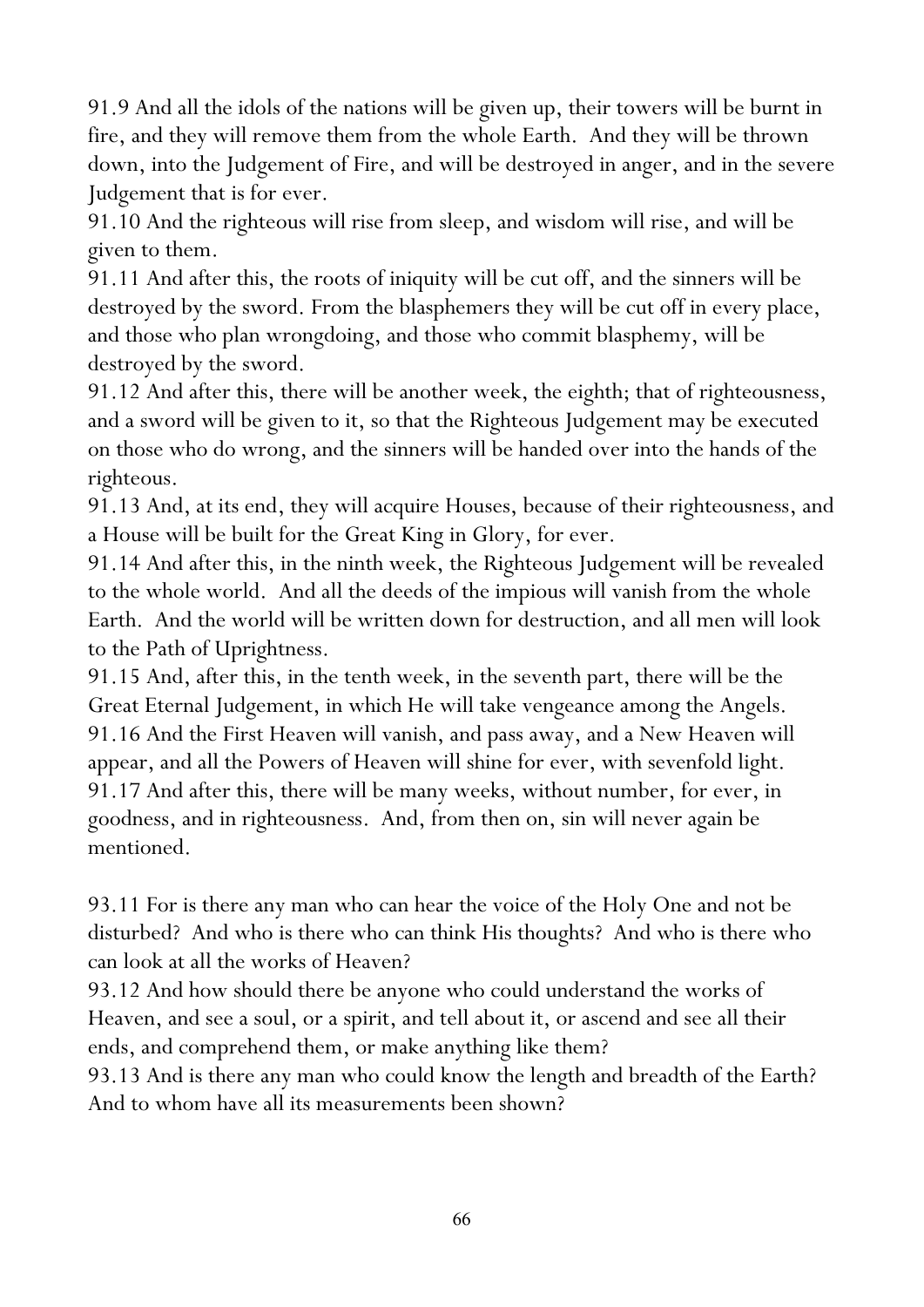91.9 And all the idols of the nations will be given up, their towers will be burnt in fire, and they will remove them from the whole Earth. And they will be thrown down, into the Judgement of Fire, and will be destroyed in anger, and in the severe Judgement that is for ever.

91.10 And the righteous will rise from sleep, and wisdom will rise, and will be given to them.

91.11 And after this, the roots of iniquity will be cut off, and the sinners will be destroyed by the sword. From the blasphemers they will be cut off in every place, and those who plan wrongdoing, and those who commit blasphemy, will be destroyed by the sword.

91.12 And after this, there will be another week, the eighth; that of righteousness, and a sword will be given to it, so that the Righteous Judgement may be executed on those who do wrong, and the sinners will be handed over into the hands of the righteous.

91.13 And, at its end, they will acquire Houses, because of their righteousness, and a House will be built for the Great King in Glory, for ever.

91.14 And after this, in the ninth week, the Righteous Judgement will be revealed to the whole world. And all the deeds of the impious will vanish from the whole Earth. And the world will be written down for destruction, and all men will look to the Path of Uprightness.

91.15 And, after this, in the tenth week, in the seventh part, there will be the Great Eternal Judgement, in which He will take vengeance among the Angels.

91.16 And the First Heaven will vanish, and pass away, and a New Heaven will appear, and all the Powers of Heaven will shine for ever, with sevenfold light.

91.17 And after this, there will be many weeks, without number, for ever, in goodness, and in righteousness. And, from then on, sin will never again be mentioned.

93.11 For is there any man who can hear the voice of the Holy One and not be disturbed? And who is there who can think His thoughts? And who is there who can look at all the works of Heaven?

93.12 And how should there be anyone who could understand the works of Heaven, and see a soul, or a spirit, and tell about it, or ascend and see all their ends, and comprehend them, or make anything like them?

93.13 And is there any man who could know the length and breadth of the Earth? And to whom have all its measurements been shown?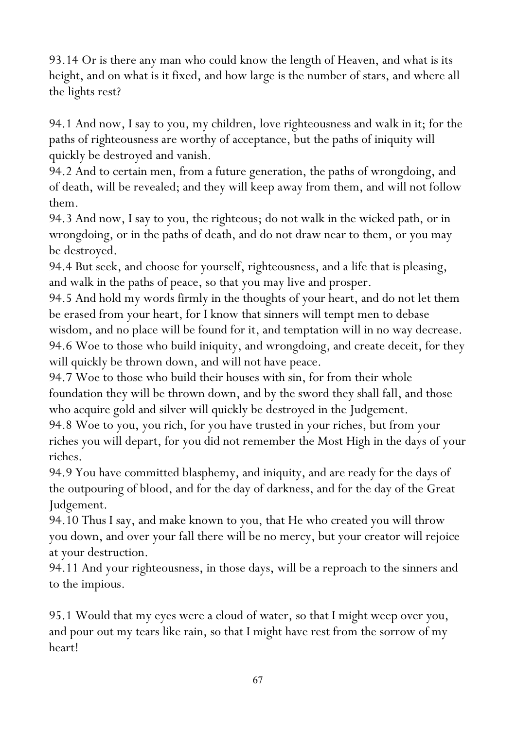93.14 Or is there any man who could know the length of Heaven, and what is its height, and on what is it fixed, and how large is the number of stars, and where all the lights rest?

94.1 And now, I say to you, my children, love righteousness and walk in it; for the paths of righteousness are worthy of acceptance, but the paths of iniquity will quickly be destroyed and vanish.
94.2 And to certain men, from a future generation, the paths of wrongdoing, and of death, will be revealed; and they will keep away from them, and will not follow them.
94.3 And now, I say to you, the righteous; do not walk in the wicked path, or in wrongdoing, or in the paths of death, and do not draw near to them, or you may be destroyed.
94.4 But seek, and choose for yourself, righteousness, and a life that is pleasing, and walk in the paths of peace, so that you may live and prosper.
94.5 And hold my words firmly in the thoughts of your heart, and do not let them be erased from your heart, for I know that sinners will tempt men to debase wisdom, and no place will be found for it, and temptation will in no way decrease.
94.6 Woe to those who build iniquity, and wrongdoing, and create deceit, for they will quickly be thrown down, and will not have peace.
94.7 Woe to those who build their houses with sin, for from their whole foundation they will be thrown down, and by the sword they shall fall, and those who acquire gold and silver will quickly be destroyed in the Judgement.
94.8 Woe to you, you rich, for you have trusted in your riches, but from your riches you will depart, for you did not remember the Most High in the days of your riches.
94.9 You have committed blasphemy, and iniquity, and are ready for the days of the outpouring of blood, and for the day of darkness, and for the day of the Great Judgement.
94.10 Thus I say, and make known to you, that He who created you will throw you down, and over your fall there will be no mercy, but your creator will rejoice at your destruction.
94.11 And your righteousness, in those days, will be a reproach to the sinners and to the impious.

95.1 Would that my eyes were a cloud of water, so that I might weep over you, and pour out my tears like rain, so that I might have rest from the sorrow of my heart!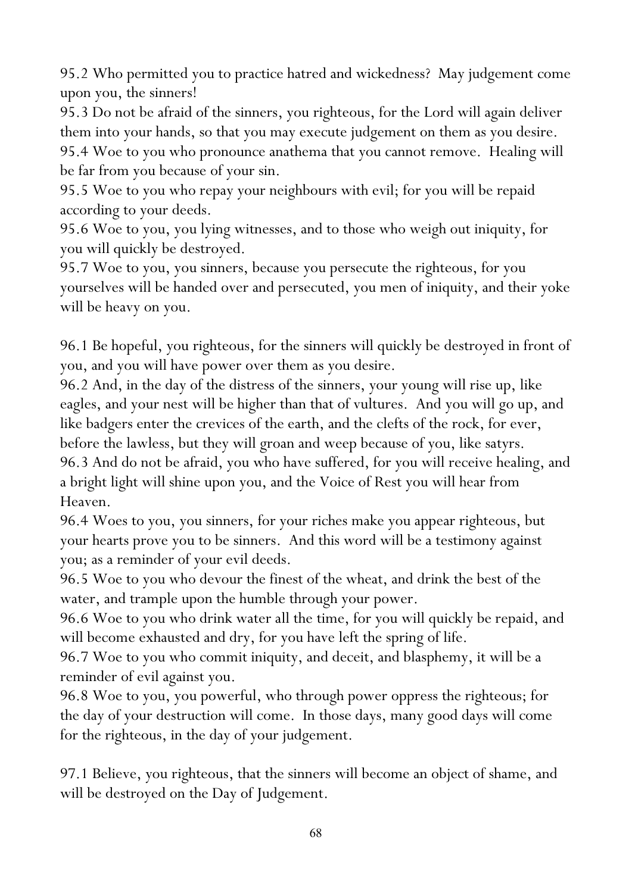95.2 Who permitted you to practice hatred and wickedness? May judgement come upon you, the sinners!

95.3 Do not be afraid of the sinners, you righteous, for the Lord will again deliver them into your hands, so that you may execute judgement on them as you desire.

95.4 Woe to you who pronounce anathema that you cannot remove. Healing will be far from you because of your sin.

95.5 Woe to you who repay your neighbours with evil; for you will be repaid according to your deeds.

95.6 Woe to you, you lying witnesses, and to those who weigh out iniquity, for you will quickly be destroyed.

95.7 Woe to you, you sinners, because you persecute the righteous, for you yourselves will be handed over and persecuted, you men of iniquity, and their yoke will be heavy on you.

96.1 Be hopeful, you righteous, for the sinners will quickly be destroyed in front of you, and you will have power over them as you desire.

96.2 And, in the day of the distress of the sinners, your young will rise up, like eagles, and your nest will be higher than that of vultures. And you will go up, and like badgers enter the crevices of the earth, and the clefts of the rock, for ever, before the lawless, but they will groan and weep because of you, like satyrs.

96.3 And do not be afraid, you who have suffered, for you will receive healing, and a bright light will shine upon you, and the Voice of Rest you will hear from Heaven.

96.4 Woes to you, you sinners, for your riches make you appear righteous, but your hearts prove you to be sinners. And this word will be a testimony against you; as a reminder of your evil deeds.

96.5 Woe to you who devour the finest of the wheat, and drink the best of the water, and trample upon the humble through your power.

96.6 Woe to you who drink water all the time, for you will quickly be repaid, and will become exhausted and dry, for you have left the spring of life.

96.7 Woe to you who commit iniquity, and deceit, and blasphemy, it will be a reminder of evil against you.

96.8 Woe to you, you powerful, who through power oppress the righteous; for the day of your destruction will come. In those days, many good days will come for the righteous, in the day of your judgement.

97.1 Believe, you righteous, that the sinners will become an object of shame, and will be destroyed on the Day of Judgement.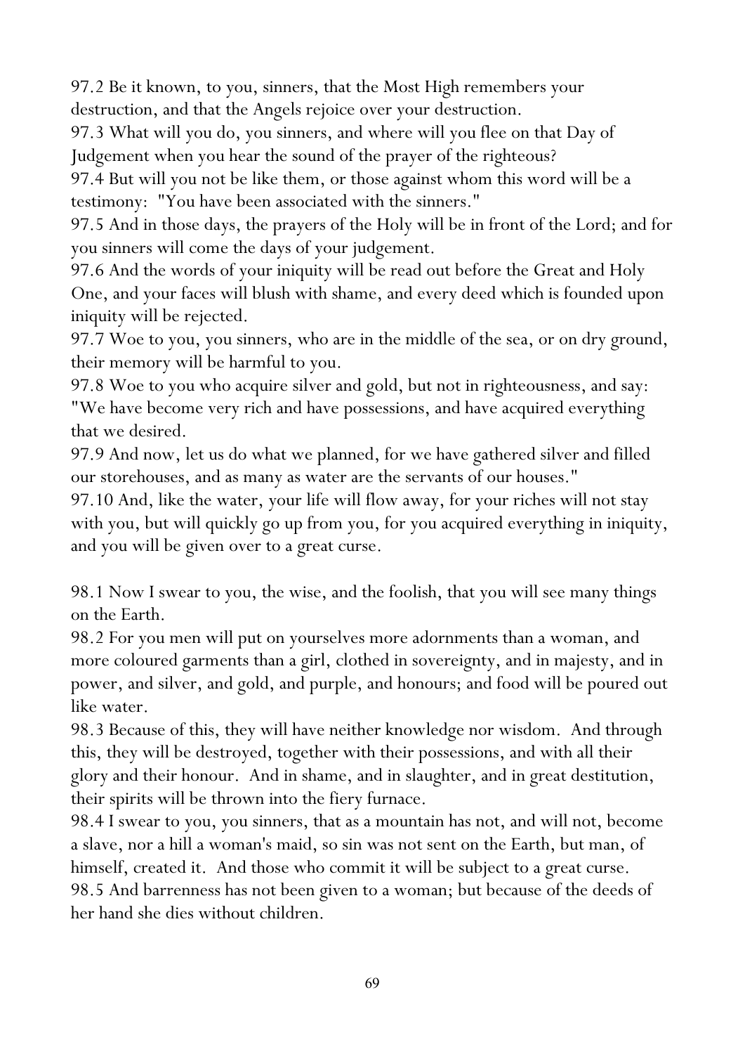97.2 Be it known, to you, sinners, that the Most High remembers your destruction, and that the Angels rejoice over your destruction.

97.3 What will you do, you sinners, and where will you flee on that Day of Judgement when you hear the sound of the prayer of the righteous?

97.4 But will you not be like them, or those against whom this word will be a testimony: "You have been associated with the sinners."

97.5 And in those days, the prayers of the Holy will be in front of the Lord; and for you sinners will come the days of your judgement.

97.6 And the words of your iniquity will be read out before the Great and Holy One, and your faces will blush with shame, and every deed which is founded upon iniquity will be rejected.

97.7 Woe to you, you sinners, who are in the middle of the sea, or on dry ground, their memory will be harmful to you.

97.8 Woe to you who acquire silver and gold, but not in righteousness, and say: "We have become very rich and have possessions, and have acquired everything that we desired.

97.9 And now, let us do what we planned, for we have gathered silver and filled our storehouses, and as many as water are the servants of our houses."

97.10 And, like the water, your life will flow away, for your riches will not stay with you, but will quickly go up from you, for you acquired everything in iniquity, and you will be given over to a great curse.

98.1 Now I swear to you, the wise, and the foolish, that you will see many things on the Earth.

98.2 For you men will put on yourselves more adornments than a woman, and more coloured garments than a girl, clothed in sovereignty, and in majesty, and in power, and silver, and gold, and purple, and honours; and food will be poured out like water.

98.3 Because of this, they will have neither knowledge nor wisdom. And through this, they will be destroyed, together with their possessions, and with all their glory and their honour. And in shame, and in slaughter, and in great destitution, their spirits will be thrown into the fiery furnace.

98.4 I swear to you, you sinners, that as a mountain has not, and will not, become a slave, nor a hill a woman's maid, so sin was not sent on the Earth, but man, of himself, created it. And those who commit it will be subject to a great curse.

98.5 And barrenness has not been given to a woman; but because of the deeds of her hand she dies without children.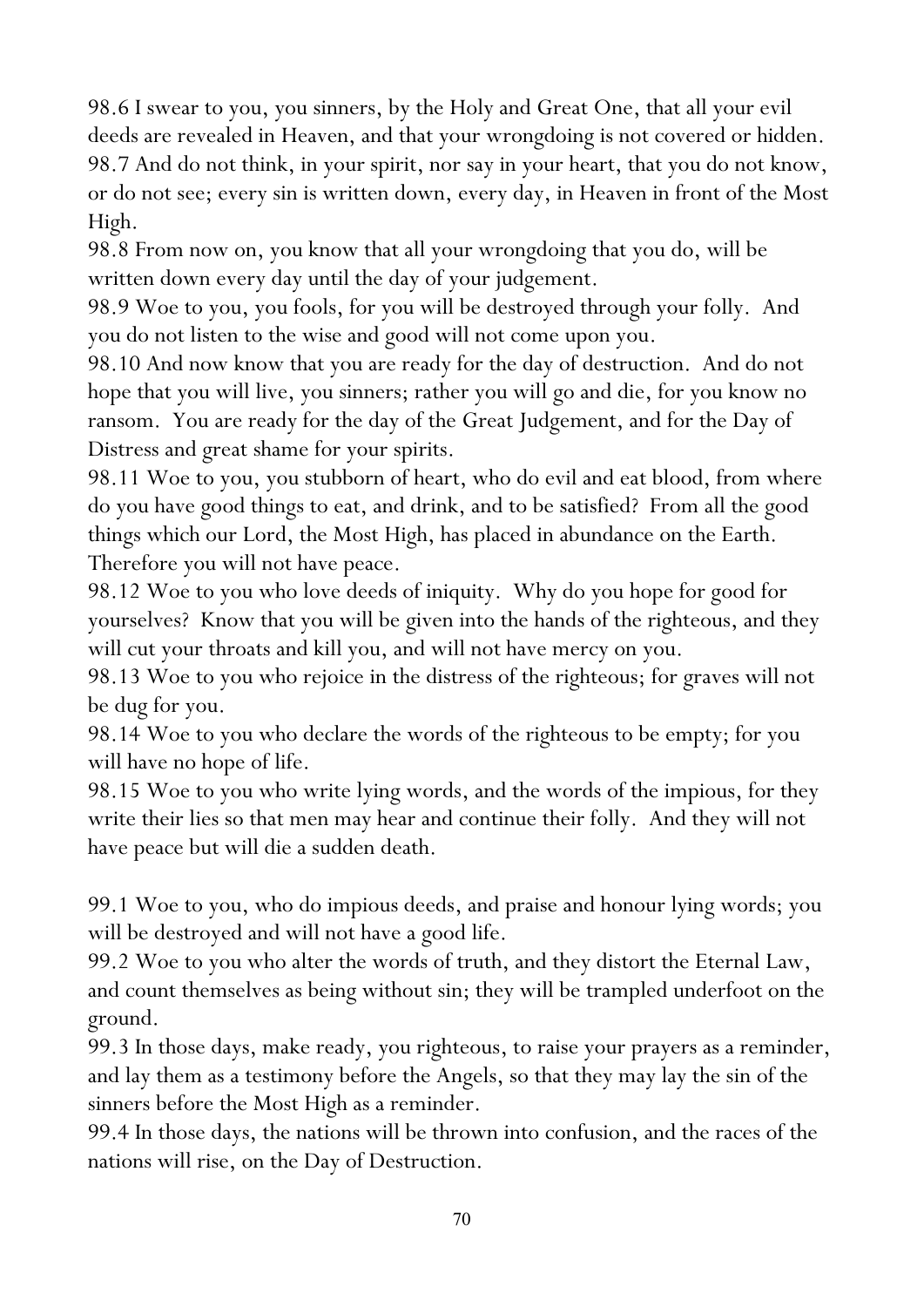98.6 I swear to you, you sinners, by the Holy and Great One, that all your evil deeds are revealed in Heaven, and that your wrongdoing is not covered or hidden.
98.7 And do not think, in your spirit, nor say in your heart, that you do not know, or do not see; every sin is written down, every day, in Heaven in front of the Most High.
98.8 From now on, you know that all your wrongdoing that you do, will be written down every day until the day of your judgement.
98.9 Woe to you, you fools, for you will be destroyed through your folly. And you do not listen to the wise and good will not come upon you.
98.10 And now know that you are ready for the day of destruction. And do not hope that you will live, you sinners; rather you will go and die, for you know no ransom. You are ready for the day of the Great Judgement, and for the Day of Distress and great shame for your spirits.
98.11 Woe to you, you stubborn of heart, who do evil and eat blood, from where do you have good things to eat, and drink, and to be satisfied? From all the good things which our Lord, the Most High, has placed in abundance on the Earth. Therefore you will not have peace.
98.12 Woe to you who love deeds of iniquity. Why do you hope for good for yourselves? Know that you will be given into the hands of the righteous, and they will cut your throats and kill you, and will not have mercy on you.
98.13 Woe to you who rejoice in the distress of the righteous; for graves will not be dug for you.
98.14 Woe to you who declare the words of the righteous to be empty; for you will have no hope of life.
98.15 Woe to you who write lying words, and the words of the impious, for they write their lies so that men may hear and continue their folly. And they will not have peace but will die a sudden death.

99.1 Woe to you, who do impious deeds, and praise and honour lying words; you will be destroyed and will not have a good life.
99.2 Woe to you who alter the words of truth, and they distort the Eternal Law, and count themselves as being without sin; they will be trampled underfoot on the ground.
99.3 In those days, make ready, you righteous, to raise your prayers as a reminder, and lay them as a testimony before the Angels, so that they may lay the sin of the sinners before the Most High as a reminder.
99.4 In those days, the nations will be thrown into confusion, and the races of the nations will rise, on the Day of Destruction.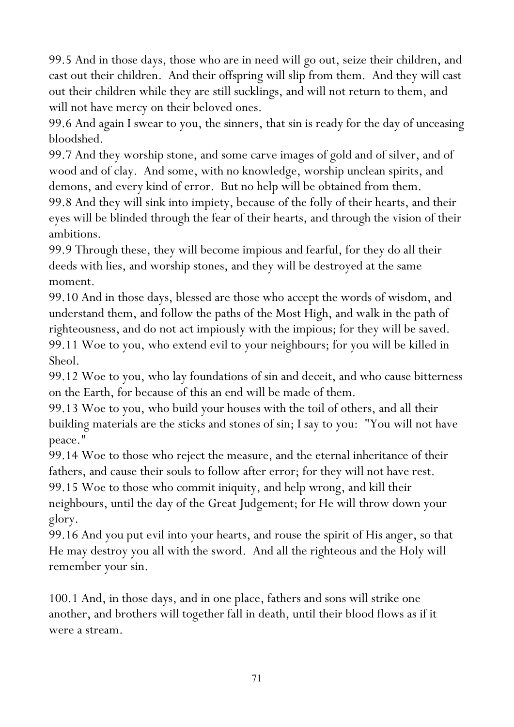99.5 And in those days, those who are in need will go out, seize their children, and cast out their children. And their offspring will slip from them. And they will cast out their children while they are still sucklings, and will not return to them, and will not have mercy on their beloved ones.

99.6 And again I swear to you, the sinners, that sin is ready for the day of unceasing bloodshed.

99.7 And they worship stone, and some carve images of gold and of silver, and of wood and of clay. And some, with no knowledge, worship unclean spirits, and demons, and every kind of error. But no help will be obtained from them.

99.8 And they will sink into impiety, because of the folly of their hearts, and their eyes will be blinded through the fear of their hearts, and through the vision of their ambitions.

99.9 Through these, they will become impious and fearful, for they do all their deeds with lies, and worship stones, and they will be destroyed at the same moment.

99.10 And in those days, blessed are those who accept the words of wisdom, and understand them, and follow the paths of the Most High, and walk in the path of righteousness, and do not act impiously with the impious; for they will be saved.

99.11 Woe to you, who extend evil to your neighbours; for you will be killed in Sheol.

99.12 Woe to you, who lay foundations of sin and deceit, and who cause bitterness on the Earth, for because of this an end will be made of them.

99.13 Woe to you, who build your houses with the toil of others, and all their building materials are the sticks and stones of sin; I say to you: "You will not have peace."

99.14 Woe to those who reject the measure, and the eternal inheritance of their fathers, and cause their souls to follow after error; for they will not have rest.

99.15 Woe to those who commit iniquity, and help wrong, and kill their neighbours, until the day of the Great Judgement; for He will throw down your glory.

99.16 And you put evil into your hearts, and rouse the spirit of His anger, so that He may destroy you all with the sword. And all the righteous and the Holy will remember your sin.

100.1 And, in those days, and in one place, fathers and sons will strike one another, and brothers will together fall in death, until their blood flows as if it were a stream.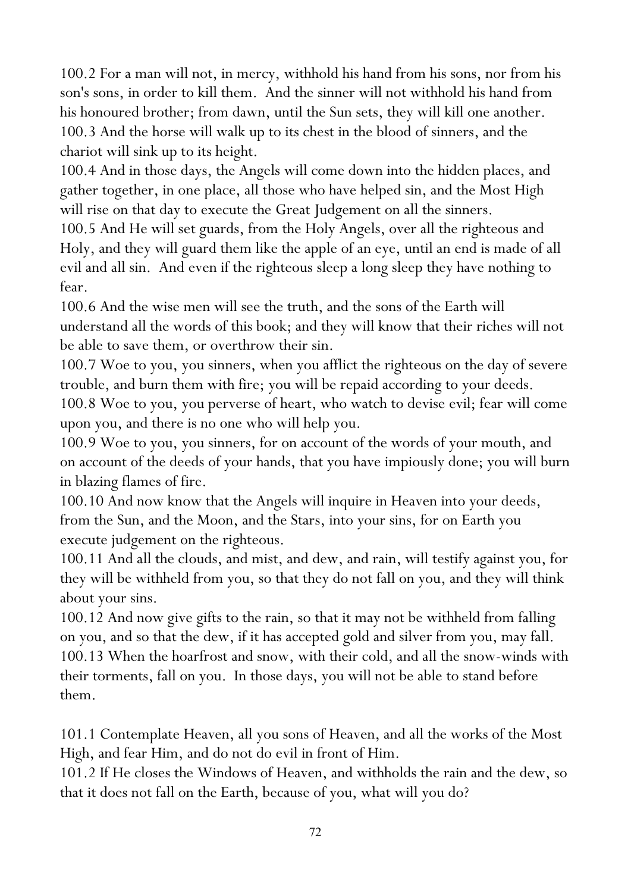100.2 For a man will not, in mercy, withhold his hand from his sons, nor from his son's sons, in order to kill them. And the sinner will not withhold his hand from his honoured brother; from dawn, until the Sun sets, they will kill one another.
100.3 And the horse will walk up to its chest in the blood of sinners, and the chariot will sink up to its height.
100.4 And in those days, the Angels will come down into the hidden places, and gather together, in one place, all those who have helped sin, and the Most High will rise on that day to execute the Great Judgement on all the sinners.
100.5 And He will set guards, from the Holy Angels, over all the righteous and Holy, and they will guard them like the apple of an eye, until an end is made of all evil and all sin. And even if the righteous sleep a long sleep they have nothing to fear.
100.6 And the wise men will see the truth, and the sons of the Earth will understand all the words of this book; and they will know that their riches will not be able to save them, or overthrow their sin.
100.7 Woe to you, you sinners, when you afflict the righteous on the day of severe trouble, and burn them with fire; you will be repaid according to your deeds.
100.8 Woe to you, you perverse of heart, who watch to devise evil; fear will come upon you, and there is no one who will help you.
100.9 Woe to you, you sinners, for on account of the words of your mouth, and on account of the deeds of your hands, that you have impiously done; you will burn in blazing flames of fire.
100.10 And now know that the Angels will inquire in Heaven into your deeds, from the Sun, and the Moon, and the Stars, into your sins, for on Earth you execute judgement on the righteous.
100.11 And all the clouds, and mist, and dew, and rain, will testify against you, for they will be withheld from you, so that they do not fall on you, and they will think about your sins.
100.12 And now give gifts to the rain, so that it may not be withheld from falling on you, and so that the dew, if it has accepted gold and silver from you, may fall.
100.13 When the hoarfrost and snow, with their cold, and all the snow-winds with their torments, fall on you. In those days, you will not be able to stand before them.

101.1 Contemplate Heaven, all you sons of Heaven, and all the works of the Most High, and fear Him, and do not do evil in front of Him.
101.2 If He closes the Windows of Heaven, and withholds the rain and the dew, so that it does not fall on the Earth, because of you, what will you do?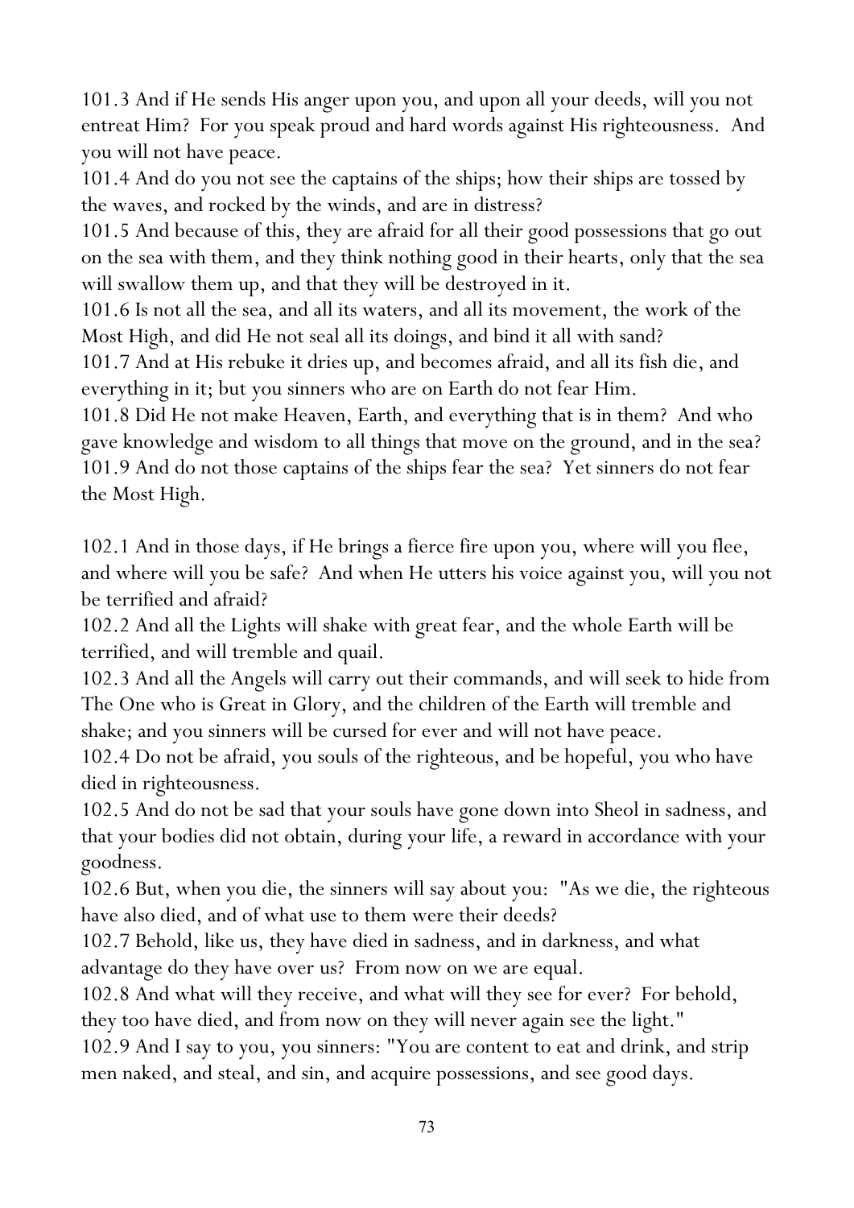101.3 And if He sends His anger upon you, and upon all your deeds, will you not entreat Him? For you speak proud and hard words against His righteousness. And you will not have peace.

101.4 And do you not see the captains of the ships; how their ships are tossed by the waves, and rocked by the winds, and are in distress?

101.5 And because of this, they are afraid for all their good possessions that go out on the sea with them, and they think nothing good in their hearts, only that the sea will swallow them up, and that they will be destroyed in it.

101.6 Is not all the sea, and all its waters, and all its movement, the work of the Most High, and did He not seal all its doings, and bind it all with sand?

101.7 And at His rebuke it dries up, and becomes afraid, and all its fish die, and everything in it; but you sinners who are on Earth do not fear Him.

101.8 Did He not make Heaven, Earth, and everything that is in them? And who gave knowledge and wisdom to all things that move on the ground, and in the sea?

101.9 And do not those captains of the ships fear the sea? Yet sinners do not fear the Most High.

102.1 And in those days, if He brings a fierce fire upon you, where will you flee, and where will you be safe? And when He utters his voice against you, will you not be terrified and afraid?

102.2 And all the Lights will shake with great fear, and the whole Earth will be terrified, and will tremble and quail.

102.3 And all the Angels will carry out their commands, and will seek to hide from The One who is Great in Glory, and the children of the Earth will tremble and shake; and you sinners will be cursed for ever and will not have peace.

102.4 Do not be afraid, you souls of the righteous, and be hopeful, you who have died in righteousness.

102.5 And do not be sad that your souls have gone down into Sheol in sadness, and that your bodies did not obtain, during your life, a reward in accordance with your goodness.

102.6 But, when you die, the sinners will say about you: "As we die, the righteous have also died, and of what use to them were their deeds?

102.7 Behold, like us, they have died in sadness, and in darkness, and what advantage do they have over us? From now on we are equal.

102.8 And what will they receive, and what will they see for ever? For behold, they too have died, and from now on they will never again see the light."

102.9 And I say to you, you sinners: "You are content to eat and drink, and strip men naked, and steal, and sin, and acquire possessions, and see good days.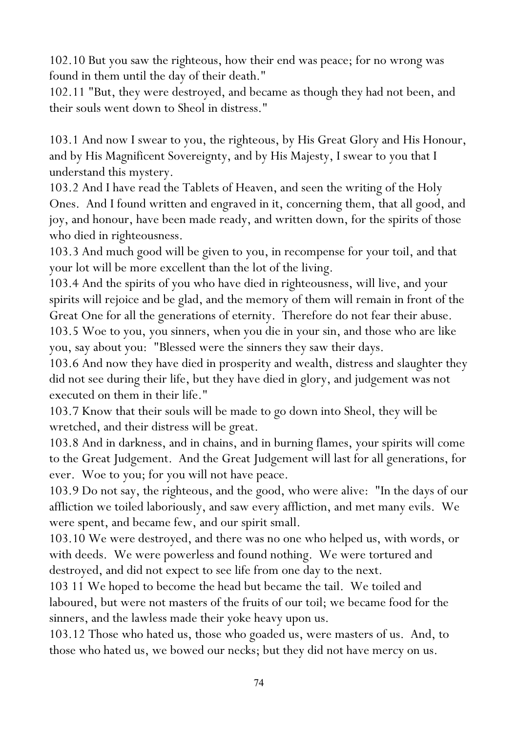102.10 But you saw the righteous, how their end was peace; for no wrong was found in them until the day of their death."

102.11 "But, they were destroyed, and became as though they had not been, and their souls went down to Sheol in distress."

103.1 And now I swear to you, the righteous, by His Great Glory and His Honour, and by His Magnificent Sovereignty, and by His Majesty, I swear to you that I understand this mystery.

103.2 And I have read the Tablets of Heaven, and seen the writing of the Holy Ones. And I found written and engraved in it, concerning them, that all good, and joy, and honour, have been made ready, and written down, for the spirits of those who died in righteousness.

103.3 And much good will be given to you, in recompense for your toil, and that your lot will be more excellent than the lot of the living.

103.4 And the spirits of you who have died in righteousness, will live, and your spirits will rejoice and be glad, and the memory of them will remain in front of the Great One for all the generations of eternity. Therefore do not fear their abuse.

103.5 Woe to you, you sinners, when you die in your sin, and those who are like you, say about you: "Blessed were the sinners they saw their days.

103.6 And now they have died in prosperity and wealth, distress and slaughter they did not see during their life, but they have died in glory, and judgement was not executed on them in their life."

103.7 Know that their souls will be made to go down into Sheol, they will be wretched, and their distress will be great.

103.8 And in darkness, and in chains, and in burning flames, your spirits will come to the Great Judgement. And the Great Judgement will last for all generations, for ever. Woe to you; for you will not have peace.

103.9 Do not say, the righteous, and the good, who were alive: "In the days of our affliction we toiled laboriously, and saw every affliction, and met many evils. We were spent, and became few, and our spirit small.

103.10 We were destroyed, and there was no one who helped us, with words, or with deeds. We were powerless and found nothing. We were tortured and destroyed, and did not expect to see life from one day to the next.

103 11 We hoped to become the head but became the tail. We toiled and laboured, but were not masters of the fruits of our toil; we became food for the sinners, and the lawless made their yoke heavy upon us.

103.12 Those who hated us, those who goaded us, were masters of us. And, to those who hated us, we bowed our necks; but they did not have mercy on us.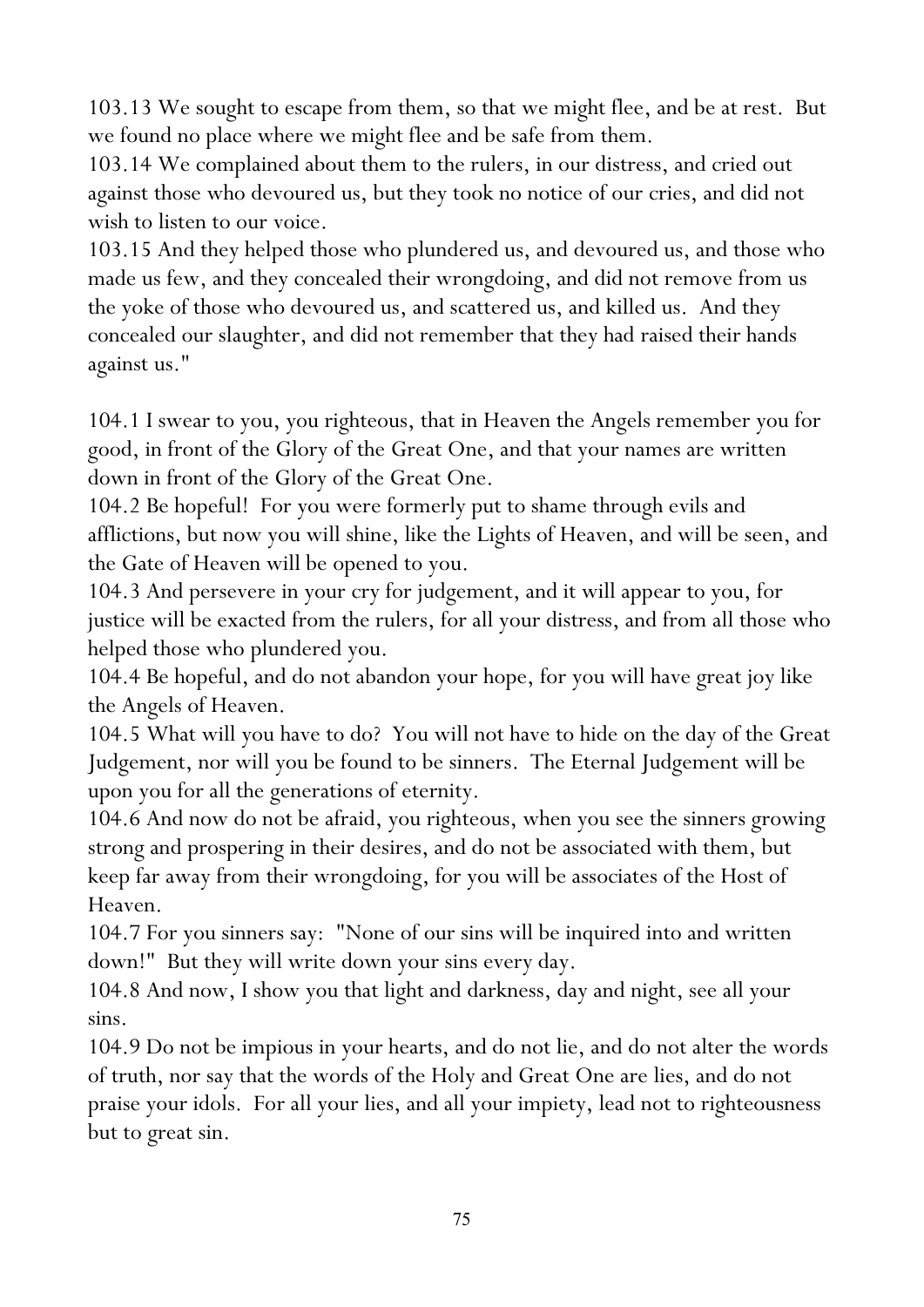103.13 We sought to escape from them, so that we might flee, and be at rest. But we found no place where we might flee and be safe from them.
103.14 We complained about them to the rulers, in our distress, and cried out against those who devoured us, but they took no notice of our cries, and did not wish to listen to our voice.
103.15 And they helped those who plundered us, and devoured us, and those who made us few, and they concealed their wrongdoing, and did not remove from us the yoke of those who devoured us, and scattered us, and killed us. And they concealed our slaughter, and did not remember that they had raised their hands against us."

104.1 I swear to you, you righteous, that in Heaven the Angels remember you for good, in front of the Glory of the Great One, and that your names are written down in front of the Glory of the Great One.
104.2 Be hopeful! For you were formerly put to shame through evils and afflictions, but now you will shine, like the Lights of Heaven, and will be seen, and the Gate of Heaven will be opened to you.
104.3 And persevere in your cry for judgement, and it will appear to you, for justice will be exacted from the rulers, for all your distress, and from all those who helped those who plundered you.
104.4 Be hopeful, and do not abandon your hope, for you will have great joy like the Angels of Heaven.
104.5 What will you have to do? You will not have to hide on the day of the Great Judgement, nor will you be found to be sinners. The Eternal Judgement will be upon you for all the generations of eternity.
104.6 And now do not be afraid, you righteous, when you see the sinners growing strong and prospering in their desires, and do not be associated with them, but keep far away from their wrongdoing, for you will be associates of the Host of Heaven.
104.7 For you sinners say: "None of our sins will be inquired into and written down!" But they will write down your sins every day.
104.8 And now, I show you that light and darkness, day and night, see all your sins.
104.9 Do not be impious in your hearts, and do not lie, and do not alter the words of truth, nor say that the words of the Holy and Great One are lies, and do not praise your idols. For all your lies, and all your impiety, lead not to righteousness but to great sin.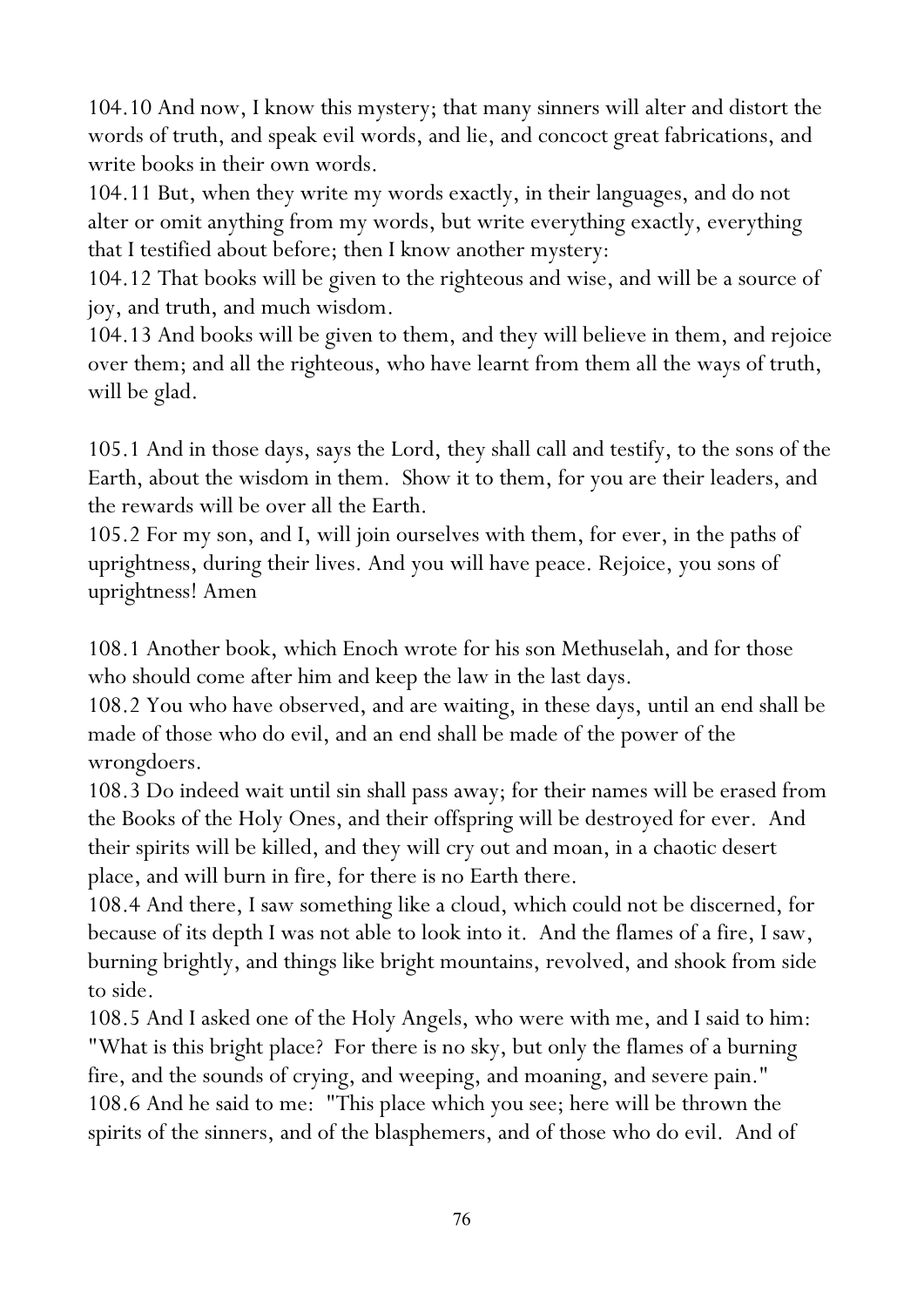104.10 And now, I know this mystery; that many sinners will alter and distort the words of truth, and speak evil words, and lie, and concoct great fabrications, and write books in their own words.

104.11 But, when they write my words exactly, in their languages, and do not alter or omit anything from my words, but write everything exactly, everything that I testified about before; then I know another mystery:

104.12 That books will be given to the righteous and wise, and will be a source of joy, and truth, and much wisdom.

104.13 And books will be given to them, and they will believe in them, and rejoice over them; and all the righteous, who have learnt from them all the ways of truth, will be glad.

105.1 And in those days, says the Lord, they shall call and testify, to the sons of the Earth, about the wisdom in them. Show it to them, for you are their leaders, and the rewards will be over all the Earth.

105.2 For my son, and I, will join ourselves with them, for ever, in the paths of uprightness, during their lives. And you will have peace. Rejoice, you sons of uprightness! Amen

108.1 Another book, which Enoch wrote for his son Methuselah, and for those who should come after him and keep the law in the last days.

108.2 You who have observed, and are waiting, in these days, until an end shall be made of those who do evil, and an end shall be made of the power of the wrongdoers.

108.3 Do indeed wait until sin shall pass away; for their names will be erased from the Books of the Holy Ones, and their offspring will be destroyed for ever. And their spirits will be killed, and they will cry out and moan, in a chaotic desert place, and will burn in fire, for there is no Earth there.

108.4 And there, I saw something like a cloud, which could not be discerned, for because of its depth I was not able to look into it. And the flames of a fire, I saw, burning brightly, and things like bright mountains, revolved, and shook from side to side.

108.5 And I asked one of the Holy Angels, who were with me, and I said to him: "What is this bright place? For there is no sky, but only the flames of a burning fire, and the sounds of crying, and weeping, and moaning, and severe pain."

108.6 And he said to me: "This place which you see; here will be thrown the spirits of the sinners, and of the blasphemers, and of those who do evil. And of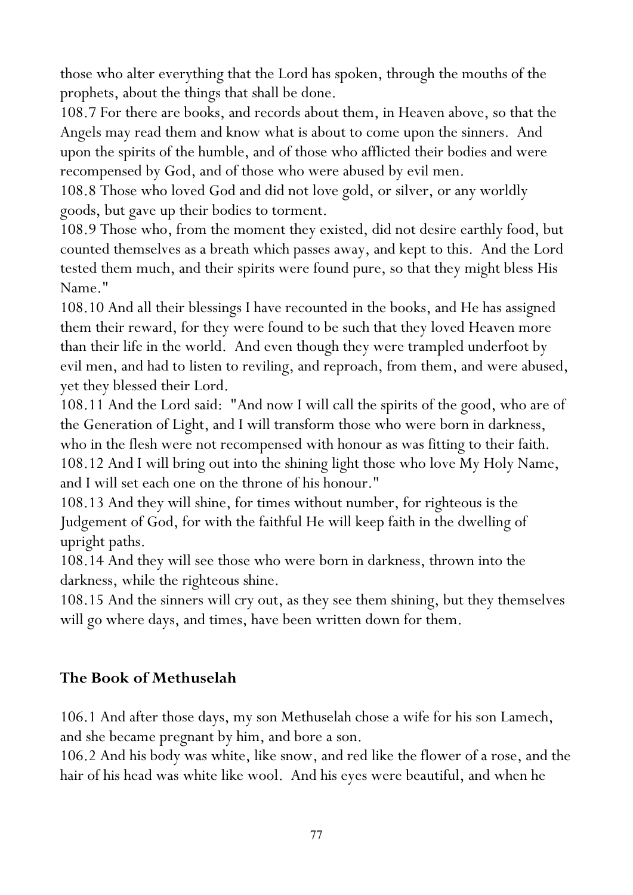those who alter everything that the Lord has spoken, through the mouths of the prophets, about the things that shall be done.

108.7 For there are books, and records about them, in Heaven above, so that the Angels may read them and know what is about to come upon the sinners. And upon the spirits of the humble, and of those who afflicted their bodies and were recompensed by God, and of those who were abused by evil men.

108.8 Those who loved God and did not love gold, or silver, or any worldly goods, but gave up their bodies to torment.

108.9 Those who, from the moment they existed, did not desire earthly food, but counted themselves as a breath which passes away, and kept to this. And the Lord tested them much, and their spirits were found pure, so that they might bless His Name."

108.10 And all their blessings I have recounted in the books, and He has assigned them their reward, for they were found to be such that they loved Heaven more than their life in the world. And even though they were trampled underfoot by evil men, and had to listen to reviling, and reproach, from them, and were abused, yet they blessed their Lord.

108.11 And the Lord said: "And now I will call the spirits of the good, who are of the Generation of Light, and I will transform those who were born in darkness, who in the flesh were not recompensed with honour as was fitting to their faith.

108.12 And I will bring out into the shining light those who love My Holy Name, and I will set each one on the throne of his honour."

108.13 And they will shine, for times without number, for righteous is the Judgement of God, for with the faithful He will keep faith in the dwelling of upright paths.

108.14 And they will see those who were born in darkness, thrown into the darkness, while the righteous shine.

108.15 And the sinners will cry out, as they see them shining, but they themselves will go where days, and times, have been written down for them.

### The Book of Methuselah

106.1 And after those days, my son Methuselah chose a wife for his son Lamech, and she became pregnant by him, and bore a son.

106.2 And his body was white, like snow, and red like the flower of a rose, and the hair of his head was white like wool. And his eyes were beautiful, and when he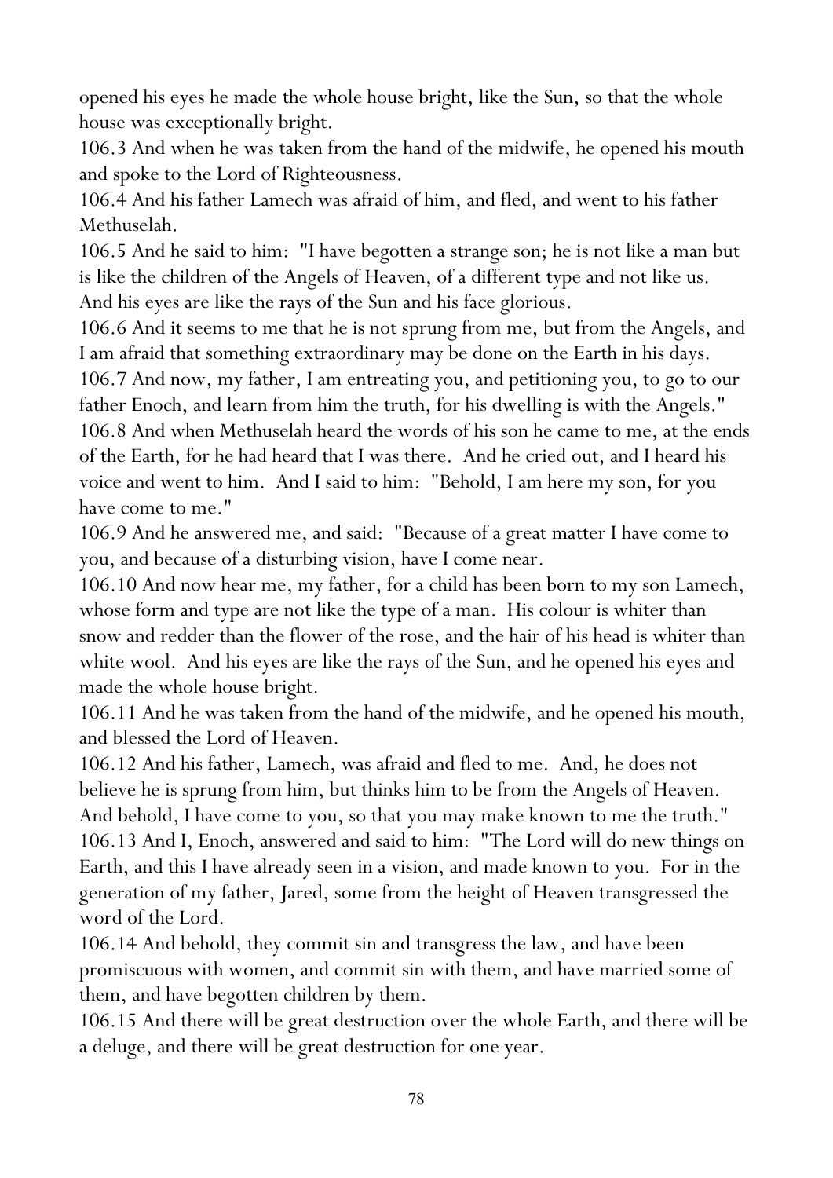opened his eyes he made the whole house bright, like the Sun, so that the whole house was exceptionally bright.

106.3 And when he was taken from the hand of the midwife, he opened his mouth and spoke to the Lord of Righteousness.

106.4 And his father Lamech was afraid of him, and fled, and went to his father Methuselah.

106.5 And he said to him: "I have begotten a strange son; he is not like a man but is like the children of the Angels of Heaven, of a different type and not like us. And his eyes are like the rays of the Sun and his face glorious.

106.6 And it seems to me that he is not sprung from me, but from the Angels, and I am afraid that something extraordinary may be done on the Earth in his days.

106.7 And now, my father, I am entreating you, and petitioning you, to go to our father Enoch, and learn from him the truth, for his dwelling is with the Angels."

106.8 And when Methuselah heard the words of his son he came to me, at the ends of the Earth, for he had heard that I was there. And he cried out, and I heard his voice and went to him. And I said to him: "Behold, I am here my son, for you have come to me."

106.9 And he answered me, and said: "Because of a great matter I have come to you, and because of a disturbing vision, have I come near.

106.10 And now hear me, my father, for a child has been born to my son Lamech, whose form and type are not like the type of a man. His colour is whiter than snow and redder than the flower of the rose, and the hair of his head is whiter than white wool. And his eyes are like the rays of the Sun, and he opened his eyes and made the whole house bright.

106.11 And he was taken from the hand of the midwife, and he opened his mouth, and blessed the Lord of Heaven.

106.12 And his father, Lamech, was afraid and fled to me. And, he does not believe he is sprung from him, but thinks him to be from the Angels of Heaven. And behold, I have come to you, so that you may make known to me the truth."

106.13 And I, Enoch, answered and said to him: "The Lord will do new things on Earth, and this I have already seen in a vision, and made known to you. For in the generation of my father, Jared, some from the height of Heaven transgressed the word of the Lord.

106.14 And behold, they commit sin and transgress the law, and have been promiscuous with women, and commit sin with them, and have married some of them, and have begotten children by them.

106.15 And there will be great destruction over the whole Earth, and there will be a deluge, and there will be great destruction for one year.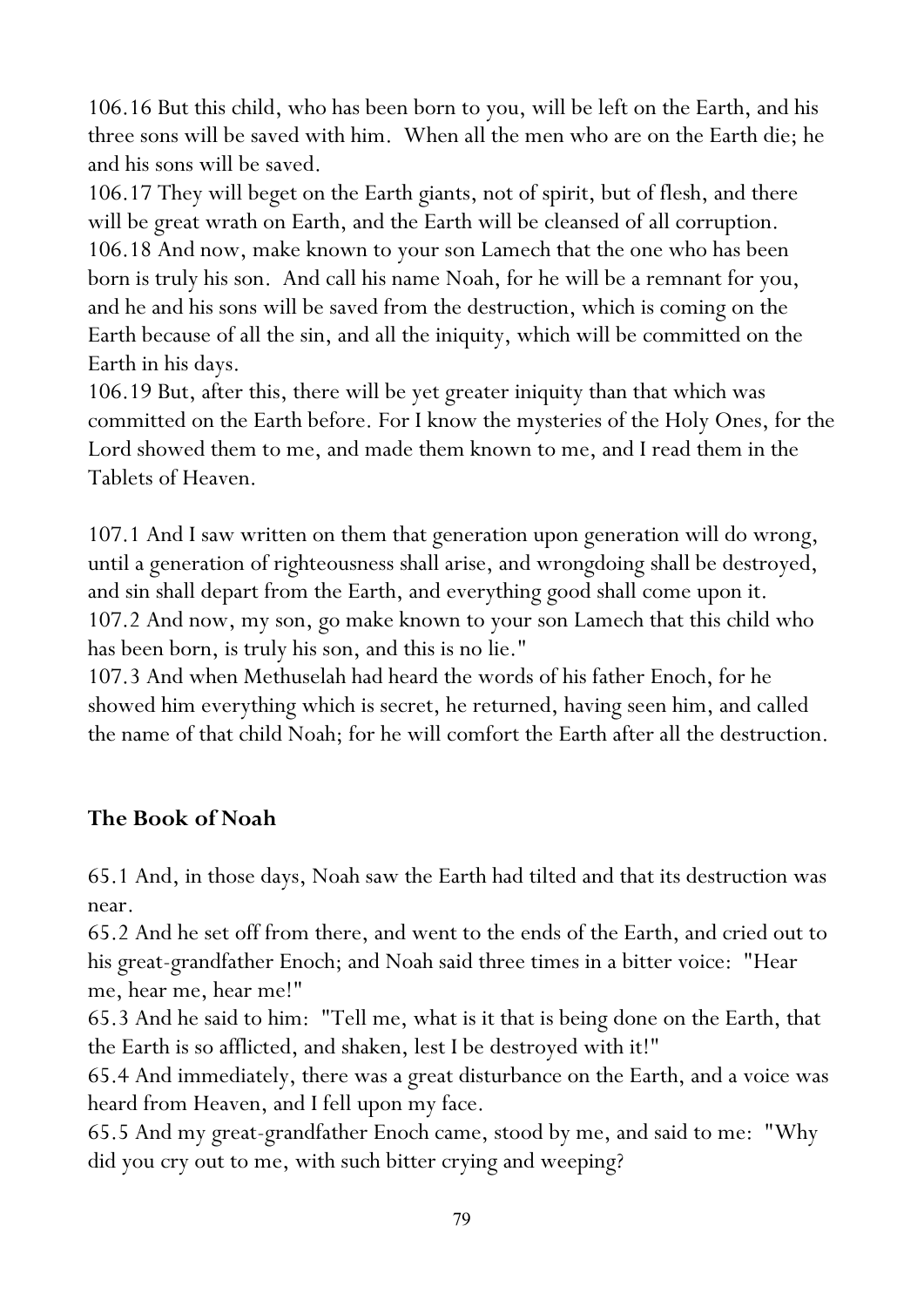106.16 But this child, who has been born to you, will be left on the Earth, and his three sons will be saved with him. When all the men who are on the Earth die; he and his sons will be saved.
106.17 They will beget on the Earth giants, not of spirit, but of flesh, and there will be great wrath on Earth, and the Earth will be cleansed of all corruption.
106.18 And now, make known to your son Lamech that the one who has been born is truly his son. And call his name Noah, for he will be a remnant for you, and he and his sons will be saved from the destruction, which is coming on the Earth because of all the sin, and all the iniquity, which will be committed on the Earth in his days.
106.19 But, after this, there will be yet greater iniquity than that which was committed on the Earth before. For I know the mysteries of the Holy Ones, for the Lord showed them to me, and made them known to me, and I read them in the Tablets of Heaven.

107.1 And I saw written on them that generation upon generation will do wrong, until a generation of righteousness shall arise, and wrongdoing shall be destroyed, and sin shall depart from the Earth, and everything good shall come upon it.
107.2 And now, my son, go make known to your son Lamech that this child who has been born, is truly his son, and this is no lie."
107.3 And when Methuselah had heard the words of his father Enoch, for he showed him everything which is secret, he returned, having seen him, and called the name of that child Noah; for he will comfort the Earth after all the destruction.

## The Book of Noah

65.1 And, in those days, Noah saw the Earth had tilted and that its destruction was near.
65.2 And he set off from there, and went to the ends of the Earth, and cried out to his great-grandfather Enoch; and Noah said three times in a bitter voice: "Hear me, hear me, hear me!"
65.3 And he said to him: "Tell me, what is it that is being done on the Earth, that the Earth is so afflicted, and shaken, lest I be destroyed with it!"
65.4 And immediately, there was a great disturbance on the Earth, and a voice was heard from Heaven, and I fell upon my face.
65.5 And my great-grandfather Enoch came, stood by me, and said to me: "Why did you cry out to me, with such bitter crying and weeping?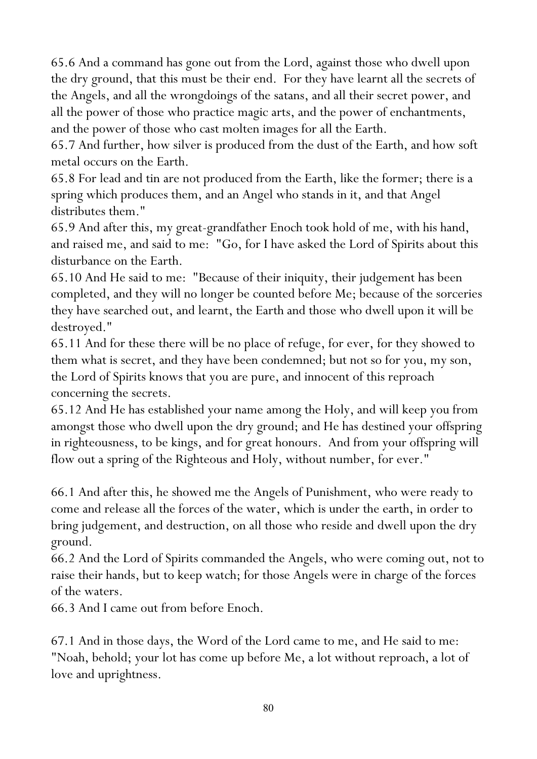65.6 And a command has gone out from the Lord, against those who dwell upon the dry ground, that this must be their end. For they have learnt all the secrets of the Angels, and all the wrongdoings of the satans, and all their secret power, and all the power of those who practice magic arts, and the power of enchantments, and the power of those who cast molten images for all the Earth.
65.7 And further, how silver is produced from the dust of the Earth, and how soft metal occurs on the Earth.
65.8 For lead and tin are not produced from the Earth, like the former; there is a spring which produces them, and an Angel who stands in it, and that Angel distributes them."
65.9 And after this, my great-grandfather Enoch took hold of me, with his hand, and raised me, and said to me: "Go, for I have asked the Lord of Spirits about this disturbance on the Earth.
65.10 And He said to me: "Because of their iniquity, their judgement has been completed, and they will no longer be counted before Me; because of the sorceries they have searched out, and learnt, the Earth and those who dwell upon it will be destroyed."
65.11 And for these there will be no place of refuge, for ever, for they showed to them what is secret, and they have been condemned; but not so for you, my son, the Lord of Spirits knows that you are pure, and innocent of this reproach concerning the secrets.
65.12 And He has established your name among the Holy, and will keep you from amongst those who dwell upon the dry ground; and He has destined your offspring in righteousness, to be kings, and for great honours. And from your offspring will flow out a spring of the Righteous and Holy, without number, for ever."

66.1 And after this, he showed me the Angels of Punishment, who were ready to come and release all the forces of the water, which is under the earth, in order to bring judgement, and destruction, on all those who reside and dwell upon the dry ground.
66.2 And the Lord of Spirits commanded the Angels, who were coming out, not to raise their hands, but to keep watch; for those Angels were in charge of the forces of the waters.
66.3 And I came out from before Enoch.

67.1 And in those days, the Word of the Lord came to me, and He said to me: "Noah, behold; your lot has come up before Me, a lot without reproach, a lot of love and uprightness.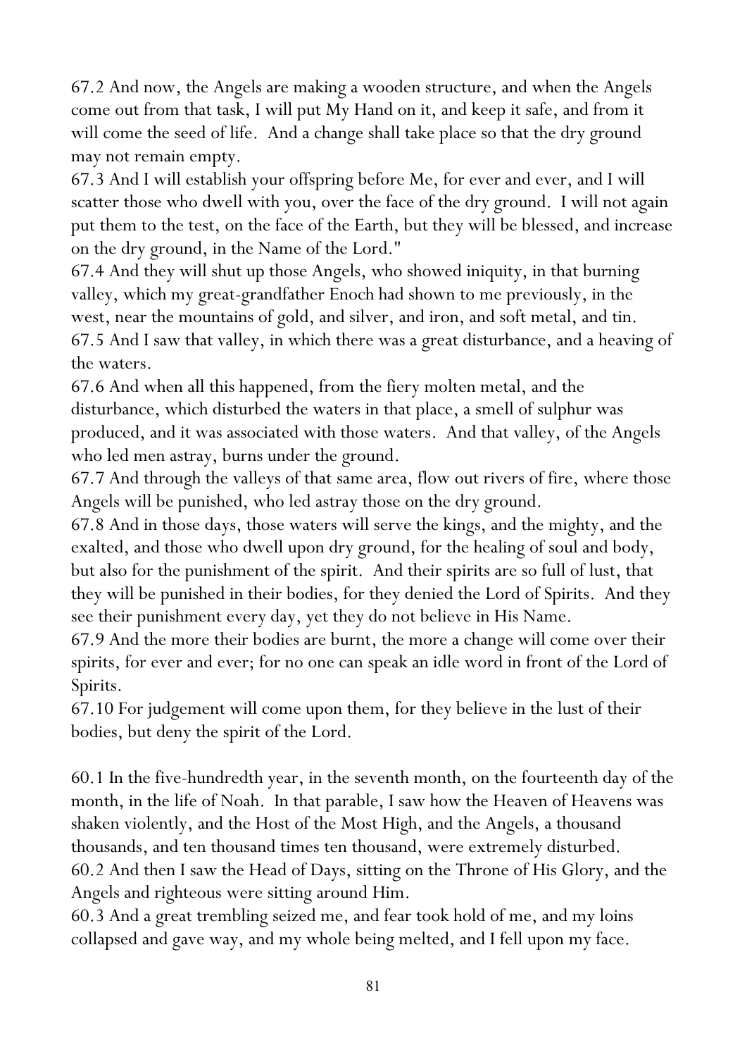67.2 And now, the Angels are making a wooden structure, and when the Angels come out from that task, I will put My Hand on it, and keep it safe, and from it will come the seed of life. And a change shall take place so that the dry ground may not remain empty.

67.3 And I will establish your offspring before Me, for ever and ever, and I will scatter those who dwell with you, over the face of the dry ground. I will not again put them to the test, on the face of the Earth, but they will be blessed, and increase on the dry ground, in the Name of the Lord."

67.4 And they will shut up those Angels, who showed iniquity, in that burning valley, which my great-grandfather Enoch had shown to me previously, in the west, near the mountains of gold, and silver, and iron, and soft metal, and tin.

67.5 And I saw that valley, in which there was a great disturbance, and a heaving of the waters.

67.6 And when all this happened, from the fiery molten metal, and the disturbance, which disturbed the waters in that place, a smell of sulphur was produced, and it was associated with those waters. And that valley, of the Angels who led men astray, burns under the ground.

67.7 And through the valleys of that same area, flow out rivers of fire, where those Angels will be punished, who led astray those on the dry ground.

67.8 And in those days, those waters will serve the kings, and the mighty, and the exalted, and those who dwell upon dry ground, for the healing of soul and body, but also for the punishment of the spirit. And their spirits are so full of lust, that they will be punished in their bodies, for they denied the Lord of Spirits. And they see their punishment every day, yet they do not believe in His Name.

67.9 And the more their bodies are burnt, the more a change will come over their spirits, for ever and ever; for no one can speak an idle word in front of the Lord of Spirits.

67.10 For judgement will come upon them, for they believe in the lust of their bodies, but deny the spirit of the Lord.

60.1 In the five-hundredth year, in the seventh month, on the fourteenth day of the month, in the life of Noah. In that parable, I saw how the Heaven of Heavens was shaken violently, and the Host of the Most High, and the Angels, a thousand thousands, and ten thousand times ten thousand, were extremely disturbed.

60.2 And then I saw the Head of Days, sitting on the Throne of His Glory, and the Angels and righteous were sitting around Him.

60.3 And a great trembling seized me, and fear took hold of me, and my loins collapsed and gave way, and my whole being melted, and I fell upon my face.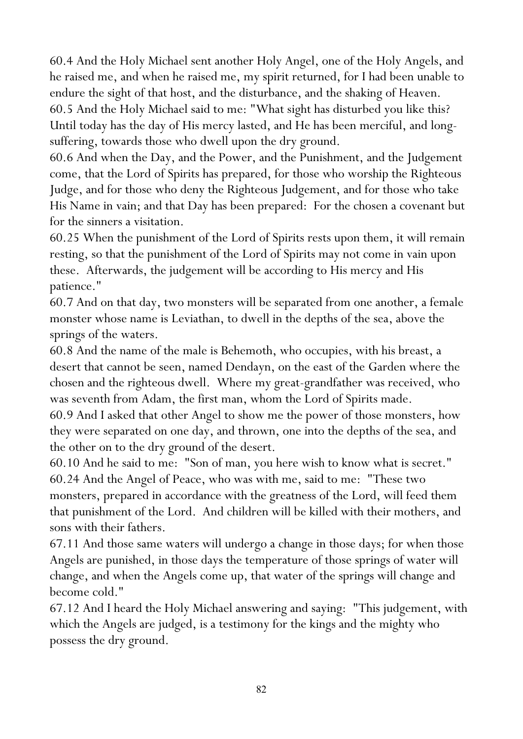60.4 And the Holy Michael sent another Holy Angel, one of the Holy Angels, and he raised me, and when he raised me, my spirit returned, for I had been unable to endure the sight of that host, and the disturbance, and the shaking of Heaven.

60.5 And the Holy Michael said to me: "What sight has disturbed you like this? Until today has the day of His mercy lasted, and He has been merciful, and long-suffering, towards those who dwell upon the dry ground.

60.6 And when the Day, and the Power, and the Punishment, and the Judgement come, that the Lord of Spirits has prepared, for those who worship the Righteous Judge, and for those who deny the Righteous Judgement, and for those who take His Name in vain; and that Day has been prepared: For the chosen a covenant but for the sinners a visitation.

60.25 When the punishment of the Lord of Spirits rests upon them, it will remain resting, so that the punishment of the Lord of Spirits may not come in vain upon these. Afterwards, the judgement will be according to His mercy and His patience."

60.7 And on that day, two monsters will be separated from one another, a female monster whose name is Leviathan, to dwell in the depths of the sea, above the springs of the waters.

60.8 And the name of the male is Behemoth, who occupies, with his breast, a desert that cannot be seen, named Dendayn, on the east of the Garden where the chosen and the righteous dwell. Where my great-grandfather was received, who was seventh from Adam, the first man, whom the Lord of Spirits made.

60.9 And I asked that other Angel to show me the power of those monsters, how they were separated on one day, and thrown, one into the depths of the sea, and the other on to the dry ground of the desert.

60.10 And he said to me: "Son of man, you here wish to know what is secret."

60.24 And the Angel of Peace, who was with me, said to me: "These two monsters, prepared in accordance with the greatness of the Lord, will feed them that punishment of the Lord. And children will be killed with their mothers, and sons with their fathers.

67.11 And those same waters will undergo a change in those days; for when those Angels are punished, in those days the temperature of those springs of water will change, and when the Angels come up, that water of the springs will change and become cold."

67.12 And I heard the Holy Michael answering and saying: "This judgement, with which the Angels are judged, is a testimony for the kings and the mighty who possess the dry ground.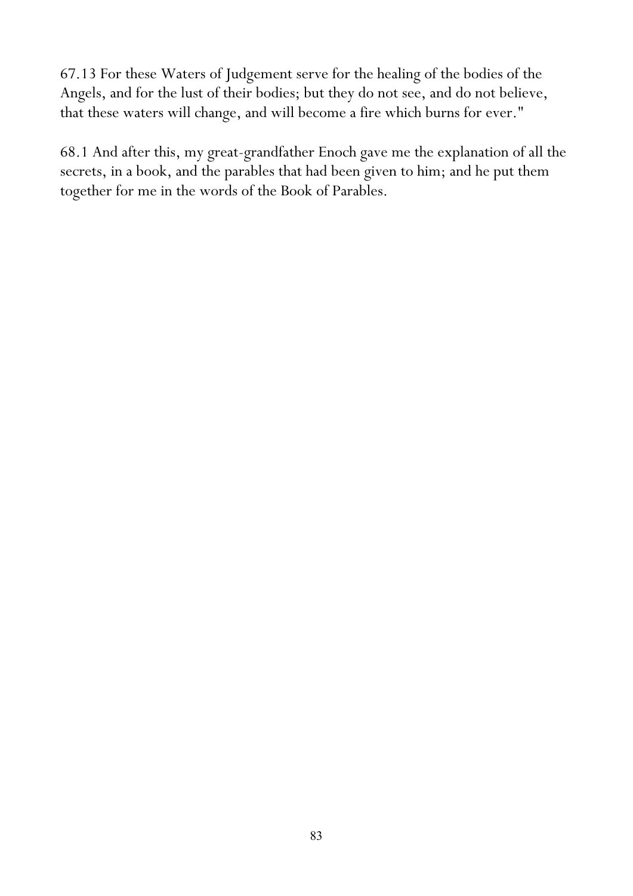67.13 For these Waters of Judgement serve for the healing of the bodies of the Angels, and for the lust of their bodies; but they do not see, and do not believe, that these waters will change, and will become a fire which burns for ever."

68.1 And after this, my great-grandfather Enoch gave me the explanation of all the secrets, in a book, and the parables that had been given to him; and he put them together for me in the words of the Book of Parables.